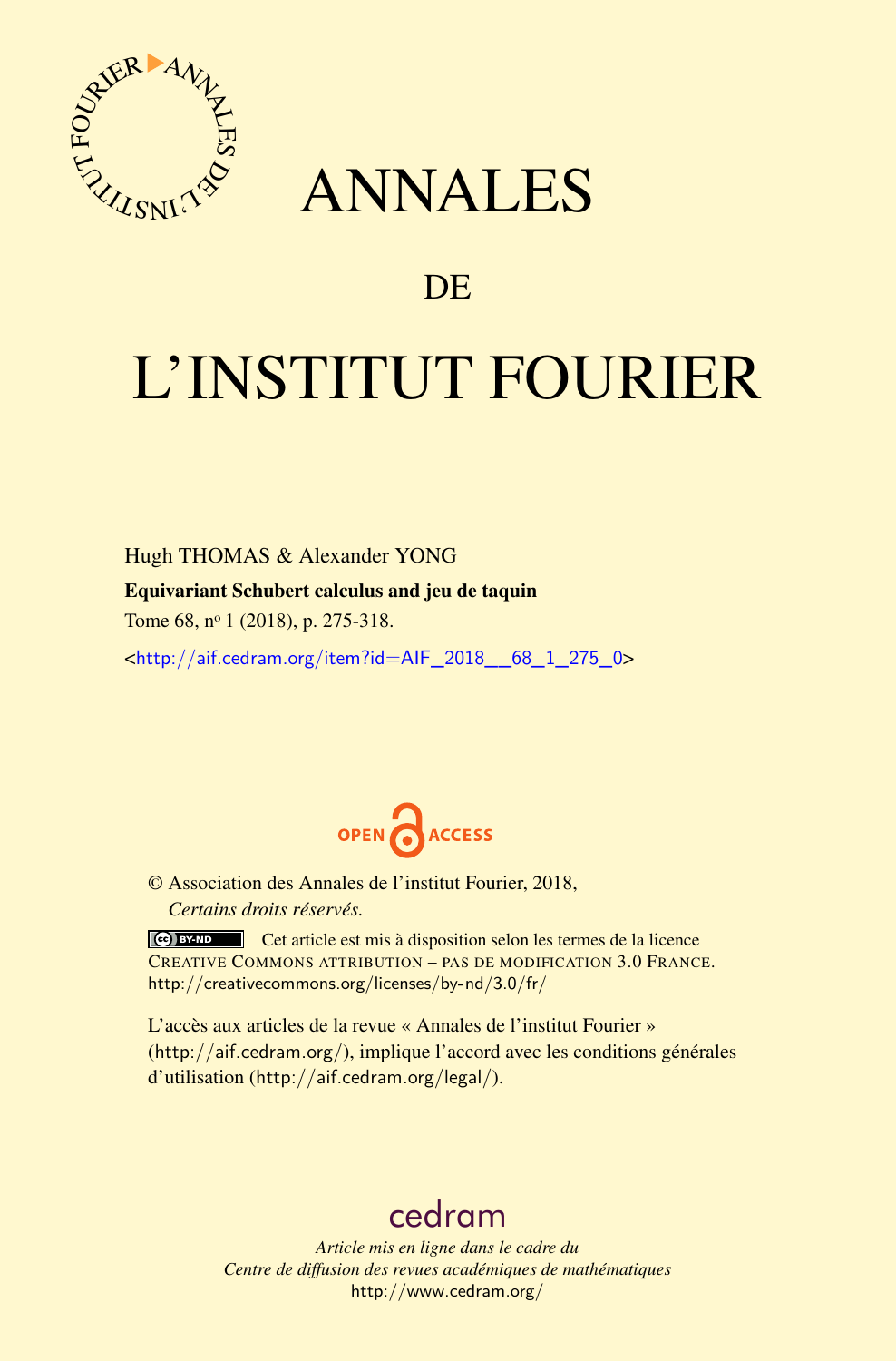# ANNALES

## DE

# L'INSTITUT FOURIER

Hugh THOMAS & Alexander YONG

**Equivariant Schubert calculus and jeu de taquin**

Tome 68, nº 1 (2018), p. 275-318.

<http://aif.cedram.org/item?id=AIF_2018__68_1_275_0>

OPEN ACCESS

© Association des Annales de l'institut Fourier, 2018,
*Certains droits réservés.*

Cet article est mis à disposition selon les termes de la licence CREATIVE COMMONS ATTRIBUTION – PAS DE MODIFICATION 3.0 FRANCE.
http://creativecommons.org/licenses/by-nd/3.0/fr/

L'accès aux articles de la revue « Annales de l'institut Fourier » (http://aif.cedram.org/), implique l'accord avec les conditions générales d'utilisation (http://aif.cedram.org/legal/).

cedram

*Article mis en ligne dans le cadre du*
*Centre de diffusion des revues académiques de mathématiques*
http://www.cedram.org/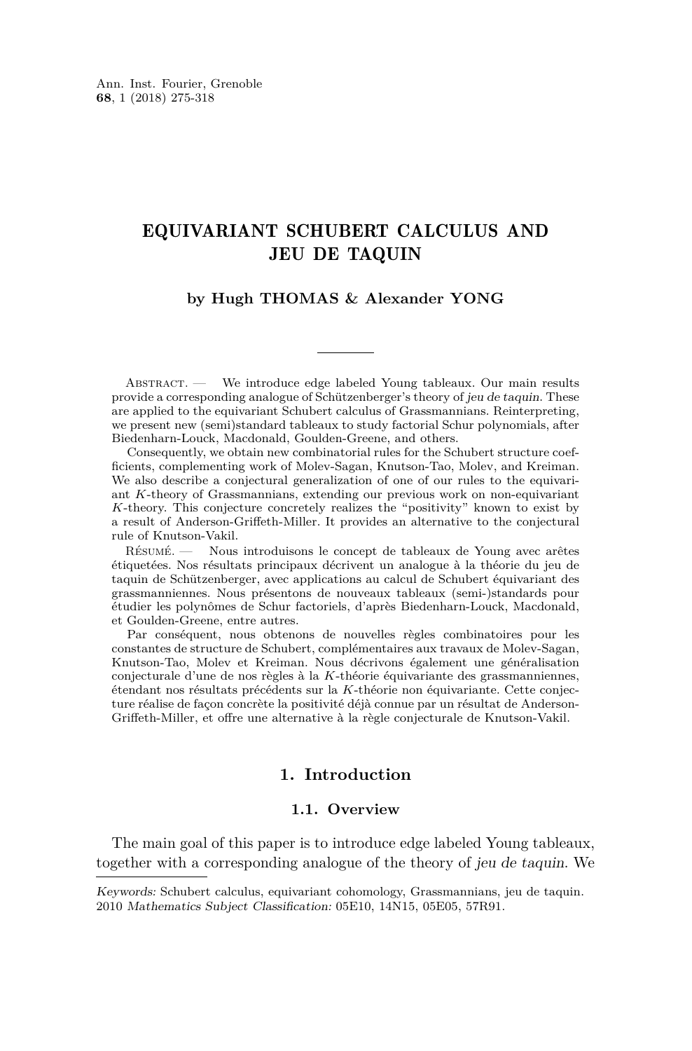# EQUIVARIANT SCHUBERT CALCULUS AND JEU DE TAQUIN

**by Hugh THOMAS & Alexander YONG**

Abstract. — We introduce edge labeled Young tableaux. Our main results provide a corresponding analogue of Schützenberger's theory of *jeu de taquin*. These are applied to the equivariant Schubert calculus of Grassmannians. Reinterpreting, we present new (semi)standard tableaux to study factorial Schur polynomials, after Biedenharn-Louck, Macdonald, Goulden-Greene, and others.

Consequently, we obtain new combinatorial rules for the Schubert structure coefficients, complementing work of Molev-Sagan, Knutson-Tao, Molev, and Kreiman. We also describe a conjectural generalization of one of our rules to the equivariant $K$-theory of Grassmannians, extending our previous work on non-equivariant $K$-theory. This conjecture concretely realizes the "positivity" known to exist by a result of Anderson-Griffeth-Miller. It provides an alternative to the conjectural rule of Knutson-Vakil.

Résumé. — Nous introduisons le concept de tableaux de Young avec arêtes étiquetées. Nos résultats principaux décrivent un analogue à la théorie du jeu de taquin de Schützenberger, avec applications au calcul de Schubert équivariant des grassmanniennes. Nous présentons de nouveaux tableaux (semi-)standards pour étudier les polynômes de Schur factoriels, d'après Biedenharn-Louck, Macdonald, et Goulden-Greene, entre autres.

Par conséquent, nous obtenons de nouvelles règles combinatoires pour les constantes de structure de Schubert, complémentaires aux travaux de Molev-Sagan, Knutson-Tao, Molev et Kreiman. Nous décrivons également une généralisation conjecturale d'une de nos règles à la $K$-théorie équivariante des grassmanniennes, étendant nos résultats précédents sur la $K$-théorie non équivariante. Cette conjecture réalise de façon concrète la positivité déjà connue par un résultat de Anderson-Griffeth-Miller, et offre une alternative à la règle conjecturale de Knutson-Vakil.

## 1. Introduction

### 1.1. Overview

The main goal of this paper is to introduce edge labeled Young tableaux, together with a corresponding analogue of the theory of *jeu de taquin*. We

*Keywords:* Schubert calculus, equivariant cohomology, Grassmannians, jeu de taquin.
2010 *Mathematics Subject Classification:* 05E10, 14N15, 05E05, 57R91.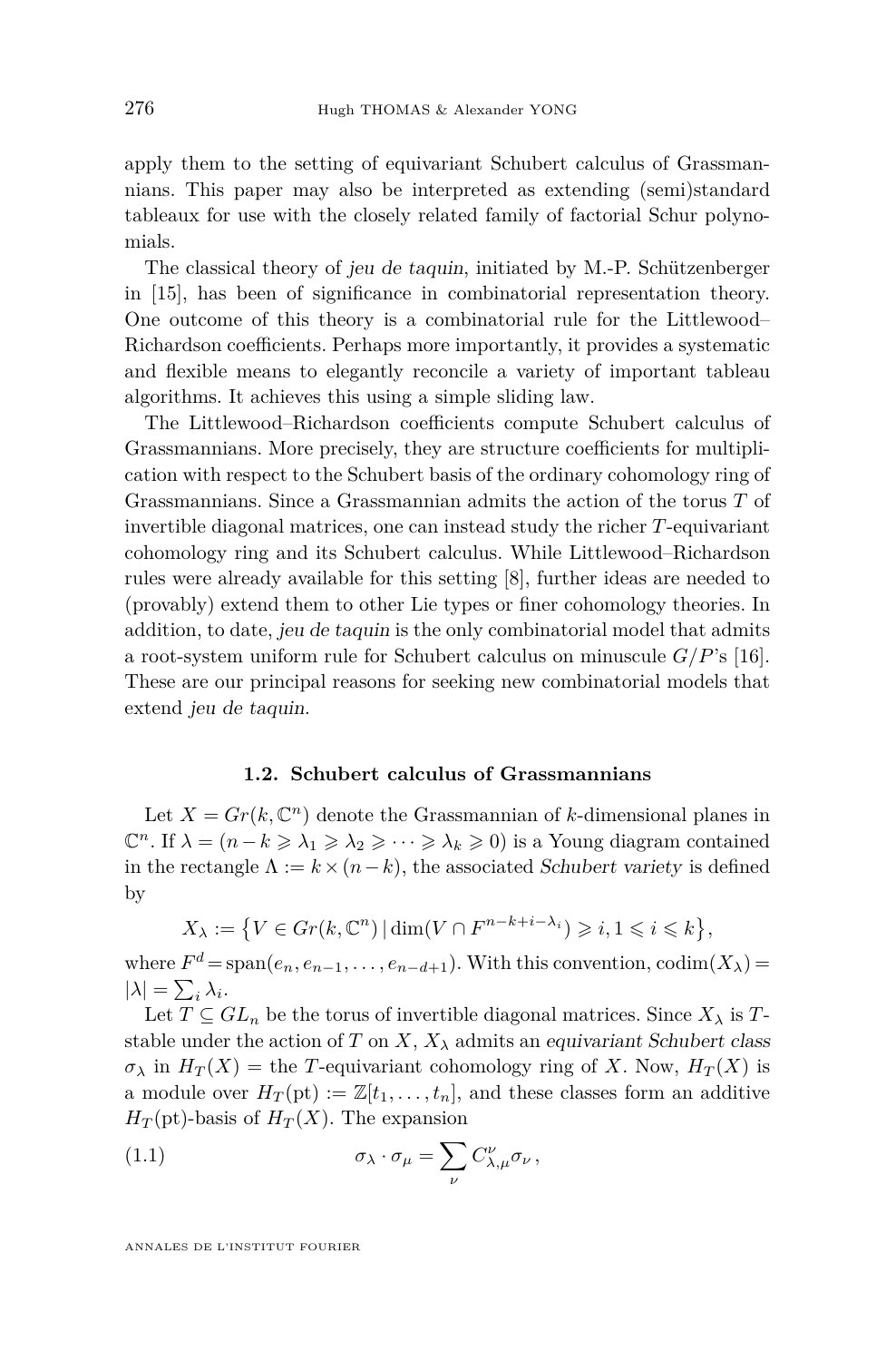apply them to the setting of equivariant Schubert calculus of Grassmannians. This paper may also be interpreted as extending (semi)standard tableaux for use with the closely related family of factorial Schur polynomials.

The classical theory of *jeu de taquin*, initiated by M.-P. Schützenberger in [15], has been of significance in combinatorial representation theory. One outcome of this theory is a combinatorial rule for the Littlewood–Richardson coefficients. Perhaps more importantly, it provides a systematic and flexible means to elegantly reconcile a variety of important tableau algorithms. It achieves this using a simple sliding law.

The Littlewood–Richardson coefficients compute Schubert calculus of Grassmannians. More precisely, they are structure coefficients for multiplication with respect to the Schubert basis of the ordinary cohomology ring of Grassmannians. Since a Grassmannian admits the action of the torus $T$ of invertible diagonal matrices, one can instead study the richer $T$-equivariant cohomology ring and its Schubert calculus. While Littlewood–Richardson rules were already available for this setting [8], further ideas are needed to (provably) extend them to other Lie types or finer cohomology theories. In addition, to date, *jeu de taquin* is the only combinatorial model that admits a root-system uniform rule for Schubert calculus on minuscule $G/P$'s [16]. These are our principal reasons for seeking new combinatorial models that extend *jeu de taquin*.

### 1.2. Schubert calculus of Grassmannians

Let $X = Gr(k, \mathbb{C}^n)$ denote the Grassmannian of $k$-dimensional planes in $\mathbb{C}^n$. If $\lambda = (n-k \geqslant \lambda_1 \geqslant \lambda_2 \geqslant \cdots \geqslant \lambda_k \geqslant 0)$ is a Young diagram contained in the rectangle $\Lambda := k \times (n-k)$, the associated *Schubert variety* is defined by

$$X_\lambda := \left\{ V \in Gr(k, \mathbb{C}^n) \,|\, \dim(V \cap F^{n-k+i-\lambda_i}) \geqslant i, 1 \leqslant i \leqslant k \right\},$$

where $F^d = \mathrm{span}(e_n, e_{n-1}, \ldots, e_{n-d+1})$. With this convention, $\mathrm{codim}(X_\lambda) = |\lambda| = \sum_i \lambda_i$.

Let $T \subseteq GL_n$ be the torus of invertible diagonal matrices. Since $X_\lambda$ is $T$-stable under the action of $T$ on $X$, $X_\lambda$ admits an *equivariant Schubert class* $\sigma_\lambda$ in $H_T(X)$ = the $T$-equivariant cohomology ring of $X$. Now, $H_T(X)$ is a module over $H_T(\mathrm{pt}) := \mathbb{Z}[t_1, \ldots, t_n]$, and these classes form an additive $H_T(\mathrm{pt})$-basis of $H_T(X)$. The expansion

$$\sigma_\lambda \cdot \sigma_\mu = \sum_\nu C_{\lambda,\mu}^{\nu} \sigma_\nu \,, \tag{1.1}$$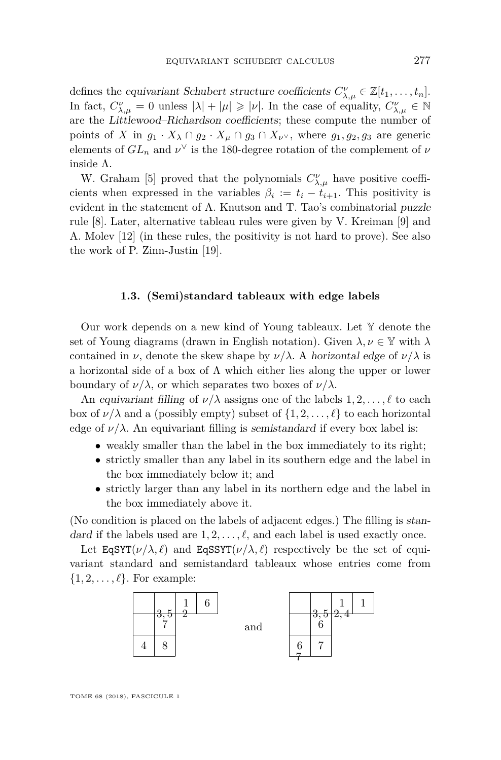defines the *equivariant Schubert structure coefficients* $C_{\lambda,\mu}^{\nu} \in \mathbb{Z}[t_1, \ldots, t_n]$. In fact, $C_{\lambda,\mu}^{\nu} = 0$ unless $|\lambda| + |\mu| \geqslant |\nu|$. In the case of equality, $C_{\lambda,\mu}^{\nu} \in \mathbb{N}$ are the *Littlewood–Richardson coefficients*; these compute the number of points of $X$ in $g_1 \cdot X_\lambda \cap g_2 \cdot X_\mu \cap g_3 \cap X_{\nu^\vee}$, where $g_1, g_2, g_3$ are generic elements of $GL_n$ and $\nu^\vee$ is the 180-degree rotation of the complement of $\nu$ inside $\Lambda$.

W. Graham [5] proved that the polynomials $C_{\lambda,\mu}^{\nu}$ have positive coefficients when expressed in the variables $\beta_i := t_i - t_{i+1}$. This positivity is evident in the statement of A. Knutson and T. Tao's combinatorial *puzzle* rule [8]. Later, alternative tableau rules were given by V. Kreiman [9] and A. Molev [12] (in these rules, the positivity is not hard to prove). See also the work of P. Zinn-Justin [19].

### 1.3. (Semi)standard tableaux with edge labels

Our work depends on a new kind of Young tableaux. Let $\mathbb{Y}$ denote the set of Young diagrams (drawn in English notation). Given $\lambda, \nu \in \mathbb{Y}$ with $\lambda$ contained in $\nu$, denote the skew shape by $\nu/\lambda$. A *horizontal edge* of $\nu/\lambda$ is a horizontal side of a box of $\Lambda$ which either lies along the upper or lower boundary of $\nu/\lambda$, or which separates two boxes of $\nu/\lambda$.

An *equivariant filling* of $\nu/\lambda$ assigns one of the labels $1, 2, \ldots, \ell$ to each box of $\nu/\lambda$ and a (possibly empty) subset of $\{1, 2, \ldots, \ell\}$ to each horizontal edge of $\nu/\lambda$. An equivariant filling is *semistandard* if every box label is:

- weakly smaller than the label in the box immediately to its right;
- strictly smaller than any label in its southern edge and the label in the box immediately below it; and
- strictly larger than any label in its northern edge and the label in the box immediately above it.

(No condition is placed on the labels of adjacent edges.) The filling is *standard* if the labels used are $1, 2, \ldots, \ell$, and each label is used exactly once.

Let $\mathtt{EqSYT}(\nu/\lambda, \ell)$ and $\mathtt{EqSSYT}(\nu/\lambda, \ell)$ respectively be the set of equivariant standard and semistandard tableaux whose entries come from $\{1, 2, \ldots, \ell\}$. For example:

| | | 1 | 6 |
|---|---|---|---|
| | 3,5 / 7 | 2 (edge) | |
| 4 | 8 | | |

and

| | | 1 | 1 |
|---|---|---|---|
| | 3,5 / 6 | 2,4 (edge) | |
| 6 / 7 (edge below) | 7 | | |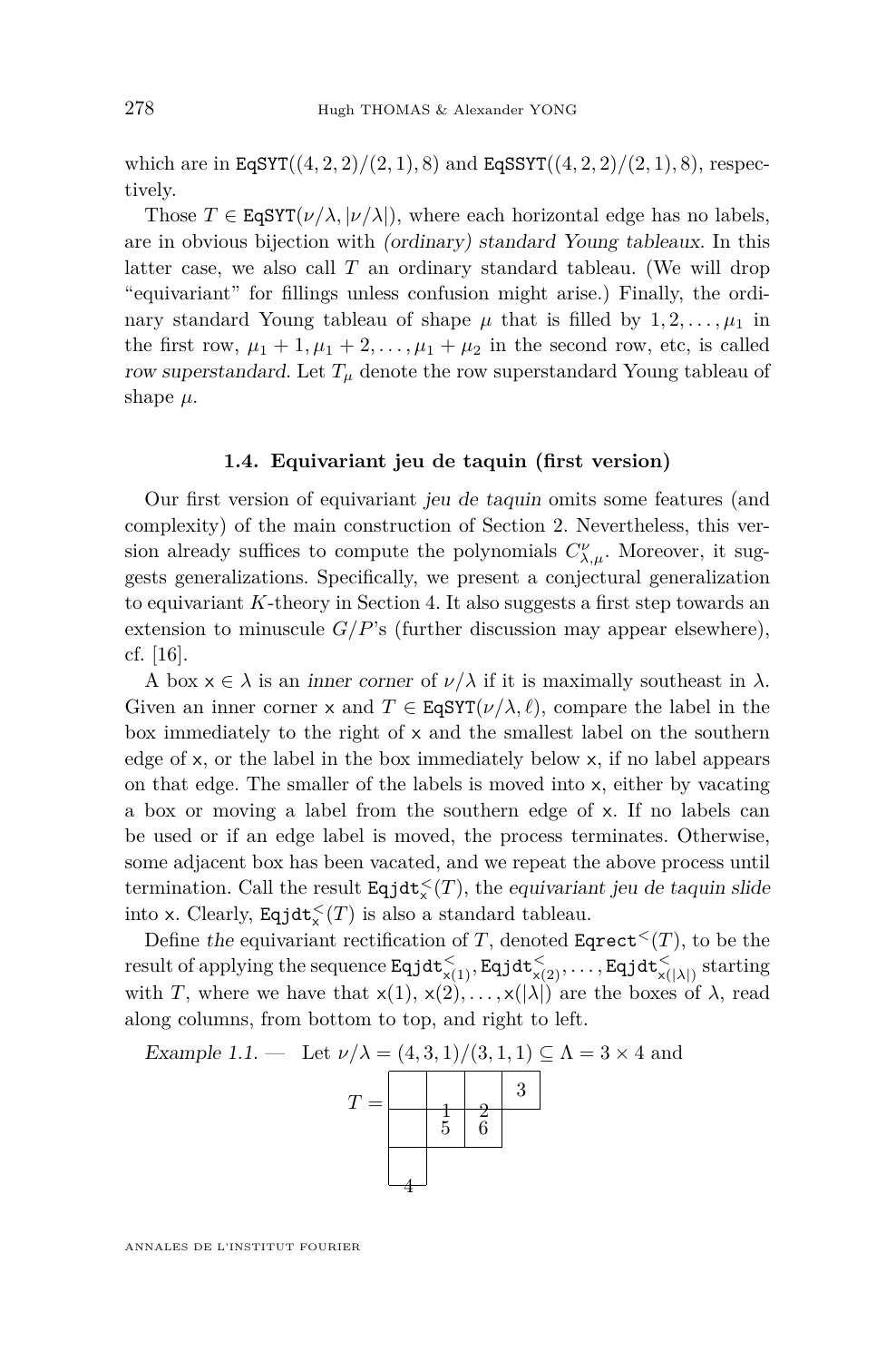which are in $\mathtt{EqSYT}((4,2,2)/(2,1),8)$ and $\mathtt{EqSSYT}((4,2,2)/(2,1),8)$, respectively.

Those $T \in \mathtt{EqSYT}(\nu/\lambda, |\nu/\lambda|)$, where each horizontal edge has no labels, are in obvious bijection with *(ordinary) standard Young tableaux*. In this latter case, we also call $T$ an ordinary standard tableau. (We will drop "equivariant" for fillings unless confusion might arise.) Finally, the ordinary standard Young tableau of shape $\mu$ that is filled by $1, 2, \ldots, \mu_1$ in the first row, $\mu_1 + 1, \mu_1 + 2, \ldots, \mu_1 + \mu_2$ in the second row, etc, is called *row superstandard*. Let $T_\mu$ denote the row superstandard Young tableau of shape $\mu$.

### 1.4. Equivariant jeu de taquin (first version)

Our first version of equivariant *jeu de taquin* omits some features (and complexity) of the main construction of Section 2. Nevertheless, this version already suffices to compute the polynomials $C_{\lambda,\mu}^{\nu}$. Moreover, it suggests generalizations. Specifically, we present a conjectural generalization to equivariant $K$-theory in Section 4. It also suggests a first step towards an extension to minuscule $G/P$'s (further discussion may appear elsewhere), cf. [16].

A box $\mathsf{x} \in \lambda$ is an *inner corner* of $\nu/\lambda$ if it is maximally southeast in $\lambda$. Given an inner corner $\mathsf{x}$ and $T \in \mathtt{EqSYT}(\nu/\lambda, \ell)$, compare the label in the box immediately to the right of $\mathsf{x}$ and the smallest label on the southern edge of $\mathsf{x}$, or the label in the box immediately below $\mathsf{x}$, if no label appears on that edge. The smaller of the labels is moved into $\mathsf{x}$, either by vacating a box or moving a label from the southern edge of $\mathsf{x}$. If no labels can be used or if an edge label is moved, the process terminates. Otherwise, some adjacent box has been vacated, and we repeat the above process until termination. Call the result $\mathtt{Eqjdt}_{\mathsf{x}}^{<}(T)$, the *equivariant jeu de taquin slide* into $\mathsf{x}$. Clearly, $\mathtt{Eqjdt}_{\mathsf{x}}^{<}(T)$ is also a standard tableau.

Define *the* equivariant rectification of $T$, denoted $\mathtt{Eqrect}^{<}(T)$, to be the result of applying the sequence $\mathtt{Eqjdt}_{\mathsf{x}(1)}^{<}, \mathtt{Eqjdt}_{\mathsf{x}(2)}^{<}, \ldots, \mathtt{Eqjdt}_{\mathsf{x}(|\lambda|)}^{<}$ starting with $T$, where we have that $\mathsf{x}(1), \mathsf{x}(2), \ldots, \mathsf{x}(|\lambda|)$ are the boxes of $\lambda$, read along columns, from bottom to top, and right to left.

*Example 1.1.* — Let $\nu/\lambda = (4,3,1)/(3,1,1) \subseteq \Lambda = 3 \times 4$ and

$$T = \begin{array}{|c|c|c|c|} \hline \phantom{0} & \phantom{0} & \phantom{0} & 3 \\ \hline & 1 & 2 & \\ \cline{1-3} \phantom{0} & 5 & 6 \\ \cline{1-3} \phantom{0} \\ \cline{1-1} 4 \end{array}$$

(where the labels 1 and 2 lie on the southern edges of the second and third boxes of the first row, and the label 4 lies on the southern edge of the box in the third row)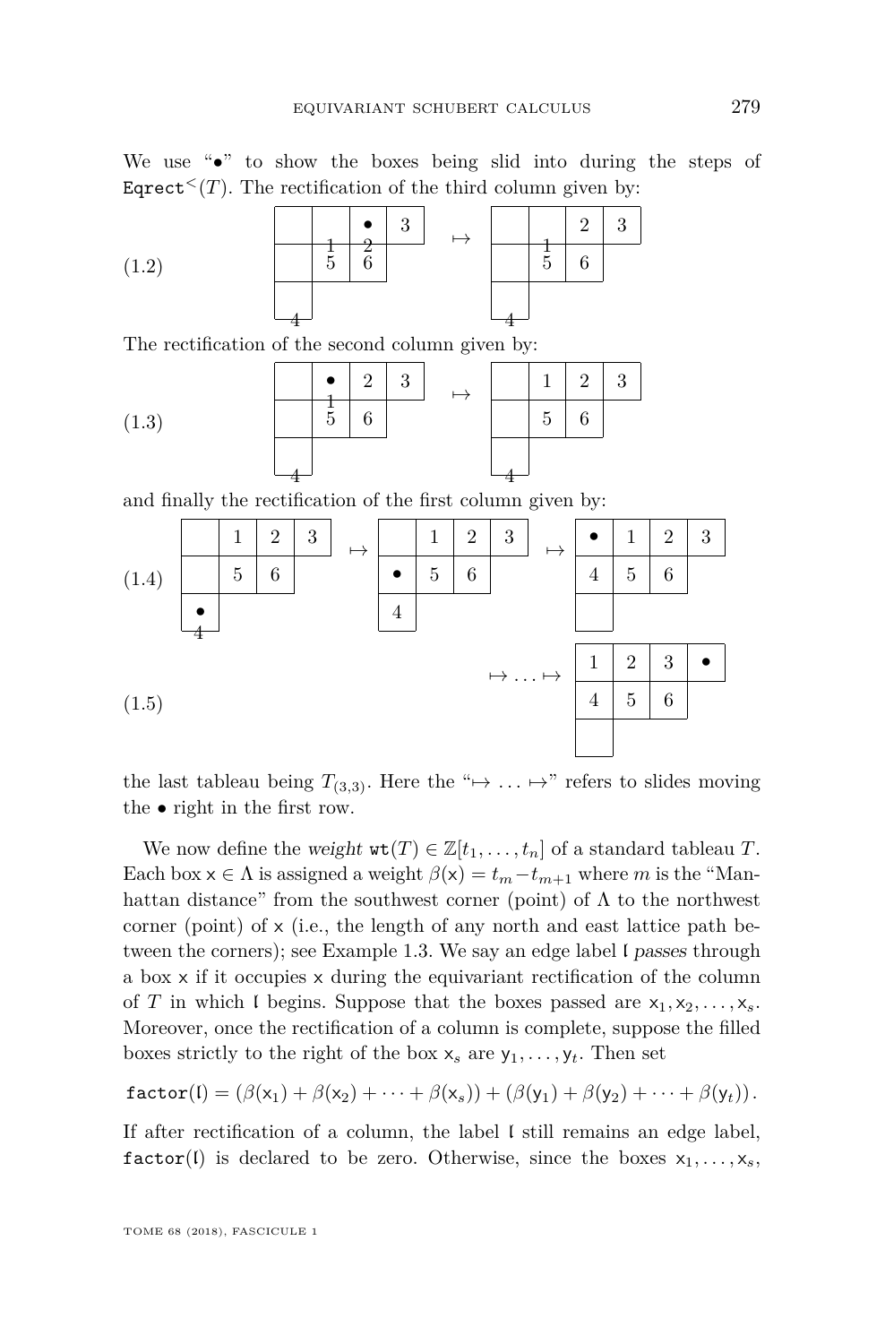We use "•" to show the boxes being slid into during the steps of $\mathtt{Eqrect}^{<}(T)$. The rectification of the third column given by:

$$(1.2)$$

The rectification of the second column given by:

$$(1.3)$$

and finally the rectification of the first column given by:

$$(1.4)$$

$$(1.5)$$

the last tableau being $T_{(3,3)}$. Here the "$\mapsto \ldots \mapsto$" refers to slides moving the • right in the first row.

We now define the *weight* $\mathtt{wt}(T) \in \mathbb{Z}[t_1, \ldots, t_n]$ of a standard tableau $T$. Each box $\mathsf{x} \in \Lambda$ is assigned a weight $\beta(\mathsf{x}) = t_m - t_{m+1}$ where $m$ is the "Manhattan distance" from the southwest corner (point) of $\Lambda$ to the northwest corner (point) of $\mathsf{x}$ (i.e., the length of any north and east lattice path between the corners); see Example 1.3. We say an edge label $\mathfrak{l}$ *passes* through a box $\mathsf{x}$ if it occupies $\mathsf{x}$ during the equivariant rectification of the column of $T$ in which $\mathfrak{l}$ begins. Suppose that the boxes passed are $\mathsf{x}_1, \mathsf{x}_2, \ldots, \mathsf{x}_s$. Moreover, once the rectification of a column is complete, suppose the filled boxes strictly to the right of the box $\mathsf{x}_s$ are $\mathsf{y}_1, \ldots, \mathsf{y}_t$. Then set

$$\mathtt{factor}(\mathfrak{l}) = (\beta(\mathsf{x}_1) + \beta(\mathsf{x}_2) + \cdots + \beta(\mathsf{x}_s)) + (\beta(\mathsf{y}_1) + \beta(\mathsf{y}_2) + \cdots + \beta(\mathsf{y}_t)).$$

If after rectification of a column, the label $\mathfrak{l}$ still remains an edge label, $\mathtt{factor}(\mathfrak{l})$ is declared to be zero. Otherwise, since the boxes $\mathsf{x}_1, \ldots, \mathsf{x}_s$,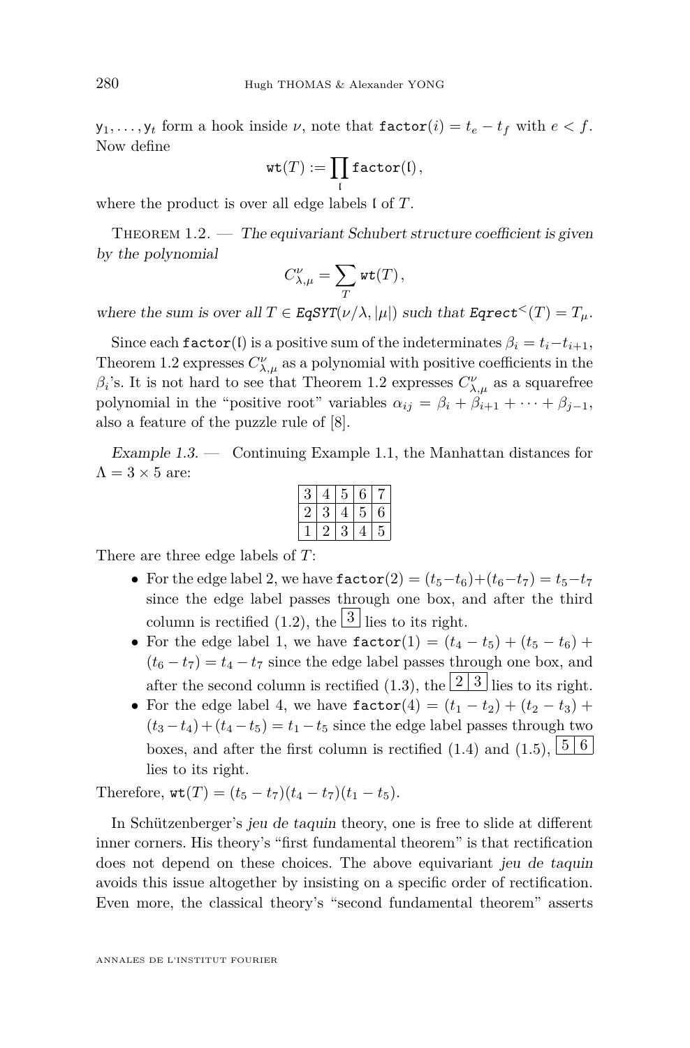$\mathsf{y}_1, \ldots, \mathsf{y}_t$ form a hook inside $\nu$, note that $\mathtt{factor}(i) = t_e - t_f$ with $e < f$. Now define

$$\mathtt{wt}(T) := \prod_{\mathfrak{l}} \mathtt{factor}(\mathfrak{l}),$$

where the product is over all edge labels $\mathfrak{l}$ of $T$.

Theorem 1.2. — *The equivariant Schubert structure coefficient is given by the polynomial*

$$C_{\lambda,\mu}^{\nu} = \sum_{T} \mathtt{wt}(T),$$

*where the sum is over all $T \in \mathtt{EqSYT}(\nu/\lambda, |\mu|)$ such that $\mathtt{Eqrect}^{<}(T) = T_\mu$.*

Since each $\mathtt{factor}(\mathfrak{l})$ is a positive sum of the indeterminates $\beta_i = t_i - t_{i+1}$, Theorem 1.2 expresses $C_{\lambda,\mu}^{\nu}$ as a polynomial with positive coefficients in the $\beta_i$'s. It is not hard to see that Theorem 1.2 expresses $C_{\lambda,\mu}^{\nu}$ as a squarefree polynomial in the "positive root" variables $\alpha_{ij} = \beta_i + \beta_{i+1} + \cdots + \beta_{j-1}$, also a feature of the puzzle rule of [8].

*Example 1.3.* — Continuing Example 1.1, the Manhattan distances for $\Lambda = 3 \times 5$ are:

| 3 | 4 | 5 | 6 | 7 |
|---|---|---|---|---|
| 2 | 3 | 4 | 5 | 6 |
| 1 | 2 | 3 | 4 | 5 |

There are three edge labels of $T$:

- For the edge label 2, we have $\mathtt{factor}(2) = (t_5 - t_6) + (t_6 - t_7) = t_5 - t_7$ since the edge label passes through one box, and after the third column is rectified (1.2), the $\boxed{3}$ lies to its right.
- For the edge label 1, we have $\mathtt{factor}(1) = (t_4 - t_5) + (t_5 - t_6) + (t_6 - t_7) = t_4 - t_7$ since the edge label passes through one box, and after the second column is rectified (1.3), the $\boxed{2}\boxed{3}$ lies to its right.
- For the edge label 4, we have $\mathtt{factor}(4) = (t_1 - t_2) + (t_2 - t_3) + (t_3 - t_4) + (t_4 - t_5) = t_1 - t_5$ since the edge label passes through two boxes, and after the first column is rectified (1.4) and (1.5), $\boxed{5}\boxed{6}$ lies to its right.

Therefore, $\mathtt{wt}(T) = (t_5 - t_7)(t_4 - t_7)(t_1 - t_5)$.

In Schützenberger's *jeu de taquin* theory, one is free to slide at different inner corners. His theory's "first fundamental theorem" is that rectification does not depend on these choices. The above equivariant *jeu de taquin* avoids this issue altogether by insisting on a specific order of rectification. Even more, the classical theory's "second fundamental theorem" asserts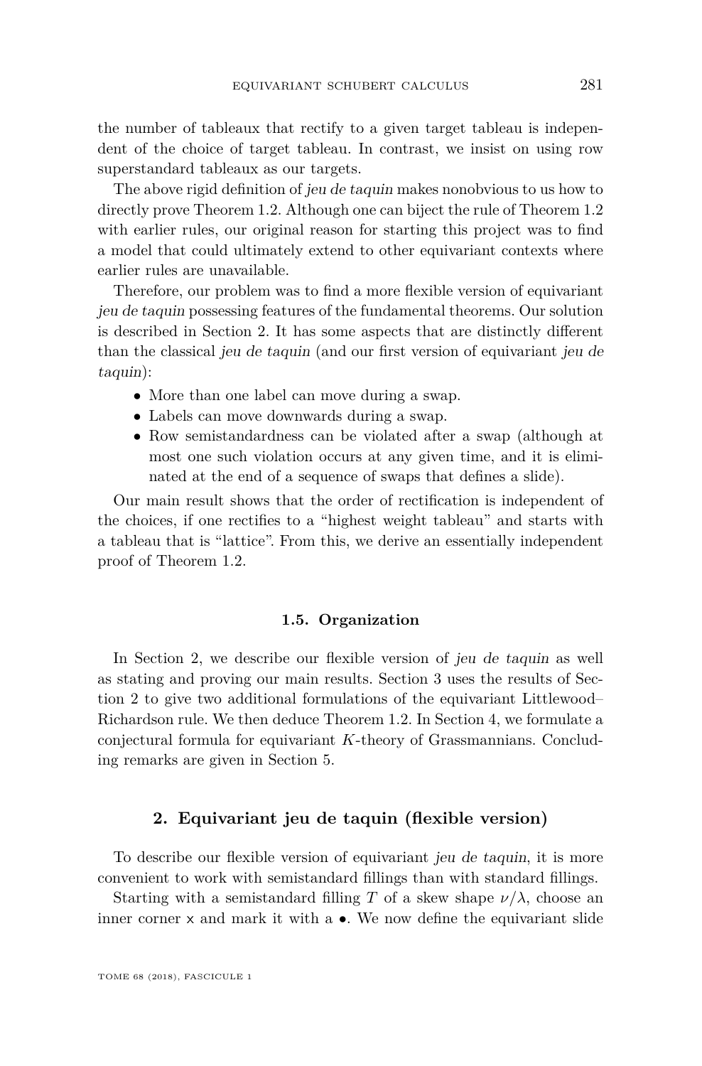the number of tableaux that rectify to a given target tableau is independent of the choice of target tableau. In contrast, we insist on using row superstandard tableaux as our targets.

The above rigid definition of *jeu de taquin* makes nonobvious to us how to directly prove Theorem 1.2. Although one can biject the rule of Theorem 1.2 with earlier rules, our original reason for starting this project was to find a model that could ultimately extend to other equivariant contexts where earlier rules are unavailable.

Therefore, our problem was to find a more flexible version of equivariant *jeu de taquin* possessing features of the fundamental theorems. Our solution is described in Section 2. It has some aspects that are distinctly different than the classical *jeu de taquin* (and our first version of equivariant *jeu de taquin*):

- More than one label can move during a swap.
- Labels can move downwards during a swap.
- Row semistandardness can be violated after a swap (although at most one such violation occurs at any given time, and it is eliminated at the end of a sequence of swaps that defines a slide).

Our main result shows that the order of rectification is independent of the choices, if one rectifies to a "highest weight tableau" and starts with a tableau that is "lattice". From this, we derive an essentially independent proof of Theorem 1.2.

### 1.5. Organization

In Section 2, we describe our flexible version of *jeu de taquin* as well as stating and proving our main results. Section 3 uses the results of Section 2 to give two additional formulations of the equivariant Littlewood–Richardson rule. We then deduce Theorem 1.2. In Section 4, we formulate a conjectural formula for equivariant $K$-theory of Grassmannians. Concluding remarks are given in Section 5.

## 2. Equivariant jeu de taquin (flexible version)

To describe our flexible version of equivariant *jeu de taquin*, it is more convenient to work with semistandard fillings than with standard fillings.

Starting with a semistandard filling $T$ of a skew shape $\nu/\lambda$, choose an inner corner $\mathsf{x}$ and mark it with a $\bullet$. We now define the equivariant slide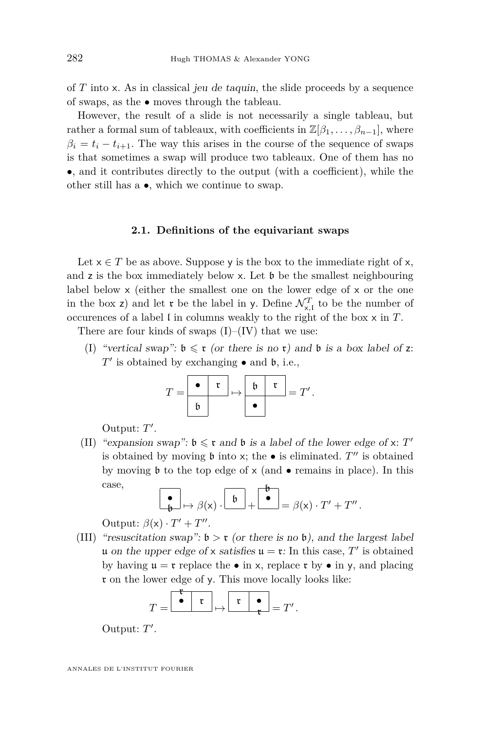of $T$ into $\mathsf{x}$. As in classical *jeu de taquin*, the slide proceeds by a sequence of swaps, as the $\bullet$ moves through the tableau.

However, the result of a slide is not necessarily a single tableau, but rather a formal sum of tableaux, with coefficients in $\mathbb{Z}[\beta_1, \ldots, \beta_{n-1}]$, where $\beta_i = t_i - t_{i+1}$. The way this arises in the course of the sequence of swaps is that sometimes a swap will produce two tableaux. One of them has no $\bullet$, and it contributes directly to the output (with a coefficient), while the other still has a $\bullet$, which we continue to swap.

### 2.1. Definitions of the equivariant swaps

Let $\mathsf{x} \in T$ be as above. Suppose $\mathsf{y}$ is the box to the immediate right of $\mathsf{x}$, and $\mathsf{z}$ is the box immediately below $\mathsf{x}$. Let $\mathfrak{b}$ be the smallest neighbouring label below $\mathsf{x}$ (either the smallest one on the lower edge of $\mathsf{x}$ or the one in the box $\mathsf{z}$) and let $\mathfrak{r}$ be the label in $\mathsf{y}$. Define $\mathcal{N}^T_{\mathsf{x},\mathfrak{l}}$ to be the number of occurences of a label $\mathfrak{l}$ in columns weakly to the right of the box $\mathsf{x}$ in $T$.

There are four kinds of swaps (I)–(IV) that we use:

(I) *"vertical swap": $\mathfrak{b} \leqslant \mathfrak{r}$ (or there is no $\mathfrak{r}$) and $\mathfrak{b}$ is a box label of $\mathsf{z}$*: $T'$ is obtained by exchanging $\bullet$ and $\mathfrak{b}$, i.e.,

$$T = \begin{array}{|c|c|}\hline \bullet & \mathfrak{r} \\ \hline \mathfrak{b} & \multicolumn{1}{c}{} \\ \cline{1-1}\end{array} \mapsto \begin{array}{|c|c|}\hline \mathfrak{b} & \mathfrak{r} \\ \hline \bullet & \multicolumn{1}{c}{} \\ \cline{1-1}\end{array} = T'.$$

Output: $T'$.

(II) *"expansion swap": $\mathfrak{b} \leqslant \mathfrak{r}$ and $\mathfrak{b}$ is a label of the lower edge of $\mathsf{x}$*: $T'$ is obtained by moving $\mathfrak{b}$ into $\mathsf{x}$; the $\bullet$ is eliminated. $T''$ is obtained by moving $\mathfrak{b}$ to the top edge of $\mathsf{x}$ (and $\bullet$ remains in place). In this case,

$$\underset{\mathfrak{b}}{\boxed{\bullet}} \mapsto \beta(\mathsf{x}) \cdot \boxed{\mathfrak{b}} + \overset{\mathfrak{b}}{\boxed{\bullet}} = \beta(\mathsf{x}) \cdot T' + T''.$$

Output: $\beta(\mathsf{x}) \cdot T' + T''$.

(III) *"resuscitation swap": $\mathfrak{b} > \mathfrak{r}$ (or there is no $\mathfrak{b}$), and the largest label $\mathfrak{u}$ on the upper edge of $\mathsf{x}$ satisfies $\mathfrak{u} = \mathfrak{r}$:* In this case, $T'$ is obtained by having $\mathfrak{u} = \mathfrak{r}$ replace the $\bullet$ in $\mathsf{x}$, replace $\mathfrak{r}$ by $\bullet$ in $\mathsf{y}$, and placing $\mathfrak{r}$ on the lower edge of $\mathsf{y}$. This move locally looks like:

$$T = \begin{array}{|c|c|}\hline \overset{\mathfrak{r}}{\bullet} & \mathfrak{r} \\ \hline \end{array} \mapsto \begin{array}{|c|c|}\hline \mathfrak{r} & \underset{\mathfrak{r}}{\bullet} \\ \hline \end{array} = T'.$$

Output: $T'$.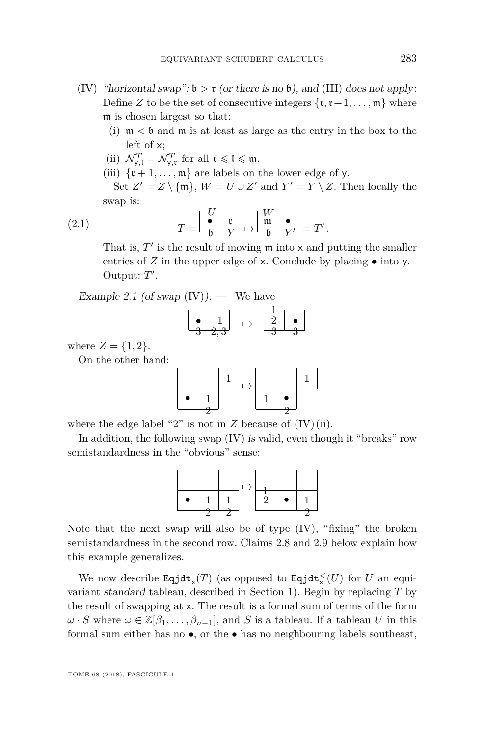(IV) *"horizontal swap": $\mathfrak{b} > \mathfrak{r}$ (or there is no $\mathfrak{b}$), and* (III) *does not apply*: Define $Z$ to be the set of consecutive integers $\{\mathfrak{r}, \mathfrak{r}+1, \ldots, \mathfrak{m}\}$ where $\mathfrak{m}$ is chosen largest so that:

 (i) $\mathfrak{m} < \mathfrak{b}$ and $\mathfrak{m}$ is at least as large as the entry in the box to the left of $\mathsf{x}$;

 (ii) $\mathcal{N}^T_{\mathsf{y},\mathfrak{l}} = \mathcal{N}^T_{\mathsf{y},\mathfrak{r}}$ for all $\mathfrak{r} \leqslant \mathfrak{l} \leqslant \mathfrak{m}$.

 (iii) $\{\mathfrak{r}+1, \ldots, \mathfrak{m}\}$ are labels on the lower edge of $\mathsf{y}$.

Set $Z' = Z \setminus \{\mathfrak{m}\}$, $W = U \cup Z'$ and $Y' = Y \setminus Z$. Then locally the swap is:

$$T = \begin{array}{|c|c|}\overset{U}{\hline \bullet} & \mathfrak{r} \\ \underset{\mathfrak{b}}{} & \underset{Y}{} \\ \hline\end{array} \mapsto \begin{array}{|c|c|}\overset{W}{\hline \mathfrak{m}} & \bullet \\ \underset{\mathfrak{b}}{} & \underset{Y'}{} \\ \hline\end{array} = T'. \tag{2.1}$$

That is, $T'$ is the result of moving $\mathfrak{m}$ into $\mathsf{x}$ and putting the smaller entries of $Z$ in the upper edge of $\mathsf{x}$. Conclude by placing $\bullet$ into $\mathsf{y}$. Output: $T'$.

*Example 2.1 (of swap* (IV)*).* — We have

$$\begin{array}{|c|c|}\hline \bullet & 1 \\ \underset{3}{} & \underset{2,3}{} \\ \hline\end{array} \mapsto \begin{array}{|c|c|}\overset{1}{\hline 2} & \bullet \\ \underset{3}{} & \underset{3}{} \\ \hline\end{array}$$

where $Z = \{1, 2\}$.

On the other hand:

$$\begin{array}{|c|c|c|}\hline & & 1 \\ \hline \bullet & \underset{2}{1} & \\ \hline\end{array} \mapsto \begin{array}{|c|c|c|}\hline & & 1 \\ \hline 1 & \underset{2}{\bullet} & \\ \hline\end{array}$$

where the edge label "2" is not in $Z$ because of (IV)(ii).

In addition, the following swap (IV) *is* valid, even though it "breaks" row semistandardness in the "obvious" sense:

$$\begin{array}{|c|c|c|}\hline & & \\ \hline \bullet & \underset{2}{1} & \underset{2}{1} \\ \hline\end{array} \mapsto \begin{array}{|c|c|c|}\hline & & \\ \hline \overset{1}{2} & \bullet & \underset{2}{1} \\ \hline\end{array}$$

Note that the next swap will also be of type (IV), "fixing" the broken semistandardness in the second row. Claims 2.8 and 2.9 below explain how this example generalizes.

We now describe $\mathtt{Eqjdt}_{\mathsf{x}}(T)$ (as opposed to $\mathtt{Eqjdt}^{<}_{\mathsf{x}}(U)$ for $U$ an equivariant *standard* tableau, described in Section 1). Begin by replacing $T$ by the result of swapping at $\mathsf{x}$. The result is a formal sum of terms of the form $\omega \cdot S$ where $\omega \in \mathbb{Z}[\beta_1, \ldots, \beta_{n-1}]$, and $S$ is a tableau. If a tableau $U$ in this formal sum either has no $\bullet$, or the $\bullet$ has no neighbouring labels southeast,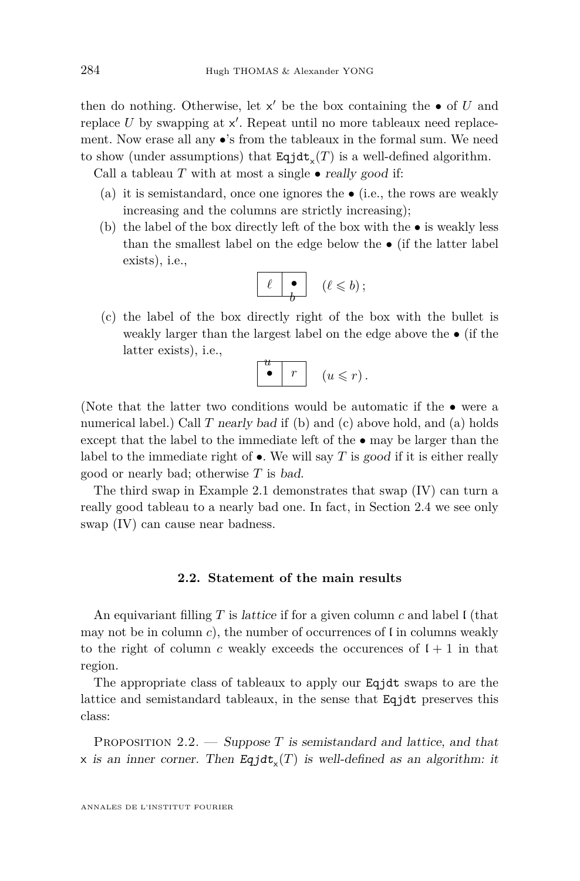then do nothing. Otherwise, let $\mathsf{x}'$ be the box containing the $\bullet$ of $U$ and replace $U$ by swapping at $\mathsf{x}'$. Repeat until no more tableaux need replacement. Now erase all any $\bullet$'s from the tableaux in the formal sum. We need to show (under assumptions) that $\mathtt{Eqjdt}_{\mathsf{x}}(T)$ is a well-defined algorithm.

Call a tableau $T$ with at most a single $\bullet$ *really good* if:

(a) it is semistandard, once one ignores the $\bullet$ (i.e., the rows are weakly increasing and the columns are strictly increasing);

(b) the label of the box directly left of the box with the $\bullet$ is weakly less than the smallest label on the edge below the $\bullet$ (if the latter label exists), i.e.,

$$\begin{array}{|c|c|}\hline \ell & \underset{b}{\bullet} \\ \hline \end{array} \quad (\ell \leqslant b);$$

(c) the label of the box directly right of the box with the bullet is weakly larger than the largest label on the edge above the $\bullet$ (if the latter exists), i.e.,

$$\begin{array}{|c|c|}\hline \overset{u}{\bullet} & r \\ \hline \end{array} \quad (u \leqslant r).$$

(Note that the latter two conditions would be automatic if the $\bullet$ were a numerical label.) Call $T$ *nearly bad* if (b) and (c) above hold, and (a) holds except that the label to the immediate left of the $\bullet$ may be larger than the label to the immediate right of $\bullet$. We will say $T$ is *good* if it is either really good or nearly bad; otherwise $T$ is *bad*.

The third swap in Example 2.1 demonstrates that swap (IV) can turn a really good tableau to a nearly bad one. In fact, in Section 2.4 we see only swap (IV) can cause near badness.

### 2.2. Statement of the main results

An equivariant filling $T$ is *lattice* if for a given column $c$ and label $\mathfrak{l}$ (that may not be in column $c$), the number of occurrences of $\mathfrak{l}$ in columns weakly to the right of column $c$ weakly exceeds the occurences of $\mathfrak{l}+1$ in that region.

The appropriate class of tableaux to apply our $\mathtt{Eqjdt}$ swaps to are the lattice and semistandard tableaux, in the sense that $\mathtt{Eqjdt}$ preserves this class:

Proposition 2.2. — *Suppose $T$ is semistandard and lattice, and that $\mathsf{x}$ is an inner corner. Then $\mathtt{Eqjdt}_{\mathsf{x}}(T)$ is well-defined as an algorithm: it*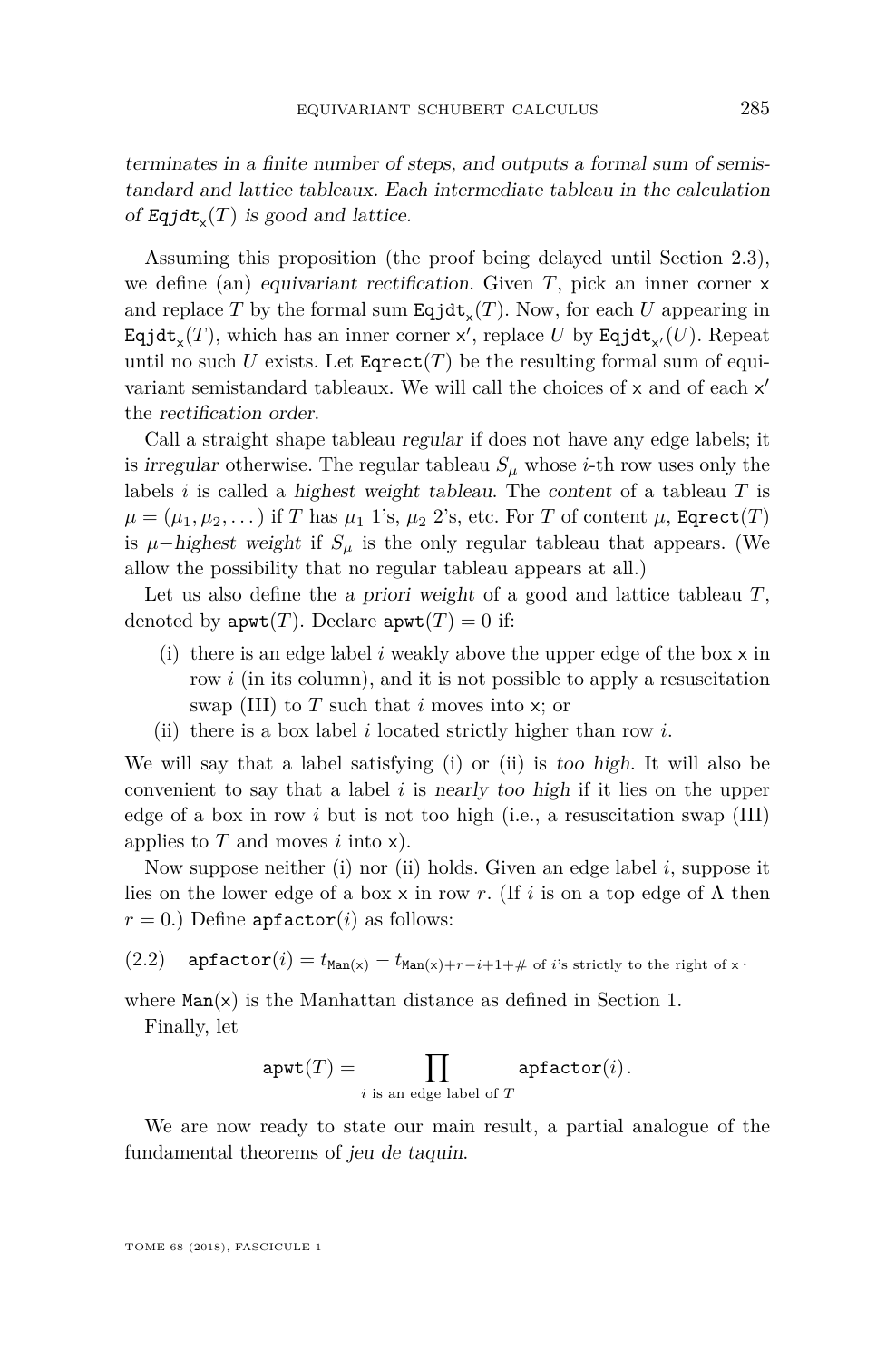*terminates in a finite number of steps, and outputs a formal sum of semistandard and lattice tableaux. Each intermediate tableau in the calculation of $\mathtt{Eqjdt}_{\mathsf{x}}(T)$ is good and lattice.*

Assuming this proposition (the proof being delayed until Section 2.3), we define (an) *equivariant rectification*. Given $T$, pick an inner corner $\mathsf{x}$ and replace $T$ by the formal sum $\mathtt{Eqjdt}_{\mathsf{x}}(T)$. Now, for each $U$ appearing in $\mathtt{Eqjdt}_{\mathsf{x}}(T)$, which has an inner corner $\mathsf{x}'$, replace $U$ by $\mathtt{Eqjdt}_{\mathsf{x}'}(U)$. Repeat until no such $U$ exists. Let $\mathtt{Eqrect}(T)$ be the resulting formal sum of equivariant semistandard tableaux. We will call the choices of $\mathsf{x}$ and of each $\mathsf{x}'$ the *rectification order*.

Call a straight shape tableau *regular* if does not have any edge labels; it is *irregular* otherwise. The regular tableau $S_\mu$ whose $i$-th row uses only the labels $i$ is called a *highest weight tableau*. The *content* of a tableau $T$ is $\mu = (\mu_1, \mu_2, \dots)$ if $T$ has $\mu_1$ 1's, $\mu_2$ 2's, etc. For $T$ of content $\mu$, $\mathtt{Eqrect}(T)$ is $\mu$*−highest weight* if $S_\mu$ is the only regular tableau that appears. (We allow the possibility that no regular tableau appears at all.)

Let us also define the *a priori weight* of a good and lattice tableau $T$, denoted by $\mathtt{apwt}(T)$. Declare $\mathtt{apwt}(T) = 0$ if:

(i) there is an edge label $i$ weakly above the upper edge of the box $\mathsf{x}$ in row $i$ (in its column), and it is not possible to apply a resuscitation swap (III) to $T$ such that $i$ moves into $\mathsf{x}$; or
(ii) there is a box label $i$ located strictly higher than row $i$.

We will say that a label satisfying (i) or (ii) is *too high*. It will also be convenient to say that a label $i$ is *nearly too high* if it lies on the upper edge of a box in row $i$ but is not too high (i.e., a resuscitation swap (III) applies to $T$ and moves $i$ into $\mathsf{x}$).

Now suppose neither (i) nor (ii) holds. Given an edge label $i$, suppose it lies on the lower edge of a box $\mathsf{x}$ in row $r$. (If $i$ is on a top edge of $\Lambda$ then $r = 0$.) Define $\mathtt{apfactor}(i)$ as follows:

$$\mathtt{apfactor}(i) = t_{\mathtt{Man}(\mathsf{x})} - t_{\mathtt{Man}(\mathsf{x})+r-i+1+\#\text{ of } i\text{'s strictly to the right of } \mathsf{x}}. \tag{2.2}$$

where $\mathtt{Man}(\mathsf{x})$ is the Manhattan distance as defined in Section 1.

Finally, let

$$\mathtt{apwt}(T) = \prod_{i \text{ is an edge label of } T} \mathtt{apfactor}(i).$$

We are now ready to state our main result, a partial analogue of the fundamental theorems of *jeu de taquin*.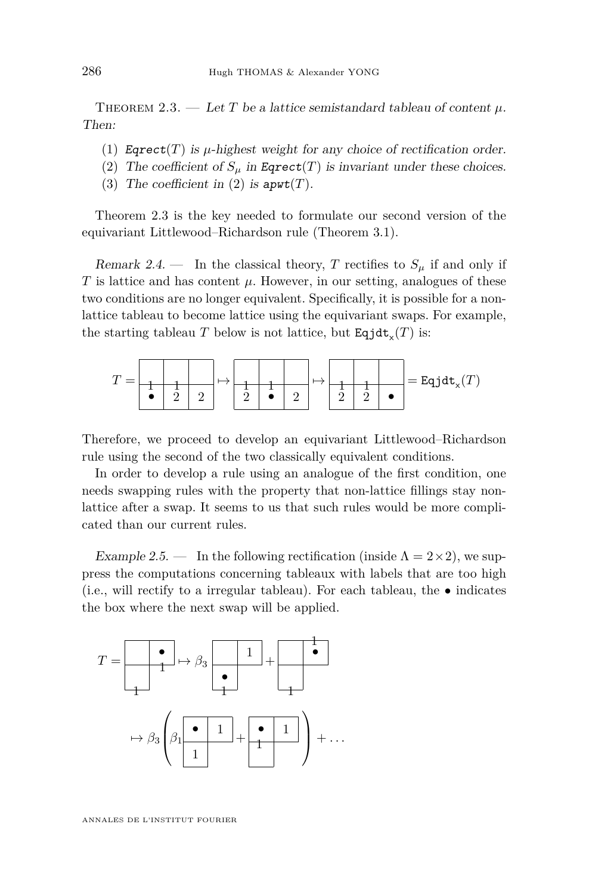Theorem 2.3. — *Let $T$ be a lattice semistandard tableau of content $\mu$. Then:*

1. $\texttt{Eqrect}(T)$ *is $\mu$-highest weight for any choice of rectification order.*
2. *The coefficient of $S_\mu$ in $\texttt{Eqrect}(T)$ is invariant under these choices.*
3. *The coefficient in (2) is $\texttt{apwt}(T)$.*

Theorem 2.3 is the key needed to formulate our second version of the equivariant Littlewood–Richardson rule (Theorem 3.1).

*Remark 2.4.* — In the classical theory, $T$ rectifies to $S_\mu$ if and only if $T$ is lattice and has content $\mu$. However, in our setting, analogues of these two conditions are no longer equivalent. Specifically, it is possible for a non-lattice tableau to become lattice using the equivariant swaps. For example, the starting tableau $T$ below is not lattice, but $\texttt{Eqjdt}_{\mathsf{x}}(T)$ is:

$$T = \begin{array}{|c|c|c|}\hline \overline{\;1\;} & \overline{\;1\;} & \\ \bullet & 2 & 2 \\ \hline\end{array} \mapsto \begin{array}{|c|c|c|}\hline \overline{\;1\;} & \overline{\;1\;} & \\ 2 & \bullet & 2 \\ \hline\end{array} \mapsto \begin{array}{|c|c|c|}\hline \overline{\;1\;} & \overline{\;1\;} & \\ 2 & 2 & \bullet \\ \hline\end{array} = \texttt{Eqjdt}_{\mathsf{x}}(T)$$

Therefore, we proceed to develop an equivariant Littlewood–Richardson rule using the second of the two classically equivalent conditions.

In order to develop a rule using an analogue of the first condition, one needs swapping rules with the property that non-lattice fillings stay non-lattice after a swap. It seems to us that such rules would be more complicated than our current rules.

*Example 2.5.* — In the following rectification (inside $\Lambda = 2\times 2$), we suppress the computations concerning tableaux with labels that are too high (i.e., will rectify to a irregular tableau). For each tableau, the $\bullet$ indicates the box where the next swap will be applied.

$$T = \begin{array}{|c|c|}\hline & \bullet \\ & \underline{1} \\ \hline \underline{1} & \\ \cline{1-1}\end{array} \mapsto \beta_3 \begin{array}{|c|c|}\hline & 1 \\ \hline \bullet & \\ \underline{1} & \\ \cline{1-1}\end{array} + \begin{array}{|c|c|}\hline & \overline{1} \\ & \bullet \\ \hline \underline{1} & \\ \cline{1-1}\end{array}$$

$$\mapsto \beta_3 \left( \beta_1 \begin{array}{|c|c|}\hline \bullet & 1 \\ \hline 1 & \\ \cline{1-1}\end{array} + \begin{array}{|c|c|}\hline \bullet & 1 \\ \underline{1} & \\ \hline & \\ \cline{1-1}\end{array} \right) + \ldots$$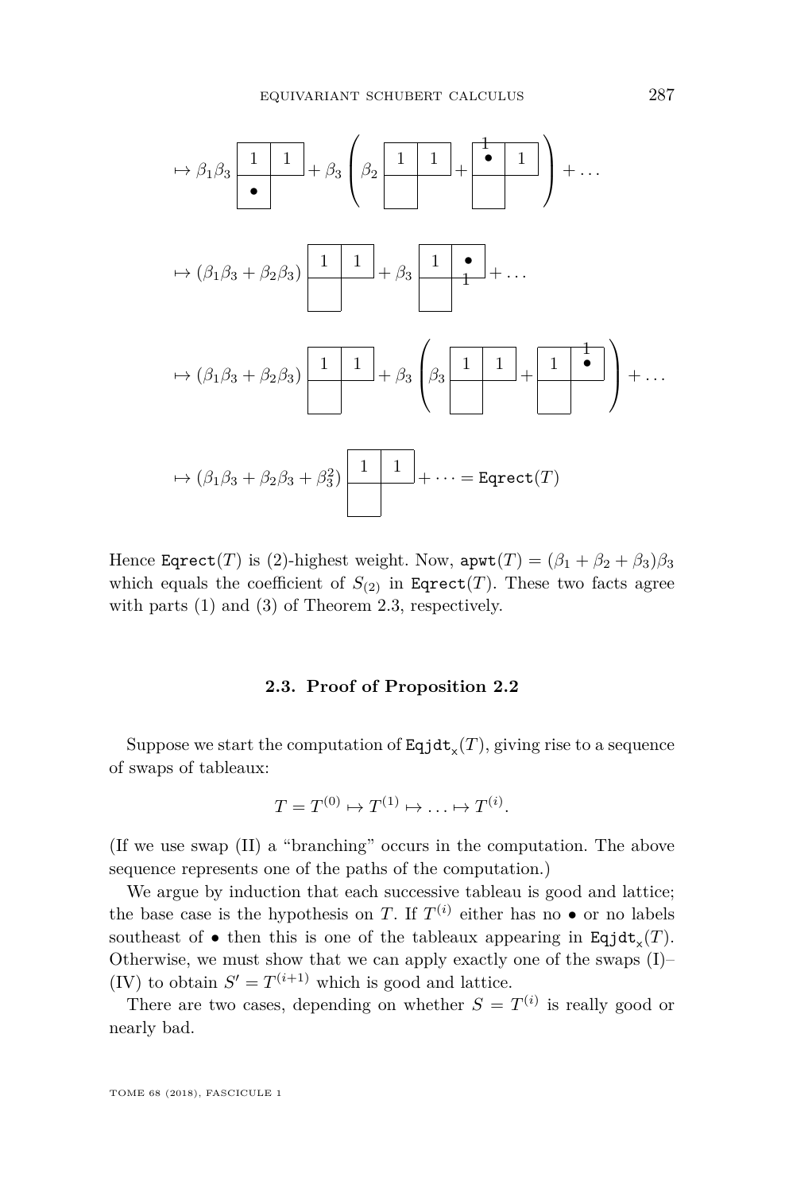$$\mapsto \beta_1\beta_3 \begin{array}{|c|c|}\hline 1 & 1 \\ \hline \bullet \\ \cline{1-1}\end{array} + \beta_3 \left( \beta_2 \begin{array}{|c|c|}\hline 1 & 1 \\ \hline \phantom{1} \\ \cline{1-1}\end{array} + \begin{array}{|c|c|}\hline \overset{1}{\bullet} & 1 \\ \hline \phantom{1} \\ \cline{1-1}\end{array} \right) + \dots$$

$$\mapsto (\beta_1\beta_3 + \beta_2\beta_3) \begin{array}{|c|c|}\hline 1 & 1 \\ \hline \phantom{1} \\ \cline{1-1}\end{array} + \beta_3 \begin{array}{|c|c|}\hline 1 & \underset{1}{\bullet} \\ \hline \phantom{1} \\ \cline{1-1}\end{array} + \dots$$

$$\mapsto (\beta_1\beta_3 + \beta_2\beta_3) \begin{array}{|c|c|}\hline 1 & 1 \\ \hline \phantom{1} \\ \cline{1-1}\end{array} + \beta_3 \left( \beta_3 \begin{array}{|c|c|}\hline 1 & 1 \\ \hline \phantom{1} \\ \cline{1-1}\end{array} + \begin{array}{|c|c|}\hline 1 & \overset{1}{\bullet} \\ \hline \phantom{1} \\ \cline{1-1}\end{array} \right) + \dots$$

$$\mapsto (\beta_1\beta_3 + \beta_2\beta_3 + \beta_3^2) \begin{array}{|c|c|}\hline 1 & 1 \\ \hline \phantom{1} \\ \cline{1-1}\end{array} + \dots = \mathtt{Eqrect}(T)$$

Hence $\mathtt{Eqrect}(T)$ is (2)-highest weight. Now, $\mathtt{apwt}(T) = (\beta_1 + \beta_2 + \beta_3)\beta_3$ which equals the coefficient of $S_{(2)}$ in $\mathtt{Eqrect}(T)$. These two facts agree with parts (1) and (3) of Theorem 2.3, respectively.

### 2.3. Proof of Proposition 2.2

Suppose we start the computation of $\mathtt{Eqjdt}_{\mathsf{x}}(T)$, giving rise to a sequence of swaps of tableaux:

$$T = T^{(0)} \mapsto T^{(1)} \mapsto \dots \mapsto T^{(i)}.$$

(If we use swap (II) a "branching" occurs in the computation. The above sequence represents one of the paths of the computation.)

We argue by induction that each successive tableau is good and lattice; the base case is the hypothesis on $T$. If $T^{(i)}$ either has no $\bullet$ or no labels southeast of $\bullet$ then this is one of the tableaux appearing in $\mathtt{Eqjdt}_{\mathsf{x}}(T)$. Otherwise, we must show that we can apply exactly one of the swaps (I)–(IV) to obtain $S' = T^{(i+1)}$ which is good and lattice.

There are two cases, depending on whether $S = T^{(i)}$ is really good or nearly bad.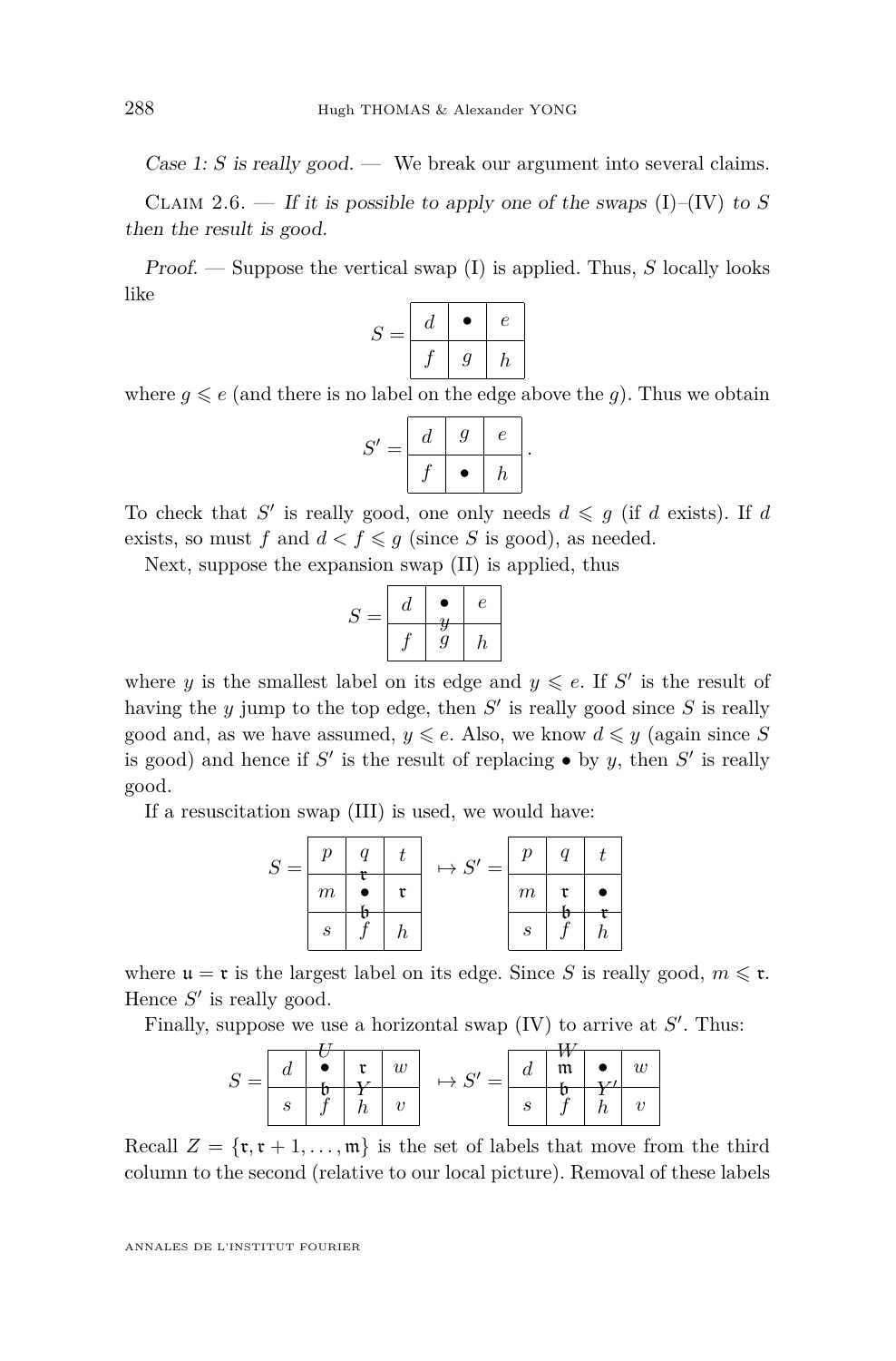*Case 1: $S$ is really good.* — We break our argument into several claims.

Claim 2.6. — *If it is possible to apply one of the swaps* (I)–(IV) *to $S$ then the result is good.*

*Proof.* — Suppose the vertical swap (I) is applied. Thus, $S$ locally looks like

$$S = \begin{array}{|c|c|c|}\hline d & \bullet & e \\ \hline f & g & h \\ \hline\end{array}$$

where $g \leqslant e$ (and there is no label on the edge above the $g$). Thus we obtain

$$S' = \begin{array}{|c|c|c|}\hline d & g & e \\ \hline f & \bullet & h \\ \hline\end{array}.$$

To check that $S'$ is really good, one only needs $d \leqslant g$ (if $d$ exists). If $d$ exists, so must $f$ and $d < f \leqslant g$ (since $S$ is good), as needed.

Next, suppose the expansion swap (II) is applied, thus

$$S = \begin{array}{|c|c|c|}\hline d & \bullet & e \\ \hline f & g & h \\ \hline\end{array}$$

(with $y$ on the edge between $\bullet$ and $g$)

where $y$ is the smallest label on its edge and $y \leqslant e$. If $S'$ is the result of having the $y$ jump to the top edge, then $S'$ is really good since $S$ is really good and, as we have assumed, $y \leqslant e$. Also, we know $d \leqslant y$ (again since $S$ is good) and hence if $S'$ is the result of replacing $\bullet$ by $y$, then $S'$ is really good.

If a resuscitation swap (III) is used, we would have:

$$S = \begin{array}{|c|c|c|}\hline p & q & t \\ \hline m & \bullet & \mathfrak{r} \\ \hline s & f & h \\ \hline\end{array} \mapsto S' = \begin{array}{|c|c|c|}\hline p & q & t \\ \hline m & \mathfrak{r} & \bullet \\ \hline s & f & h \\ \hline\end{array}$$

(in $S$, $\mathfrak{r}$ on the edge above $\bullet$ and $\mathfrak{b}$ on the edge below $\bullet$; in $S'$, $\mathfrak{b}$ on the edge below $\mathfrak{r}$ and $\mathfrak{r}$ on the edge below $\bullet$)

where $\mathfrak{u} = \mathfrak{r}$ is the largest label on its edge. Since $S$ is really good, $m \leqslant \mathfrak{r}$. Hence $S'$ is really good.

Finally, suppose we use a horizontal swap (IV) to arrive at $S'$. Thus:

$$S = \begin{array}{|c|c|c|c|}\hline d & \bullet & \mathfrak{r} & w \\ \hline s & f & h & v \\ \hline\end{array} \mapsto S' = \begin{array}{|c|c|c|c|}\hline d & \mathfrak{m} & \bullet & w \\ \hline s & f & h & v \\ \hline\end{array}$$

(in $S$, $U$ on the edge above $\bullet$, $\mathfrak{b}$ below $\bullet$, $Y$ below $\mathfrak{r}$; in $S'$, $W$ above $\mathfrak{m}$, $\mathfrak{b}$ below $\mathfrak{m}$, $Y'$ below $\bullet$)

Recall $Z = \{\mathfrak{r}, \mathfrak{r}+1, \ldots, \mathfrak{m}\}$ is the set of labels that move from the third column to the second (relative to our local picture). Removal of these labels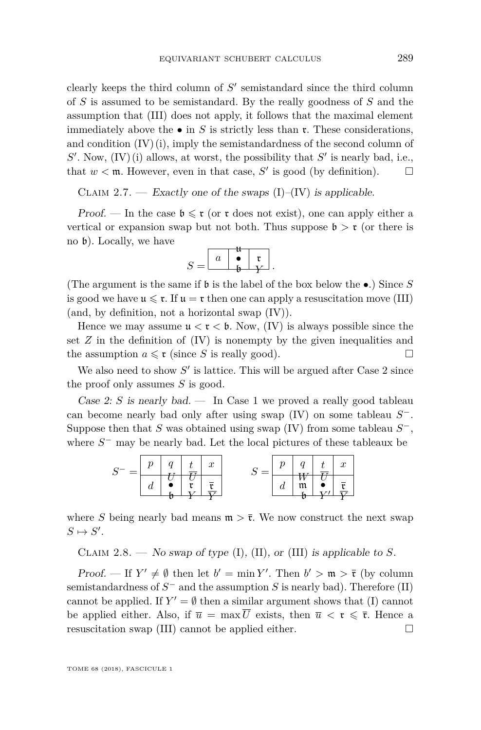clearly keeps the third column of $S'$ semistandard since the third column of $S$ is assumed to be semistandard. By the really goodness of $S$ and the assumption that (III) does not apply, it follows that the maximal element immediately above the $\bullet$ in $S$ is strictly less than $\mathfrak{r}$. These considerations, and condition (IV) (i), imply the semistandardness of the second column of $S'$. Now, (IV) (i) allows, at worst, the possibility that $S'$ is nearly bad, i.e., that $w < \mathfrak{m}$. However, even in that case, $S'$ is good (by definition). $\square$

Claim 2.7. — *Exactly one of the swaps* (I)–(IV) *is applicable.*

*Proof.* — In the case $\mathfrak{b} \leqslant \mathfrak{r}$ (or $\mathfrak{r}$ does not exist), one can apply either a vertical or expansion swap but not both. Thus suppose $\mathfrak{b} > \mathfrak{r}$ (or there is no $\mathfrak{b}$). Locally, we have

$$S = \begin{array}{|c|c|c|} \hline a & \overset{\mathfrak{u}}{\bullet} & \mathfrak{r} \\ & \underset{\mathfrak{b}}{} & \underset{Y}{} \\ \hline \end{array}.$$

(The argument is the same if $\mathfrak{b}$ is the label of the box below the $\bullet$.) Since $S$ is good we have $\mathfrak{u} \leqslant \mathfrak{r}$. If $\mathfrak{u} = \mathfrak{r}$ then one can apply a resuscitation move (III) (and, by definition, not a horizontal swap (IV)).

Hence we may assume $\mathfrak{u} < \mathfrak{r} < \mathfrak{b}$. Now, (IV) is always possible since the set $Z$ in the definition of (IV) is nonempty by the given inequalities and the assumption $a \leqslant \mathfrak{r}$ (since $S$ is really good). $\square$

We also need to show $S'$ is lattice. This will be argued after Case 2 since the proof only assumes $S$ is good.

*Case 2: $S$ is nearly bad.* — In Case 1 we proved a really good tableau can become nearly bad only after using swap (IV) on some tableau $S^-$. Suppose then that $S$ was obtained using swap (IV) from some tableau $S^-$, where $S^-$ may be nearly bad. Let the local pictures of these tableaux be

$$S^- = \begin{array}{|c|c|c|c|} \hline p & q & t & x \\ & {\scriptstyle U} & {\scriptstyle \overline{U}} & \\ \hline d & \bullet & \mathfrak{r} & \bar{\mathfrak{r}} \\ & {\scriptstyle \mathfrak{b}} & {\scriptstyle Y} & {\scriptstyle \overline{Y}} \\ \hline \end{array} \qquad S = \begin{array}{|c|c|c|c|} \hline p & q & t & x \\ & {\scriptstyle W} & {\scriptstyle \overline{U}} & \\ \hline d & \mathfrak{m} & \bullet & \bar{\mathfrak{r}} \\ & {\scriptstyle \mathfrak{b}} & {\scriptstyle Y'} & {\scriptstyle \overline{Y}} \\ \hline \end{array}$$

where $S$ being nearly bad means $\mathfrak{m} > \bar{\mathfrak{r}}$. We now construct the next swap $S \mapsto S'$.

Claim 2.8. — *No swap of type* (I), (II), *or* (III) *is applicable to $S$.*

*Proof.* — If $Y' \neq \emptyset$ then let $b' = \min Y'$. Then $b' > \mathfrak{m} > \bar{\mathfrak{r}}$ (by column semistandardness of $S^-$ and the assumption $S$ is nearly bad). Therefore (II) cannot be applied. If $Y' = \emptyset$ then a similar argument shows that (I) cannot be applied either. Also, if $\overline{u} = \max \overline{U}$ exists, then $\overline{u} < \mathfrak{r} \leqslant \bar{\mathfrak{r}}$. Hence a resuscitation swap (III) cannot be applied either. $\square$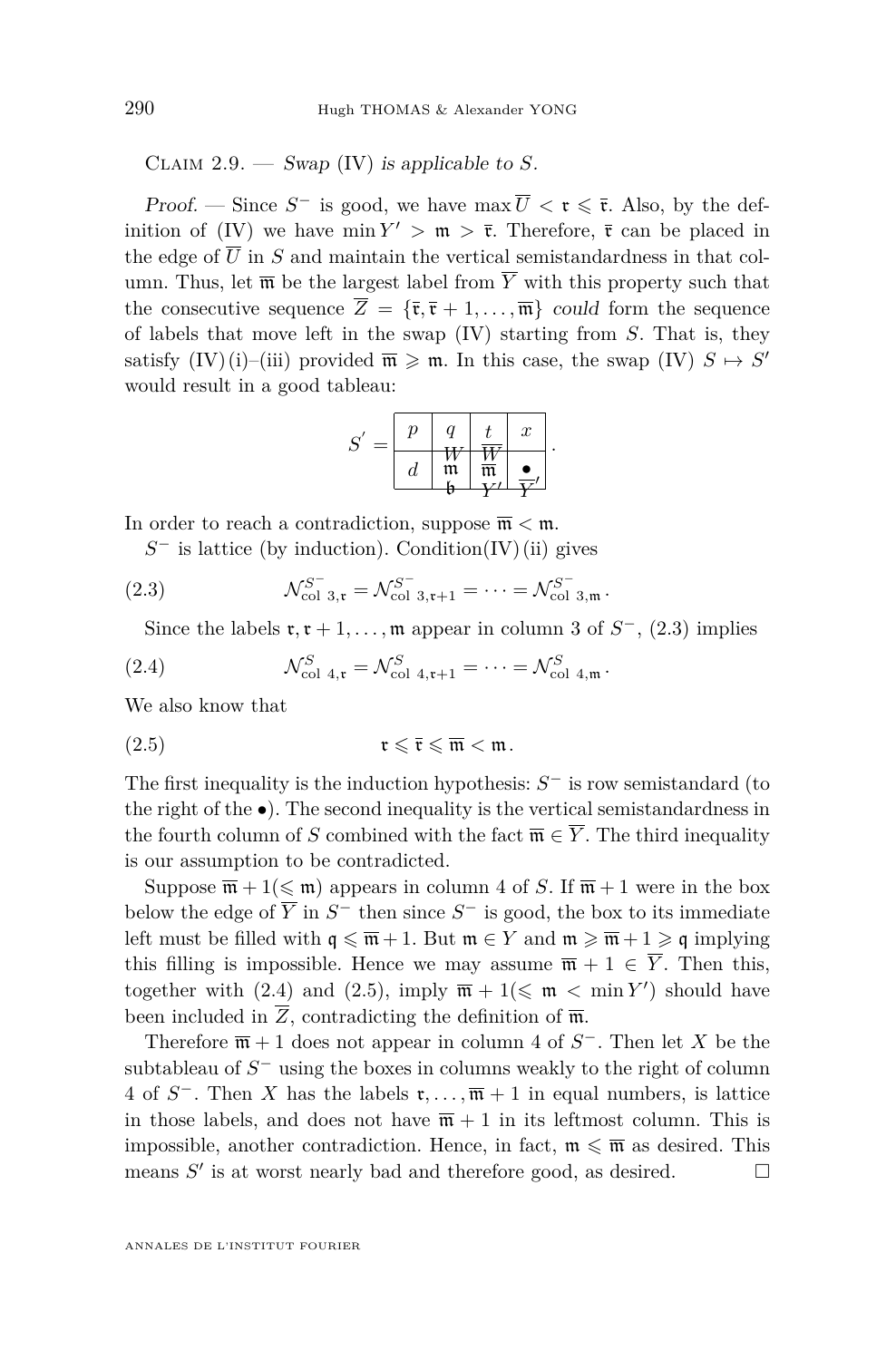Claim 2.9. — *Swap* (IV) *is applicable to* $S$.

*Proof.* — Since $S^-$ is good, we have $\max \overline{U} < \mathfrak{r} \leqslant \bar{\mathfrak{r}}$. Also, by the definition of (IV) we have $\min Y' > \mathfrak{m} > \bar{\mathfrak{r}}$. Therefore, $\bar{\mathfrak{r}}$ can be placed in the edge of $\overline{U}$ in $S$ and maintain the vertical semistandardness in that column. Thus, let $\overline{\mathfrak{m}}$ be the largest label from $\overline{Y}$ with this property such that the consecutive sequence $\overline{Z} = \{\bar{\mathfrak{r}}, \bar{\mathfrak{r}}+1, \ldots, \overline{\mathfrak{m}}\}$ *could* form the sequence of labels that move left in the swap (IV) starting from $S$. That is, they satisfy (IV) (i)–(iii) provided $\overline{\mathfrak{m}} \geqslant \mathfrak{m}$. In this case, the swap (IV) $S \mapsto S'$ would result in a good tableau:

$$S' = \begin{array}{|c|c|c|c|}\hline p & \overset{q}{W} & \overset{t}{\overline{W}} & x \\ \hline d & \overset{\mathfrak{m}}{\mathfrak{b}} & \overset{\overline{\mathfrak{m}}}{Y'} & \overset{\bullet}{\overline{Y}'} \\ \hline \end{array}.$$

In order to reach a contradiction, suppose $\overline{\mathfrak{m}} < \mathfrak{m}$.

$S^-$ is lattice (by induction). Condition(IV) (ii) gives

$$\mathcal{N}^{S^-}_{\mathrm{col}\ 3,\mathfrak{r}} = \mathcal{N}^{S^-}_{\mathrm{col}\ 3,\mathfrak{r}+1} = \cdots = \mathcal{N}^{S^-}_{\mathrm{col}\ 3,\mathfrak{m}}. \tag{2.3}$$

Since the labels $\mathfrak{r}, \mathfrak{r}+1, \ldots, \mathfrak{m}$ appear in column 3 of $S^-$, (2.3) implies

$$\mathcal{N}^{S}_{\mathrm{col}\ 4,\mathfrak{r}} = \mathcal{N}^{S}_{\mathrm{col}\ 4,\mathfrak{r}+1} = \cdots = \mathcal{N}^{S}_{\mathrm{col}\ 4,\mathfrak{m}}. \tag{2.4}$$

We also know that

$$\mathfrak{r} \leqslant \bar{\mathfrak{r}} \leqslant \overline{\mathfrak{m}} < \mathfrak{m}. \tag{2.5}$$

The first inequality is the induction hypothesis: $S^-$ is row semistandard (to the right of the $\bullet$). The second inequality is the vertical semistandardness in the fourth column of $S$ combined with the fact $\overline{\mathfrak{m}} \in \overline{Y}$. The third inequality is our assumption to be contradicted.

Suppose $\overline{\mathfrak{m}}+1 (\leqslant \mathfrak{m})$ appears in column 4 of $S$. If $\overline{\mathfrak{m}}+1$ were in the box below the edge of $\overline{Y}$ in $S^-$ then since $S^-$ is good, the box to its immediate left must be filled with $\mathfrak{q} \leqslant \overline{\mathfrak{m}}+1$. But $\mathfrak{m} \in Y$ and $\mathfrak{m} \geqslant \overline{\mathfrak{m}}+1 \geqslant \mathfrak{q}$ implying this filling is impossible. Hence we may assume $\overline{\mathfrak{m}}+1 \in \overline{Y}$. Then this, together with (2.4) and (2.5), imply $\overline{\mathfrak{m}}+1 (\leqslant \mathfrak{m} < \min Y')$ should have been included in $\overline{Z}$, contradicting the definition of $\overline{\mathfrak{m}}$.

Therefore $\overline{\mathfrak{m}}+1$ does not appear in column 4 of $S^-$. Then let $X$ be the subtableau of $S^-$ using the boxes in columns weakly to the right of column 4 of $S^-$. Then $X$ has the labels $\mathfrak{r}, \ldots, \overline{\mathfrak{m}}+1$ in equal numbers, is lattice in those labels, and does not have $\overline{\mathfrak{m}}+1$ in its leftmost column. This is impossible, another contradiction. Hence, in fact, $\mathfrak{m} \leqslant \overline{\mathfrak{m}}$ as desired. This means $S'$ is at worst nearly bad and therefore good, as desired. □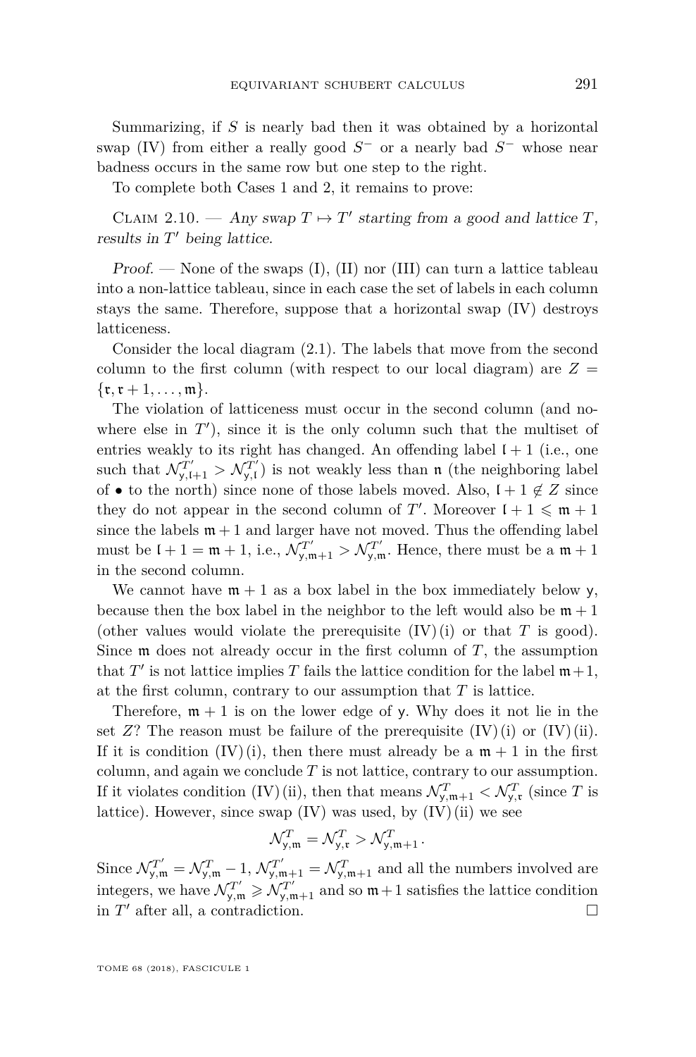Summarizing, if $S$ is nearly bad then it was obtained by a horizontal swap (IV) from either a really good $S^-$ or a nearly bad $S^-$ whose near badness occurs in the same row but one step to the right.

To complete both Cases 1 and 2, it remains to prove:

Claim 2.10. — *Any swap $T \mapsto T'$ starting from a good and lattice $T$, results in $T'$ being lattice.*

*Proof.* — None of the swaps (I), (II) nor (III) can turn a lattice tableau into a non-lattice tableau, since in each case the set of labels in each column stays the same. Therefore, suppose that a horizontal swap (IV) destroys latticeness.

Consider the local diagram (2.1). The labels that move from the second column to the first column (with respect to our local diagram) are $Z = \{\mathfrak{r}, \mathfrak{r}+1, \ldots, \mathfrak{m}\}$.

The violation of latticeness must occur in the second column (and nowhere else in $T'$), since it is the only column such that the multiset of entries weakly to its right has changed. An offending label $\mathfrak{l}+1$ (i.e., one such that $\mathcal{N}^{T'}_{\mathsf{y},\mathfrak{l}+1} > \mathcal{N}^{T'}_{\mathsf{y},\mathfrak{l}}$) is not weakly less than $\mathfrak{n}$ (the neighboring label of $\bullet$ to the north) since none of those labels moved. Also, $\mathfrak{l}+1 \notin Z$ since they do not appear in the second column of $T'$. Moreover $\mathfrak{l}+1 \leqslant \mathfrak{m}+1$ since the labels $\mathfrak{m}+1$ and larger have not moved. Thus the offending label must be $\mathfrak{l}+1 = \mathfrak{m}+1$, i.e., $\mathcal{N}^{T'}_{\mathsf{y},\mathfrak{m}+1} > \mathcal{N}^{T'}_{\mathsf{y},\mathfrak{m}}$. Hence, there must be a $\mathfrak{m}+1$ in the second column.

We cannot have $\mathfrak{m}+1$ as a box label in the box immediately below $\mathsf{y}$, because then the box label in the neighbor to the left would also be $\mathfrak{m}+1$ (other values would violate the prerequisite (IV)(i) or that $T$ is good). Since $\mathfrak{m}$ does not already occur in the first column of $T$, the assumption that $T'$ is not lattice implies $T$ fails the lattice condition for the label $\mathfrak{m}+1$, at the first column, contrary to our assumption that $T$ is lattice.

Therefore, $\mathfrak{m}+1$ is on the lower edge of $\mathsf{y}$. Why does it not lie in the set $Z$? The reason must be failure of the prerequisite (IV)(i) or (IV)(ii). If it is condition (IV)(i), then there must already be a $\mathfrak{m}+1$ in the first column, and again we conclude $T$ is not lattice, contrary to our assumption. If it violates condition (IV)(ii), then that means $\mathcal{N}^{T}_{\mathsf{y},\mathfrak{m}+1} < \mathcal{N}^{T}_{\mathsf{y},\mathfrak{r}}$ (since $T$ is lattice). However, since swap (IV) was used, by (IV)(ii) we see

$$\mathcal{N}^{T}_{\mathsf{y},\mathfrak{m}} = \mathcal{N}^{T}_{\mathsf{y},\mathfrak{r}} > \mathcal{N}^{T}_{\mathsf{y},\mathfrak{m}+1}.$$

Since $\mathcal{N}^{T'}_{\mathsf{y},\mathfrak{m}} = \mathcal{N}^{T}_{\mathsf{y},\mathfrak{m}} - 1$, $\mathcal{N}^{T'}_{\mathsf{y},\mathfrak{m}+1} = \mathcal{N}^{T}_{\mathsf{y},\mathfrak{m}+1}$ and all the numbers involved are integers, we have $\mathcal{N}^{T'}_{\mathsf{y},\mathfrak{m}} \geqslant \mathcal{N}^{T'}_{\mathsf{y},\mathfrak{m}+1}$ and so $\mathfrak{m}+1$ satisfies the lattice condition in $T'$ after all, a contradiction. $\square$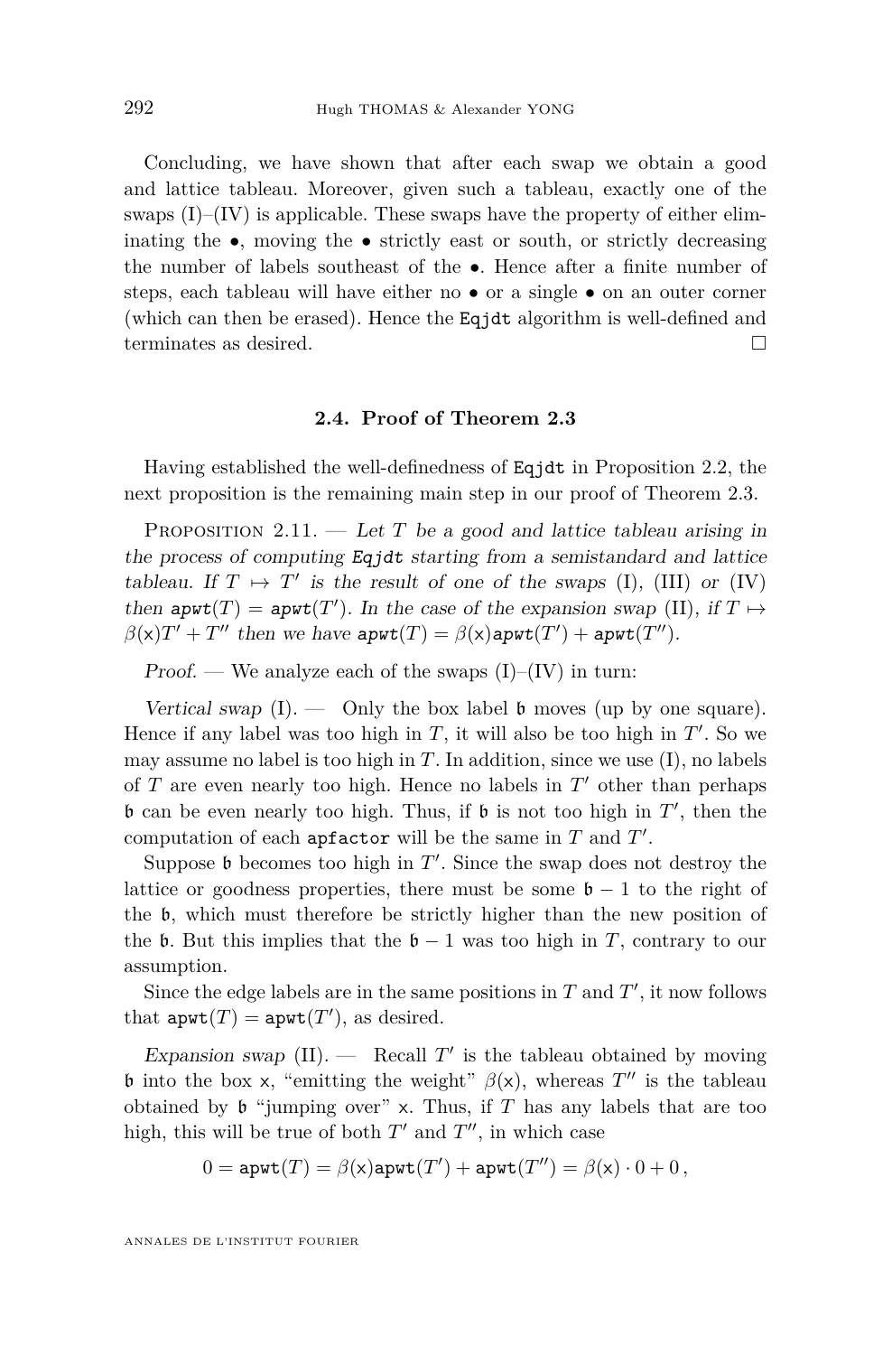Concluding, we have shown that after each swap we obtain a good and lattice tableau. Moreover, given such a tableau, exactly one of the swaps (I)–(IV) is applicable. These swaps have the property of either eliminating the •, moving the • strictly east or south, or strictly decreasing the number of labels southeast of the •. Hence after a finite number of steps, each tableau will have either no • or a single • on an outer corner (which can then be erased). Hence the `Eqjdt` algorithm is well-defined and terminates as desired. □

### 2.4. Proof of Theorem 2.3

Having established the well-definedness of `Eqjdt` in Proposition 2.2, the next proposition is the remaining main step in our proof of Theorem 2.3.

Proposition 2.11. — *Let $T$ be a good and lattice tableau arising in the process of computing `Eqjdt` starting from a semistandard and lattice tableau. If $T \mapsto T'$ is the result of one of the swaps* (I)*,* (III) *or* (IV) *then $\mathtt{apwt}(T) = \mathtt{apwt}(T')$. In the case of the expansion swap* (II)*, if $T \mapsto \beta(\mathsf{x})T' + T''$ then we have $\mathtt{apwt}(T) = \beta(\mathsf{x})\mathtt{apwt}(T') + \mathtt{apwt}(T'')$.*

*Proof.* — We analyze each of the swaps (I)–(IV) in turn:

*Vertical swap* (I). — Only the box label $\mathfrak{b}$ moves (up by one square). Hence if any label was too high in $T$, it will also be too high in $T'$. So we may assume no label is too high in $T$. In addition, since we use (I), no labels of $T$ are even nearly too high. Hence no labels in $T'$ other than perhaps $\mathfrak{b}$ can be even nearly too high. Thus, if $\mathfrak{b}$ is not too high in $T'$, then the computation of each `apfactor` will be the same in $T$ and $T'$.

Suppose $\mathfrak{b}$ becomes too high in $T'$. Since the swap does not destroy the lattice or goodness properties, there must be some $\mathfrak{b}-1$ to the right of the $\mathfrak{b}$, which must therefore be strictly higher than the new position of the $\mathfrak{b}$. But this implies that the $\mathfrak{b}-1$ was too high in $T$, contrary to our assumption.

Since the edge labels are in the same positions in $T$ and $T'$, it now follows that $\mathtt{apwt}(T) = \mathtt{apwt}(T')$, as desired.

*Expansion swap* (II). — Recall $T'$ is the tableau obtained by moving $\mathfrak{b}$ into the box $\mathsf{x}$, "emitting the weight" $\beta(\mathsf{x})$, whereas $T''$ is the tableau obtained by $\mathfrak{b}$ "jumping over" $\mathsf{x}$. Thus, if $T$ has any labels that are too high, this will be true of both $T'$ and $T''$, in which case

$$0 = \mathtt{apwt}(T) = \beta(\mathsf{x})\mathtt{apwt}(T') + \mathtt{apwt}(T'') = \beta(\mathsf{x}) \cdot 0 + 0\,,$$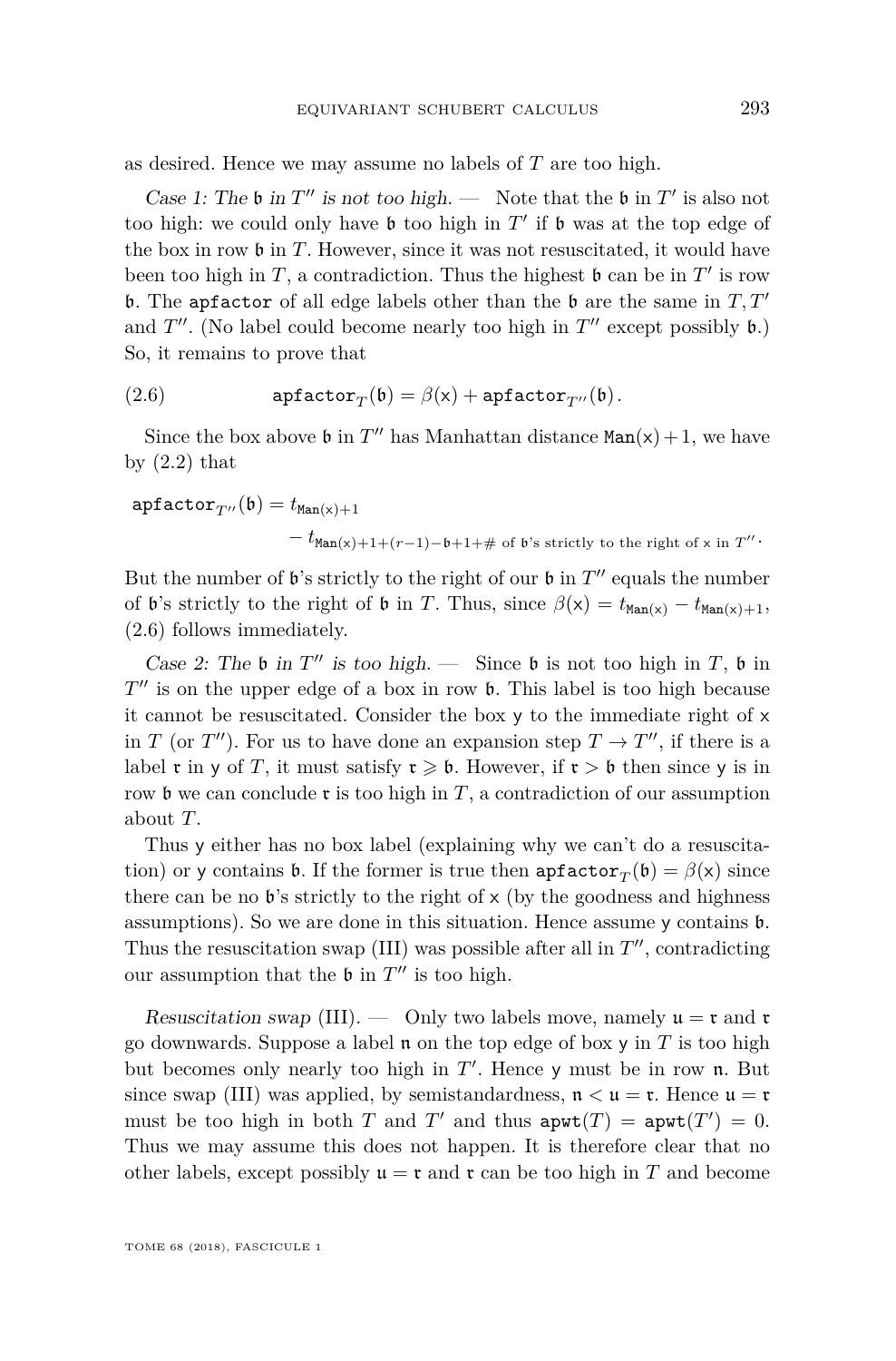as desired. Hence we may assume no labels of $T$ are too high.

*Case 1: The $\mathfrak{b}$ in $T''$ is not too high.* — Note that the $\mathfrak{b}$ in $T'$ is also not too high: we could only have $\mathfrak{b}$ too high in $T'$ if $\mathfrak{b}$ was at the top edge of the box in row $\mathfrak{b}$ in $T$. However, since it was not resuscitated, it would have been too high in $T$, a contradiction. Thus the highest $\mathfrak{b}$ can be in $T'$ is row $\mathfrak{b}$. The $\texttt{apfactor}$ of all edge labels other than the $\mathfrak{b}$ are the same in $T, T'$ and $T''$. (No label could become nearly too high in $T''$ except possibly $\mathfrak{b}$.) So, it remains to prove that

$$\texttt{apfactor}_T(\mathfrak{b}) = \beta(\mathsf{x}) + \texttt{apfactor}_{T''}(\mathfrak{b}). \tag{2.6}$$

Since the box above $\mathfrak{b}$ in $T''$ has Manhattan distance $\texttt{Man}(\mathsf{x})+1$, we have by (2.2) that

$$\texttt{apfactor}_{T''}(\mathfrak{b}) = t_{\texttt{Man}(\mathsf{x})+1} - t_{\texttt{Man}(\mathsf{x})+1+(r-1)-\mathfrak{b}+1+\#\text{ of }\mathfrak{b}\text{'s strictly to the right of }\mathsf{x}\text{ in }T''}.$$

But the number of $\mathfrak{b}$'s strictly to the right of our $\mathfrak{b}$ in $T''$ equals the number of $\mathfrak{b}$'s strictly to the right of $\mathfrak{b}$ in $T$. Thus, since $\beta(\mathsf{x}) = t_{\texttt{Man}(\mathsf{x})} - t_{\texttt{Man}(\mathsf{x})+1}$, (2.6) follows immediately.

*Case 2: The $\mathfrak{b}$ in $T''$ is too high.* — Since $\mathfrak{b}$ is not too high in $T$, $\mathfrak{b}$ in $T''$ is on the upper edge of a box in row $\mathfrak{b}$. This label is too high because it cannot be resuscitated. Consider the box $\mathsf{y}$ to the immediate right of $\mathsf{x}$ in $T$ (or $T''$). For us to have done an expansion step $T \to T''$, if there is a label $\mathfrak{r}$ in $\mathsf{y}$ of $T$, it must satisfy $\mathfrak{r} \geqslant \mathfrak{b}$. However, if $\mathfrak{r} > \mathfrak{b}$ then since $\mathsf{y}$ is in row $\mathfrak{b}$ we can conclude $\mathfrak{r}$ is too high in $T$, a contradiction of our assumption about $T$.

Thus $\mathsf{y}$ either has no box label (explaining why we can't do a resuscitation) or $\mathsf{y}$ contains $\mathfrak{b}$. If the former is true then $\texttt{apfactor}_T(\mathfrak{b}) = \beta(\mathsf{x})$ since there can be no $\mathfrak{b}$'s strictly to the right of $\mathsf{x}$ (by the goodness and highness assumptions). So we are done in this situation. Hence assume $\mathsf{y}$ contains $\mathfrak{b}$. Thus the resuscitation swap (III) was possible after all in $T''$, contradicting our assumption that the $\mathfrak{b}$ in $T''$ is too high.

*Resuscitation swap* (III). — Only two labels move, namely $\mathfrak{u} = \mathfrak{r}$ and $\mathfrak{r}$ go downwards. Suppose a label $\mathfrak{n}$ on the top edge of box $\mathsf{y}$ in $T$ is too high but becomes only nearly too high in $T'$. Hence $\mathsf{y}$ must be in row $\mathfrak{n}$. But since swap (III) was applied, by semistandardness, $\mathfrak{n} < \mathfrak{u} = \mathfrak{r}$. Hence $\mathfrak{u} = \mathfrak{r}$ must be too high in both $T$ and $T'$ and thus $\texttt{apwt}(T) = \texttt{apwt}(T') = 0$. Thus we may assume this does not happen. It is therefore clear that no other labels, except possibly $\mathfrak{u} = \mathfrak{r}$ and $\mathfrak{r}$ can be too high in $T$ and become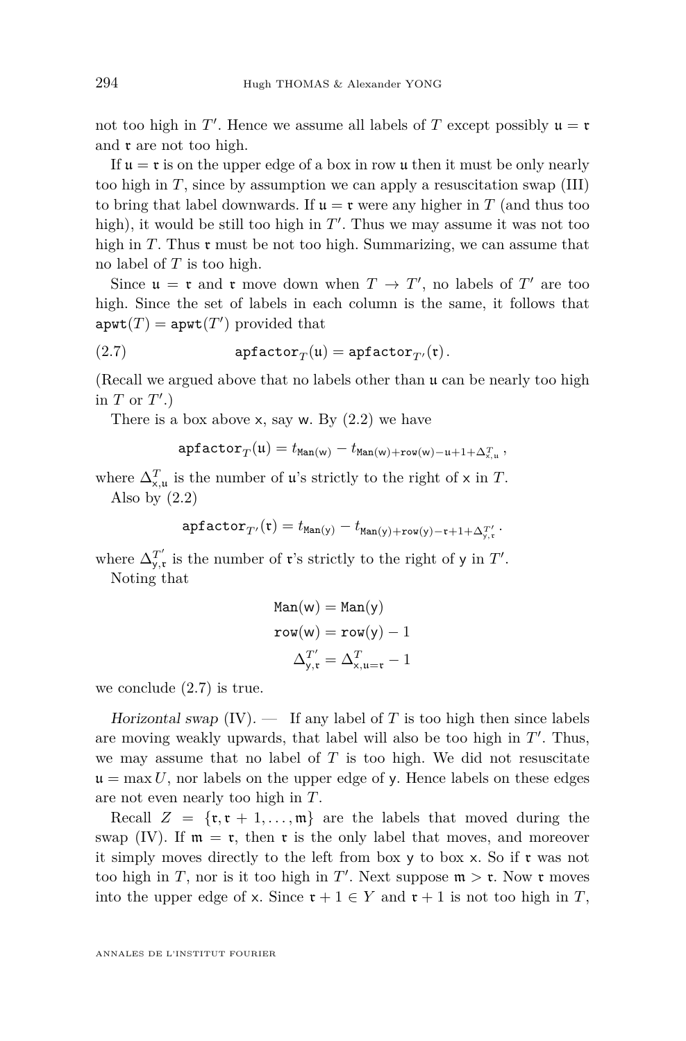not too high in $T'$. Hence we assume all labels of $T$ except possibly $\mathfrak{u} = \mathfrak{r}$ and $\mathfrak{r}$ are not too high.

If $\mathfrak{u} = \mathfrak{r}$ is on the upper edge of a box in row $\mathfrak{u}$ then it must be only nearly too high in $T$, since by assumption we can apply a resuscitation swap (III) to bring that label downwards. If $\mathfrak{u} = \mathfrak{r}$ were any higher in $T$ (and thus too high), it would be still too high in $T'$. Thus we may assume it was not too high in $T$. Thus $\mathfrak{r}$ must be not too high. Summarizing, we can assume that no label of $T$ is too high.

Since $\mathfrak{u} = \mathfrak{r}$ and $\mathfrak{r}$ move down when $T \to T'$, no labels of $T'$ are too high. Since the set of labels in each column is the same, it follows that $\mathtt{apwt}(T) = \mathtt{apwt}(T')$ provided that

$$\mathtt{apfactor}_T(\mathfrak{u}) = \mathtt{apfactor}_{T'}(\mathfrak{r}). \tag{2.7}$$

(Recall we argued above that no labels other than $\mathfrak{u}$ can be nearly too high in $T$ or $T'$.)

There is a box above $\mathsf{x}$, say $\mathsf{w}$. By (2.2) we have

$$\mathtt{apfactor}_T(\mathfrak{u}) = t_{\mathtt{Man}(\mathsf{w})} - t_{\mathtt{Man}(\mathsf{w})+\mathtt{row}(\mathsf{w})-\mathfrak{u}+1+\Delta^T_{\mathsf{x},\mathfrak{u}}},$$

where $\Delta^T_{\mathsf{x},\mathfrak{u}}$ is the number of $\mathfrak{u}$'s strictly to the right of $\mathsf{x}$ in $T$.

Also by (2.2)

$$\mathtt{apfactor}_{T'}(\mathfrak{r}) = t_{\mathtt{Man}(\mathsf{y})} - t_{\mathtt{Man}(\mathsf{y})+\mathtt{row}(\mathsf{y})-\mathfrak{r}+1+\Delta^{T'}_{\mathsf{y},\mathfrak{r}}}.$$

where $\Delta^{T'}_{\mathsf{y},\mathfrak{r}}$ is the number of $\mathfrak{r}$'s strictly to the right of $\mathsf{y}$ in $T'$.

Noting that

$$\begin{aligned}\mathtt{Man}(\mathsf{w}) &= \mathtt{Man}(\mathsf{y})\\ \mathtt{row}(\mathsf{w}) &= \mathtt{row}(\mathsf{y}) - 1\\ \Delta^{T'}_{\mathsf{y},\mathfrak{r}} &= \Delta^T_{\mathsf{x},\mathfrak{u}=\mathfrak{r}} - 1\end{aligned}$$

we conclude (2.7) is true.

*Horizontal swap* (IV). — If any label of $T$ is too high then since labels are moving weakly upwards, that label will also be too high in $T'$. Thus, we may assume that no label of $T$ is too high. We did not resuscitate $\mathfrak{u} = \max U$, nor labels on the upper edge of $\mathsf{y}$. Hence labels on these edges are not even nearly too high in $T$.

Recall $Z = \{\mathfrak{r}, \mathfrak{r}+1, \ldots, \mathfrak{m}\}$ are the labels that moved during the swap (IV). If $\mathfrak{m} = \mathfrak{r}$, then $\mathfrak{r}$ is the only label that moves, and moreover it simply moves directly to the left from box $\mathsf{y}$ to box $\mathsf{x}$. So if $\mathfrak{r}$ was not too high in $T$, nor is it too high in $T'$. Next suppose $\mathfrak{m} > \mathfrak{r}$. Now $\mathfrak{r}$ moves into the upper edge of $\mathsf{x}$. Since $\mathfrak{r}+1 \in Y$ and $\mathfrak{r}+1$ is not too high in $T$,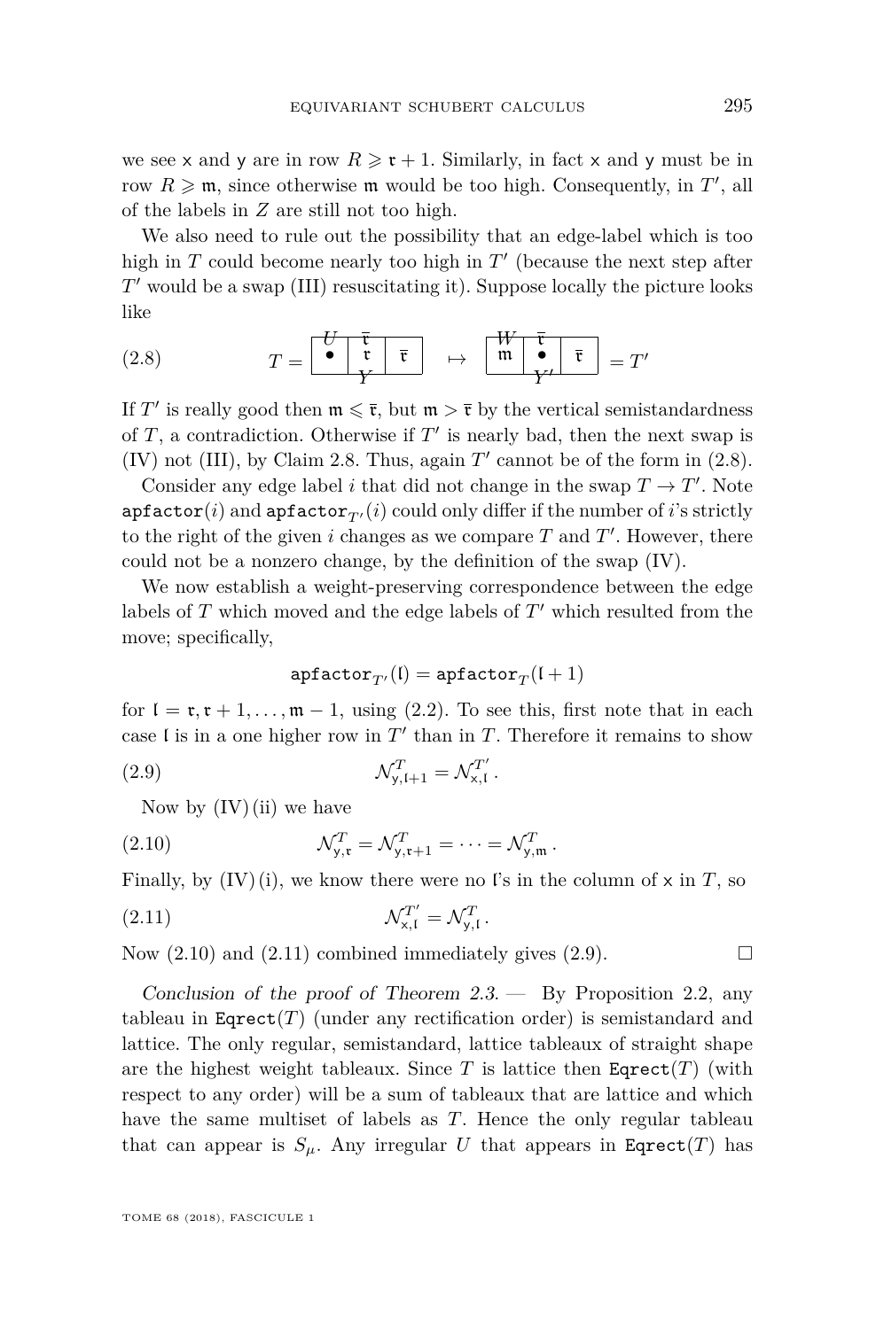we see $\mathsf{x}$ and $\mathsf{y}$ are in row $R \geqslant \mathfrak{r}+1$. Similarly, in fact $\mathsf{x}$ and $\mathsf{y}$ must be in row $R \geqslant \mathfrak{m}$, since otherwise $\mathfrak{m}$ would be too high. Consequently, in $T'$, all of the labels in $Z$ are still not too high.

We also need to rule out the possibility that an edge-label which is too high in $T$ could become nearly too high in $T'$ (because the next step after $T'$ would be a swap (III) resuscitating it). Suppose locally the picture looks like

$$T = \begin{array}{|c|c|c|} \hline \overset{U}{\bullet} & \overset{\bar{\mathfrak{r}}}{\mathfrak{r}}_{Y} & \bar{\mathfrak{r}} \\ \hline \end{array} \quad \mapsto \quad \begin{array}{|c|c|c|} \hline \overset{W}{\mathfrak{m}} & \overset{\bar{\mathfrak{r}}}{\bullet}_{Y'} & \bar{\mathfrak{r}} \\ \hline \end{array} = T' \tag{2.8}$$

If $T'$ is really good then $\mathfrak{m} \leqslant \bar{\mathfrak{r}}$, but $\mathfrak{m} > \bar{\mathfrak{r}}$ by the vertical semistandardness of $T$, a contradiction. Otherwise if $T'$ is nearly bad, then the next swap is (IV) not (III), by Claim 2.8. Thus, again $T'$ cannot be of the form in (2.8).

Consider any edge label $i$ that did not change in the swap $T \to T'$. Note $\mathtt{apfactor}(i)$ and $\mathtt{apfactor}_{T'}(i)$ could only differ if the number of $i$'s strictly to the right of the given $i$ changes as we compare $T$ and $T'$. However, there could not be a nonzero change, by the definition of the swap (IV).

We now establish a weight-preserving correspondence between the edge labels of $T$ which moved and the edge labels of $T'$ which resulted from the move; specifically,

$$\mathtt{apfactor}_{T'}(\mathfrak{l}) = \mathtt{apfactor}_{T}(\mathfrak{l}+1)$$

for $\mathfrak{l} = \mathfrak{r}, \mathfrak{r}+1, \ldots, \mathfrak{m}-1$, using (2.2). To see this, first note that in each case $\mathfrak{l}$ is in a one higher row in $T'$ than in $T$. Therefore it remains to show

$$\mathcal{N}^{T}_{\mathsf{y},\mathfrak{l}+1} = \mathcal{N}^{T'}_{\mathsf{x},\mathfrak{l}}\,. \tag{2.9}$$

Now by (IV) (ii) we have

$$\mathcal{N}^{T}_{\mathsf{y},\mathfrak{r}} = \mathcal{N}^{T}_{\mathsf{y},\mathfrak{r}+1} = \cdots = \mathcal{N}^{T}_{\mathsf{y},\mathfrak{m}}\,. \tag{2.10}$$

Finally, by (IV) (i), we know there were no $\mathfrak{l}$'s in the column of $\mathsf{x}$ in $T$, so

$$\mathcal{N}^{T'}_{\mathsf{x},\mathfrak{l}} = \mathcal{N}^{T}_{\mathsf{y},\mathfrak{l}}\,. \tag{2.11}$$

Now (2.10) and (2.11) combined immediately gives (2.9). $\square$

*Conclusion of the proof of Theorem 2.3.* — By Proposition 2.2, any tableau in $\mathtt{Eqrect}(T)$ (under any rectification order) is semistandard and lattice. The only regular, semistandard, lattice tableaux of straight shape are the highest weight tableaux. Since $T$ is lattice then $\mathtt{Eqrect}(T)$ (with respect to any order) will be a sum of tableaux that are lattice and which have the same multiset of labels as $T$. Hence the only regular tableau that can appear is $S_\mu$. Any irregular $U$ that appears in $\mathtt{Eqrect}(T)$ has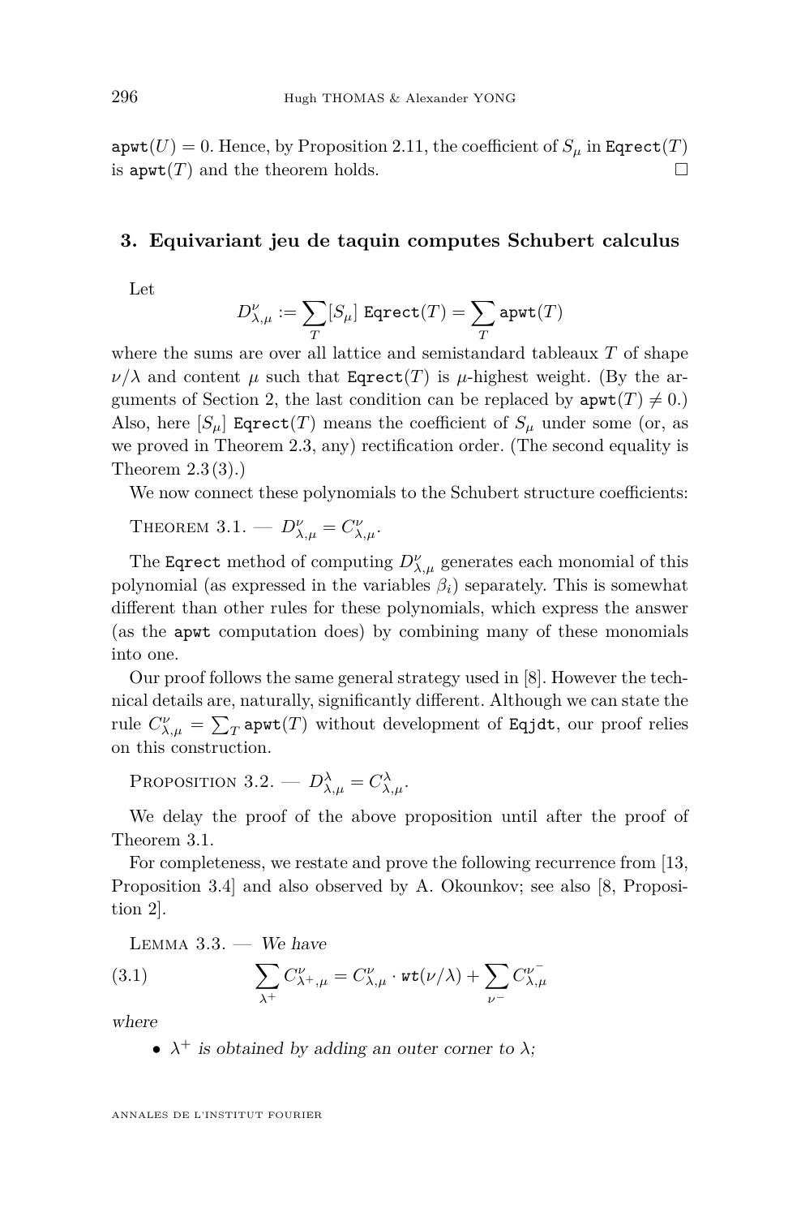$\mathtt{apwt}(U) = 0$. Hence, by Proposition 2.11, the coefficient of $S_\mu$ in $\mathtt{Eqrect}(T)$ is $\mathtt{apwt}(T)$ and the theorem holds. $\square$

## 3. Equivariant jeu de taquin computes Schubert calculus

Let

$$D_{\lambda,\mu}^{\nu} := \sum_T [S_\mu]\ \mathtt{Eqrect}(T) = \sum_T \mathtt{apwt}(T)$$

where the sums are over all lattice and semistandard tableaux $T$ of shape $\nu/\lambda$ and content $\mu$ such that $\mathtt{Eqrect}(T)$ is $\mu$-highest weight. (By the arguments of Section 2, the last condition can be replaced by $\mathtt{apwt}(T) \neq 0$.) Also, here $[S_\mu]\ \mathtt{Eqrect}(T)$ means the coefficient of $S_\mu$ under some (or, as we proved in Theorem 2.3, any) rectification order. (The second equality is Theorem 2.3(3).)

We now connect these polynomials to the Schubert structure coefficients:

Theorem 3.1. — $D_{\lambda,\mu}^{\nu} = C_{\lambda,\mu}^{\nu}$.

The $\mathtt{Eqrect}$ method of computing $D_{\lambda,\mu}^{\nu}$ generates each monomial of this polynomial (as expressed in the variables $\beta_i$) separately. This is somewhat different than other rules for these polynomials, which express the answer (as the $\mathtt{apwt}$ computation does) by combining many of these monomials into one.

Our proof follows the same general strategy used in [8]. However the technical details are, naturally, significantly different. Although we can state the rule $C_{\lambda,\mu}^{\nu} = \sum_T \mathtt{apwt}(T)$ without development of $\mathtt{Eqjdt}$, our proof relies on this construction.

Proposition 3.2. — $D_{\lambda,\mu}^{\lambda} = C_{\lambda,\mu}^{\lambda}$.

We delay the proof of the above proposition until after the proof of Theorem 3.1.

For completeness, we restate and prove the following recurrence from [13, Proposition 3.4] and also observed by A. Okounkov; see also [8, Proposition 2].

Lemma 3.3. — *We have*

$$\sum_{\lambda^+} C_{\lambda^+,\mu}^{\nu} = C_{\lambda,\mu}^{\nu} \cdot \mathtt{wt}(\nu/\lambda) + \sum_{\nu^-} C_{\lambda,\mu}^{\nu^-} \tag{3.1}$$

*where*

- $\lambda^+$ *is obtained by adding an outer corner to* $\lambda$*;*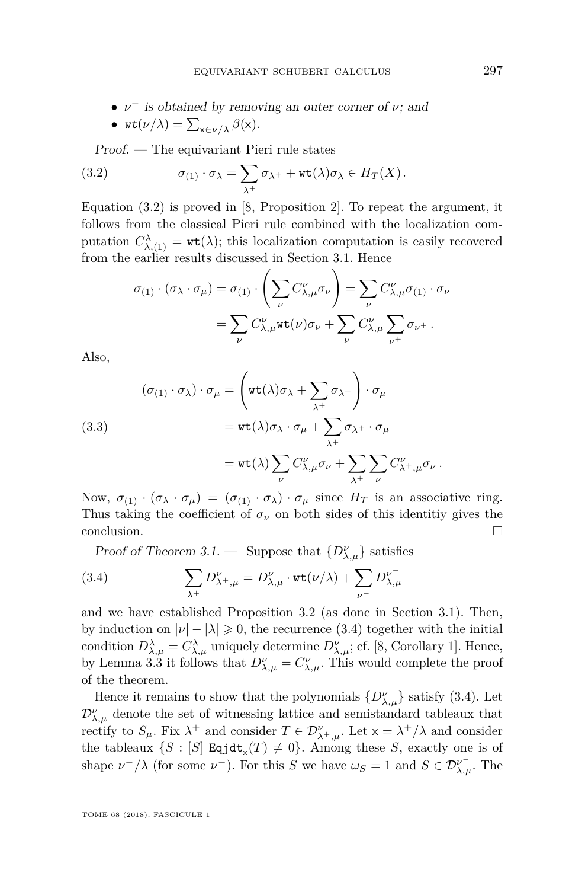- $\nu^-$ *is obtained by removing an outer corner of* $\nu$*; and*
- $\mathtt{wt}(\nu/\lambda) = \sum_{\mathsf{x}\in\nu/\lambda} \beta(\mathsf{x})$.

*Proof.* — The equivariant Pieri rule states

$$\sigma_{(1)} \cdot \sigma_\lambda = \sum_{\lambda^+} \sigma_{\lambda^+} + \mathtt{wt}(\lambda)\sigma_\lambda \in H_T(X)\,. \tag{3.2}$$

Equation (3.2) is proved in [8, Proposition 2]. To repeat the argument, it follows from the classical Pieri rule combined with the localization computation $C^{\lambda}_{\lambda,(1)} = \mathtt{wt}(\lambda)$; this localization computation is easily recovered from the earlier results discussed in Section 3.1. Hence

$$\begin{aligned}\sigma_{(1)} \cdot (\sigma_\lambda \cdot \sigma_\mu) = \sigma_{(1)} \cdot \left(\sum_\nu C^\nu_{\lambda,\mu}\sigma_\nu\right) &= \sum_\nu C^\nu_{\lambda,\mu}\sigma_{(1)} \cdot \sigma_\nu \\ &= \sum_\nu C^\nu_{\lambda,\mu}\mathtt{wt}(\nu)\sigma_\nu + \sum_\nu C^\nu_{\lambda,\mu}\sum_{\nu^+}\sigma_{\nu^+}\,.\end{aligned}$$

Also,

$$\begin{aligned}(\sigma_{(1)} \cdot \sigma_\lambda) \cdot \sigma_\mu &= \left(\mathtt{wt}(\lambda)\sigma_\lambda + \sum_{\lambda^+}\sigma_{\lambda^+}\right) \cdot \sigma_\mu \\ &= \mathtt{wt}(\lambda)\sigma_\lambda \cdot \sigma_\mu + \sum_{\lambda^+}\sigma_{\lambda^+} \cdot \sigma_\mu \\ &= \mathtt{wt}(\lambda)\sum_\nu C^\nu_{\lambda,\mu}\sigma_\nu + \sum_{\lambda^+}\sum_\nu C^\nu_{\lambda^+,\mu}\sigma_\nu\,.\end{aligned} \tag{3.3}$$

Now, $\sigma_{(1)} \cdot (\sigma_\lambda \cdot \sigma_\mu) = (\sigma_{(1)} \cdot \sigma_\lambda) \cdot \sigma_\mu$ since $H_T$ is an associative ring. Thus taking the coefficient of $\sigma_\nu$ on both sides of this identitiy gives the conclusion. $\square$

*Proof of Theorem 3.1.* — Suppose that $\{D^\nu_{\lambda,\mu}\}$ satisfies

$$\sum_{\lambda^+} D^\nu_{\lambda^+,\mu} = D^\nu_{\lambda,\mu} \cdot \mathtt{wt}(\nu/\lambda) + \sum_{\nu^-} D^{\nu^-}_{\lambda,\mu} \tag{3.4}$$

and we have established Proposition 3.2 (as done in Section 3.1). Then, by induction on $|\nu| - |\lambda| \geqslant 0$, the recurrence (3.4) together with the initial condition $D^\lambda_{\lambda,\mu} = C^\lambda_{\lambda,\mu}$ uniquely determine $D^\nu_{\lambda,\mu}$; cf. [8, Corollary 1]. Hence, by Lemma 3.3 it follows that $D^\nu_{\lambda,\mu} = C^\nu_{\lambda,\mu}$. This would complete the proof of the theorem.

Hence it remains to show that the polynomials $\{D^\nu_{\lambda,\mu}\}$ satisfy (3.4). Let $\mathcal{D}^\nu_{\lambda,\mu}$ denote the set of witnessing lattice and semistandard tableaux that rectify to $S_\mu$. Fix $\lambda^+$ and consider $T \in \mathcal{D}^\nu_{\lambda^+,\mu}$. Let $\mathsf{x} = \lambda^+/\lambda$ and consider the tableaux $\{S : [S]\ \mathtt{Eqjdt}_\mathsf{x}(T) \neq 0\}$. Among these $S$, exactly one is of shape $\nu^-/\lambda$ (for some $\nu^-$). For this $S$ we have $\omega_S = 1$ and $S \in \mathcal{D}^{\nu^-}_{\lambda,\mu}$. The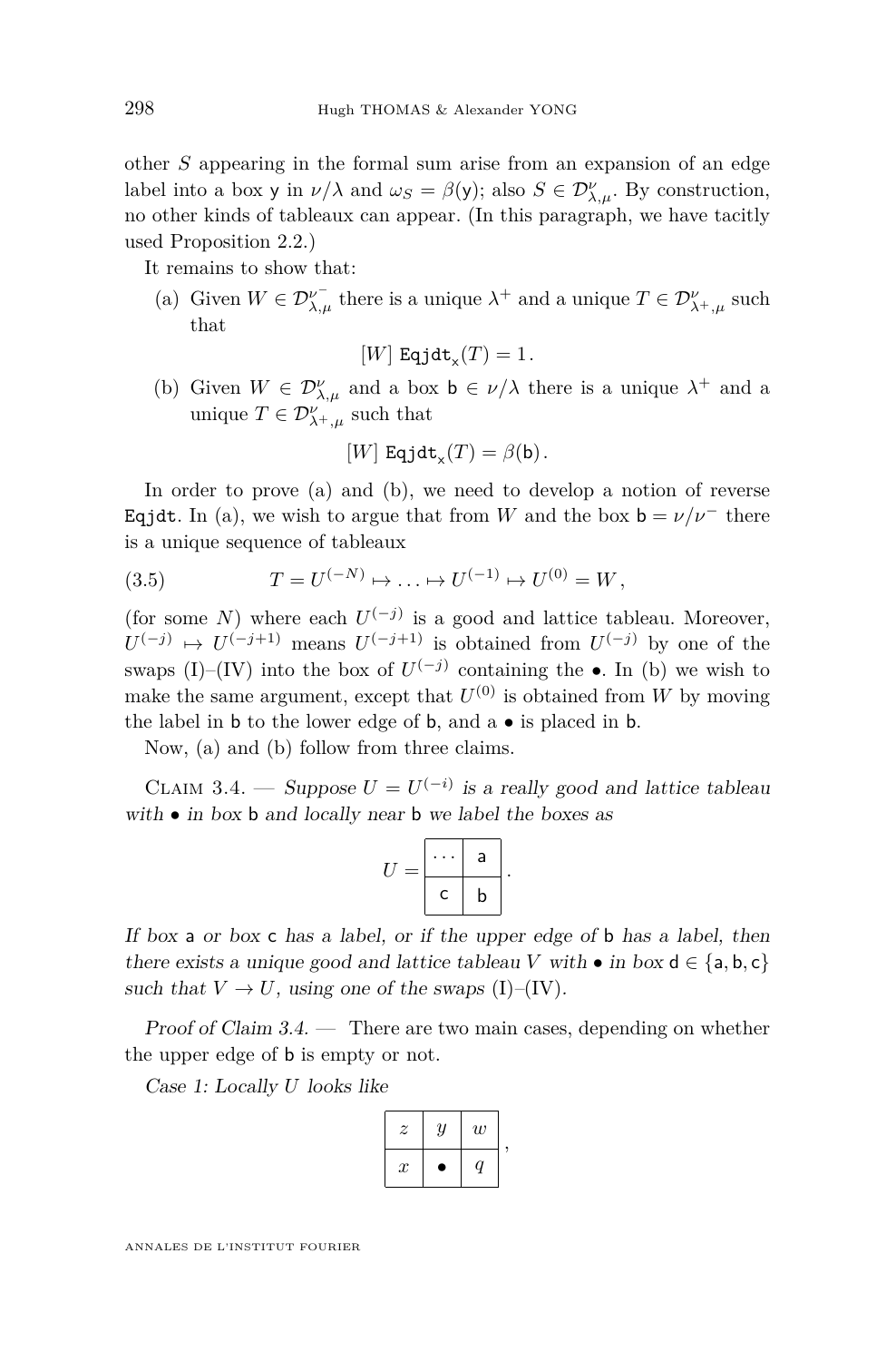other $S$ appearing in the formal sum arise from an expansion of an edge label into a box $\mathsf{y}$ in $\nu/\lambda$ and $\omega_S = \beta(\mathsf{y})$; also $S \in \mathcal{D}^{\nu}_{\lambda,\mu}$. By construction, no other kinds of tableaux can appear. (In this paragraph, we have tacitly used Proposition 2.2.)

It remains to show that:

(a) Given $W \in \mathcal{D}^{\nu^-}_{\lambda,\mu}$ there is a unique $\lambda^+$ and a unique $T \in \mathcal{D}^{\nu}_{\lambda^+,\mu}$ such that

$$[W]\ \mathtt{Eqjdt}_{\mathsf{x}}(T) = 1\,.$$

(b) Given $W \in \mathcal{D}^{\nu}_{\lambda,\mu}$ and a box $\mathsf{b} \in \nu/\lambda$ there is a unique $\lambda^+$ and a unique $T \in \mathcal{D}^{\nu}_{\lambda^+,\mu}$ such that

$$[W]\ \mathtt{Eqjdt}_{\mathsf{x}}(T) = \beta(\mathsf{b})\,.$$

In order to prove (a) and (b), we need to develop a notion of reverse Eqjdt. In (a), we wish to argue that from $W$ and the box $\mathsf{b} = \nu/\nu^-$ there is a unique sequence of tableaux

$$T = U^{(-N)} \mapsto \ldots \mapsto U^{(-1)} \mapsto U^{(0)} = W\,, \tag{3.5}$$

(for some $N$) where each $U^{(-j)}$ is a good and lattice tableau. Moreover, $U^{(-j)} \mapsto U^{(-j+1)}$ means $U^{(-j+1)}$ is obtained from $U^{(-j)}$ by one of the swaps (I)–(IV) into the box of $U^{(-j)}$ containing the $\bullet$. In (b) we wish to make the same argument, except that $U^{(0)}$ is obtained from $W$ by moving the label in $\mathsf{b}$ to the lower edge of $\mathsf{b}$, and a $\bullet$ is placed in $\mathsf{b}$.

Now, (a) and (b) follow from three claims.

Claim 3.4. — *Suppose $U = U^{(-i)}$ is a really good and lattice tableau with $\bullet$ in box $\mathsf{b}$ and locally near $\mathsf{b}$ we label the boxes as*

$$U = \begin{array}{|c|c|}\hline \cdots & \mathsf{a} \\ \hline \mathsf{c} & \mathsf{b} \\ \hline \end{array}\,.$$

*If box $\mathsf{a}$ or box $\mathsf{c}$ has a label, or if the upper edge of $\mathsf{b}$ has a label, then there exists a unique good and lattice tableau $V$ with $\bullet$ in box $\mathsf{d} \in \{\mathsf{a}, \mathsf{b}, \mathsf{c}\}$ such that $V \to U$, using one of the swaps (I)–(IV).*

*Proof of Claim 3.4.* — There are two main cases, depending on whether the upper edge of $\mathsf{b}$ is empty or not.

*Case 1: Locally $U$ looks like*

$$\begin{array}{|c|c|c|}\hline z & y & w \\ \hline x & \bullet & q \\ \hline \end{array}\,,$$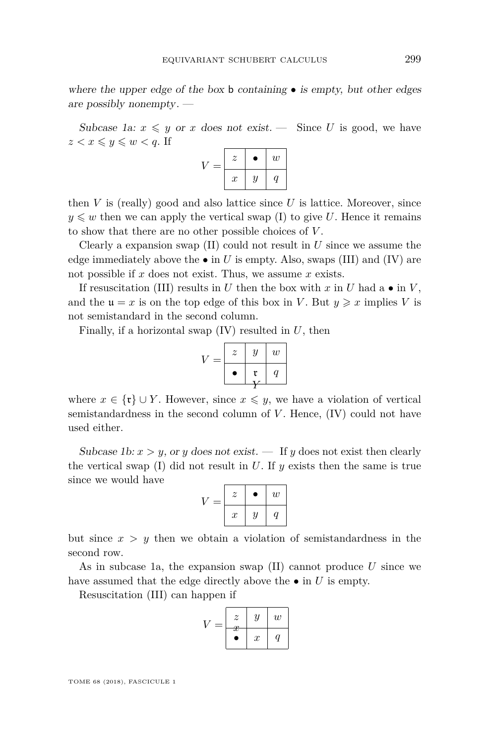*where the upper edge of the box* b *containing* $\bullet$ *is empty, but other edges are possibly nonempty*. —

*Subcase 1a: $x \leqslant y$ or $x$ does not exist.* — Since $U$ is good, we have $z < x \leqslant y \leqslant w < q$. If

$$V = \begin{array}{|c|c|c|}\hline z & \bullet & w \\ \hline x & y & q \\ \hline \end{array}$$

then $V$ is (really) good and also lattice since $U$ is lattice. Moreover, since $y \leqslant w$ then we can apply the vertical swap (I) to give $U$. Hence it remains to show that there are no other possible choices of $V$.

Clearly a expansion swap (II) could not result in $U$ since we assume the edge immediately above the $\bullet$ in $U$ is empty. Also, swaps (III) and (IV) are not possible if $x$ does not exist. Thus, we assume $x$ exists.

If resuscitation (III) results in $U$ then the box with $x$ in $U$ had a $\bullet$ in $V$, and the $\mathfrak{u} = x$ is on the top edge of this box in $V$. But $y \geqslant x$ implies $V$ is not semistandard in the second column.

Finally, if a horizontal swap (IV) resulted in $U$, then

$$V = \begin{array}{|c|c|c|}\hline z & y & w \\ \hline \bullet & \mathfrak{r} & q \\ \hline \end{array}$$

(with $Y$ on the lower edge of the box containing $\mathfrak{r}$) where $x \in \{\mathfrak{r}\} \cup Y$. However, since $x \leqslant y$, we have a violation of vertical semistandardness in the second column of $V$. Hence, (IV) could not have used either.

*Subcase 1b: $x > y$, or $y$ does not exist.* — If $y$ does not exist then clearly the vertical swap (I) did not result in $U$. If $y$ exists then the same is true since we would have

$$V = \begin{array}{|c|c|c|}\hline z & \bullet & w \\ \hline x & y & q \\ \hline \end{array}$$

but since $x > y$ then we obtain a violation of semistandardness in the second row.

As in subcase 1a, the expansion swap (II) cannot produce $U$ since we have assumed that the edge directly above the $\bullet$ in $U$ is empty.

Resuscitation (III) can happen if

$$V = \begin{array}{|c|c|c|}\hline z & y & w \\ \hline \bullet & x & q \\ \hline \end{array}$$

(with $x$ on the edge between the boxes containing $z$ and $\bullet$)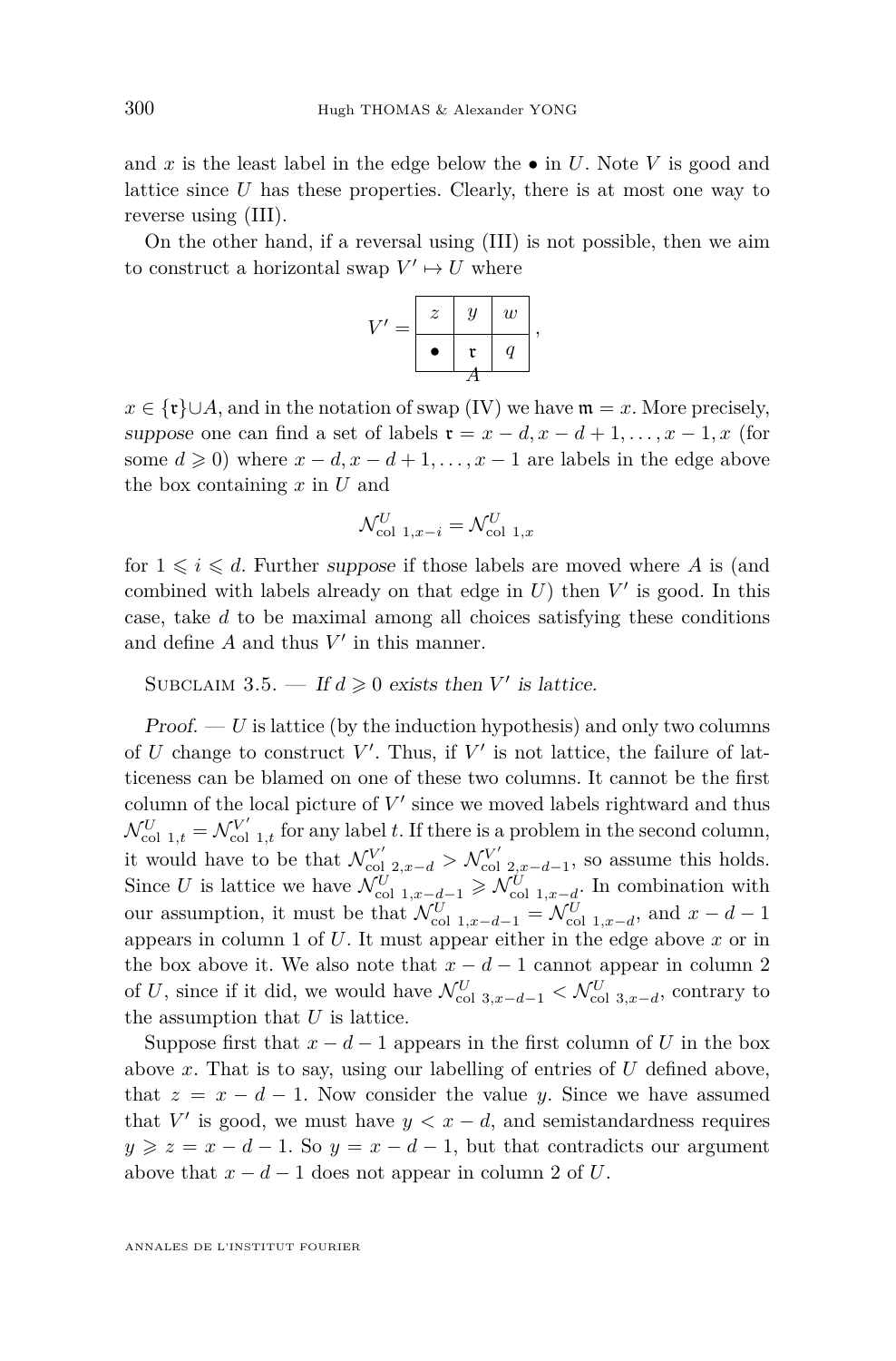and $x$ is the least label in the edge below the $\bullet$ in $U$. Note $V$ is good and lattice since $U$ has these properties. Clearly, there is at most one way to reverse using (III).

On the other hand, if a reversal using (III) is not possible, then we aim to construct a horizontal swap $V' \mapsto U$ where

$$V' = \begin{array}{|c|c|c|} \hline z & y & w \\ \hline \bullet & \mathfrak{r} & q \\ \hline \end{array}\,,$$

with the label $A$ on the edge below the box containing $\mathfrak{r}$, $x \in \{\mathfrak{r}\} \cup A$, and in the notation of swap (IV) we have $\mathfrak{m} = x$. More precisely, *suppose* one can find a set of labels $\mathfrak{r} = x-d, x-d+1, \ldots, x-1, x$ (for some $d \geqslant 0$) where $x-d, x-d+1, \ldots, x-1$ are labels in the edge above the box containing $x$ in $U$ and

$$\mathcal{N}^{U}_{\mathrm{col}\ 1, x-i} = \mathcal{N}^{U}_{\mathrm{col}\ 1, x}$$

for $1 \leqslant i \leqslant d$. Further *suppose* if those labels are moved where $A$ is (and combined with labels already on that edge in $U$) then $V'$ is good. In this case, take $d$ to be maximal among all choices satisfying these conditions and define $A$ and thus $V'$ in this manner.

Subclaim 3.5. — *If $d \geqslant 0$ exists then $V'$ is lattice.*

*Proof.* — $U$ is lattice (by the induction hypothesis) and only two columns of $U$ change to construct $V'$. Thus, if $V'$ is not lattice, the failure of latticeness can be blamed on one of these two columns. It cannot be the first column of the local picture of $V'$ since we moved labels rightward and thus $\mathcal{N}^{U}_{\mathrm{col}\ 1,t} = \mathcal{N}^{V'}_{\mathrm{col}\ 1,t}$ for any label $t$. If there is a problem in the second column, it would have to be that $\mathcal{N}^{V'}_{\mathrm{col}\ 2,x-d} > \mathcal{N}^{V'}_{\mathrm{col}\ 2,x-d-1}$, so assume this holds. Since $U$ is lattice we have $\mathcal{N}^{U}_{\mathrm{col}\ 1,x-d-1} \geqslant \mathcal{N}^{U}_{\mathrm{col}\ 1,x-d}$. In combination with our assumption, it must be that $\mathcal{N}^{U}_{\mathrm{col}\ 1,x-d-1} = \mathcal{N}^{U}_{\mathrm{col}\ 1,x-d}$, and $x-d-1$ appears in column 1 of $U$. It must appear either in the edge above $x$ or in the box above it. We also note that $x-d-1$ cannot appear in column 2 of $U$, since if it did, we would have $\mathcal{N}^{U}_{\mathrm{col}\ 3,x-d-1} < \mathcal{N}^{U}_{\mathrm{col}\ 3,x-d}$, contrary to the assumption that $U$ is lattice.

Suppose first that $x-d-1$ appears in the first column of $U$ in the box above $x$. That is to say, using our labelling of entries of $U$ defined above, that $z = x-d-1$. Now consider the value $y$. Since we have assumed that $V'$ is good, we must have $y < x-d$, and semistandardness requires $y \geqslant z = x-d-1$. So $y = x-d-1$, but that contradicts our argument above that $x-d-1$ does not appear in column 2 of $U$.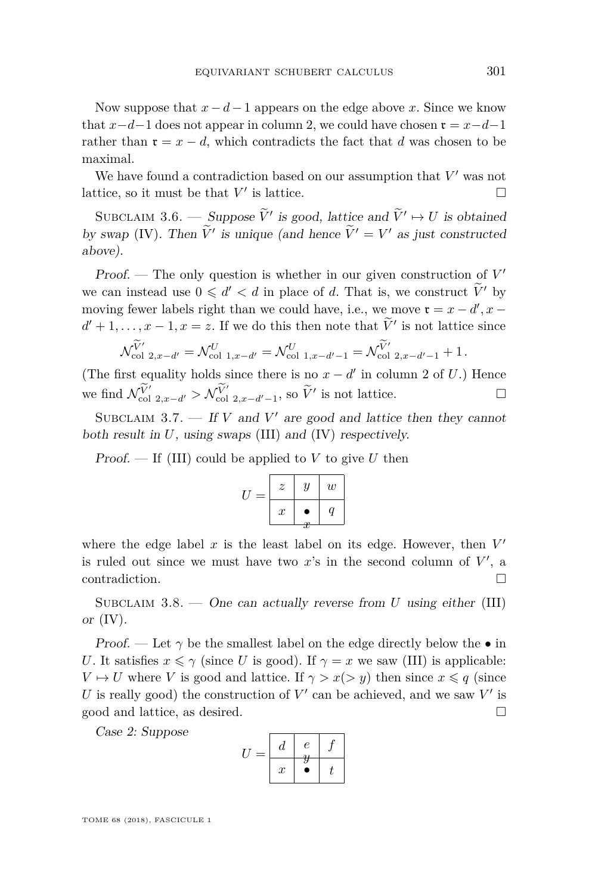Now suppose that $x-d-1$ appears on the edge above $x$. Since we know that $x-d-1$ does not appear in column 2, we could have chosen $\mathfrak{r} = x-d-1$ rather than $\mathfrak{r} = x-d$, which contradicts the fact that $d$ was chosen to be maximal.

We have found a contradiction based on our assumption that $V'$ was not lattice, so it must be that $V'$ is lattice. □

Subclaim 3.6. — *Suppose $\widetilde{V}'$ is good, lattice and $\widetilde{V}' \mapsto U$ is obtained by swap* (IV). *Then $\widetilde{V}'$ is unique (and hence $\widetilde{V}' = V'$ as just constructed above).*

*Proof.* — The only question is whether in our given construction of $V'$ we can instead use $0 \leqslant d' < d$ in place of $d$. That is, we construct $\widetilde{V}'$ by moving fewer labels right than we could have, i.e., we move $\mathfrak{r} = x-d', x-d'+1, \ldots, x-1, x = z$. If we do this then note that $\widetilde{V}'$ is not lattice since

$$\mathcal{N}^{\widetilde{V}'}_{\text{col } 2, x-d'} = \mathcal{N}^{U}_{\text{col } 1, x-d'} = \mathcal{N}^{U}_{\text{col } 1, x-d'-1} = \mathcal{N}^{\widetilde{V}'}_{\text{col } 2, x-d'-1} + 1 .$$

(The first equality holds since there is no $x-d'$ in column 2 of $U$.) Hence we find $\mathcal{N}^{\widetilde{V}'}_{\text{col } 2, x-d'} > \mathcal{N}^{\widetilde{V}'}_{\text{col } 2, x-d'-1}$, so $\widetilde{V}'$ is not lattice. □

Subclaim 3.7. — *If $V$ and $V'$ are good and lattice then they cannot both result in $U$, using swaps* (III) *and* (IV) *respectively.*

*Proof.* — If (III) could be applied to $V$ to give $U$ then

$$U = \begin{array}{|c|c|c|} \hline z & y & w \\ \hline x & \bullet & q \\ \hline \end{array}$$

(with edge label $x$ on the edge below the $\bullet$)

where the edge label $x$ is the least label on its edge. However, then $V'$ is ruled out since we must have two $x$'s in the second column of $V'$, a contradiction. □

Subclaim 3.8. — *One can actually reverse from $U$ using either* (III) *or* (IV).

*Proof.* — Let $\gamma$ be the smallest label on the edge directly below the $\bullet$ in $U$. It satisfies $x \leqslant \gamma$ (since $U$ is good). If $\gamma = x$ we saw (III) is applicable: $V \mapsto U$ where $V$ is good and lattice. If $\gamma > x (> y)$ then since $x \leqslant q$ (since $U$ is really good) the construction of $V'$ can be achieved, and we saw $V'$ is good and lattice, as desired. □

*Case 2: Suppose*

$$U = \begin{array}{|c|c|c|} \hline d & e & f \\ \hline x & \bullet & t \\ \hline \end{array}$$

(with edge label $y$ on the edge between $e$ and $\bullet$)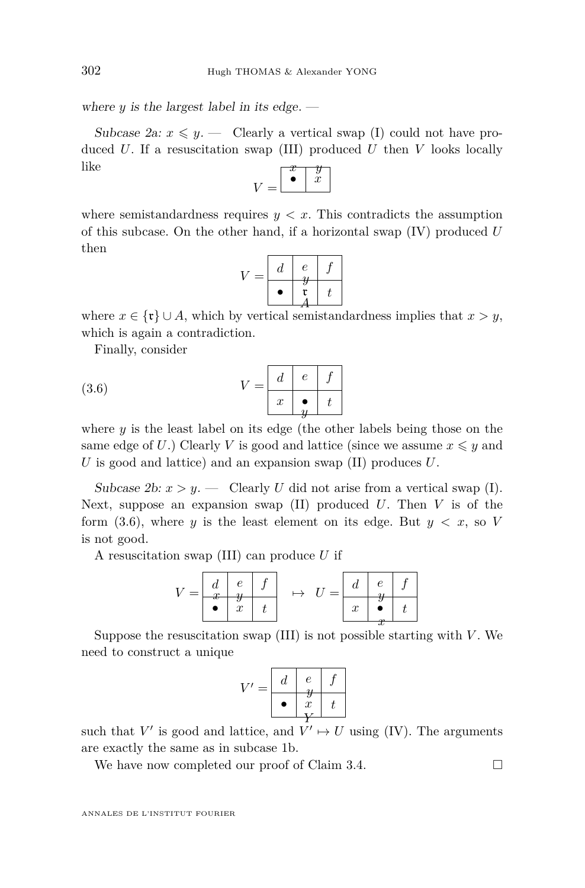where $y$ is the largest label in its edge. —

*Subcase 2a: $x \leqslant y$.* — Clearly a vertical swap (I) could not have produced $U$. If a resuscitation swap (III) produced $U$ then $V$ looks locally like

$$V = \begin{array}{|c|c|} \hline \overset{x}{\bullet} & \overset{y}{x} \\ \hline \end{array}$$

where semistandardness requires $y < x$. This contradicts the assumption of this subcase. On the other hand, if a horizontal swap (IV) produced $U$ then

$$V = \begin{array}{|c|c|c|} \hline d & e & f \\ \hline \bullet & \overset{y}{\underset{A}{\mathfrak{r}}} & t \\ \hline \end{array}$$

where $x \in \{\mathfrak{r}\} \cup A$, which by vertical semistandardness implies that $x > y$, which is again a contradiction.

Finally, consider

$$V = \begin{array}{|c|c|c|} \hline d & e & f \\ \hline x & \underset{y}{\bullet} & t \\ \hline \end{array} \tag{3.6}$$

where $y$ is the least label on its edge (the other labels being those on the same edge of $U$.) Clearly $V$ is good and lattice (since we assume $x \leqslant y$ and $U$ is good and lattice) and an expansion swap (II) produces $U$.

*Subcase 2b: $x > y$.* — Clearly $U$ did not arise from a vertical swap (I). Next, suppose an expansion swap (II) produced $U$. Then $V$ is of the form (3.6), where $y$ is the least element on its edge. But $y < x$, so $V$ is not good.

A resuscitation swap (III) can produce $U$ if

$$V = \begin{array}{|c|c|c|} \hline \underset{x}{d} & \underset{y}{e} & f \\ \hline \bullet & x & t \\ \hline \end{array} \quad \mapsto \quad U = \begin{array}{|c|c|c|} \hline d & \underset{y}{e} & f \\ \hline x & \underset{x}{\bullet} & t \\ \hline \end{array}$$

Suppose the resuscitation swap (III) is not possible starting with $V$. We need to construct a unique

$$V' = \begin{array}{|c|c|c|} \hline d & \underset{y}{e} & f \\ \hline \bullet & \underset{Y}{x} & t \\ \hline \end{array}$$

such that $V'$ is good and lattice, and $V' \mapsto U$ using (IV). The arguments are exactly the same as in subcase 1b.

We have now completed our proof of Claim 3.4. □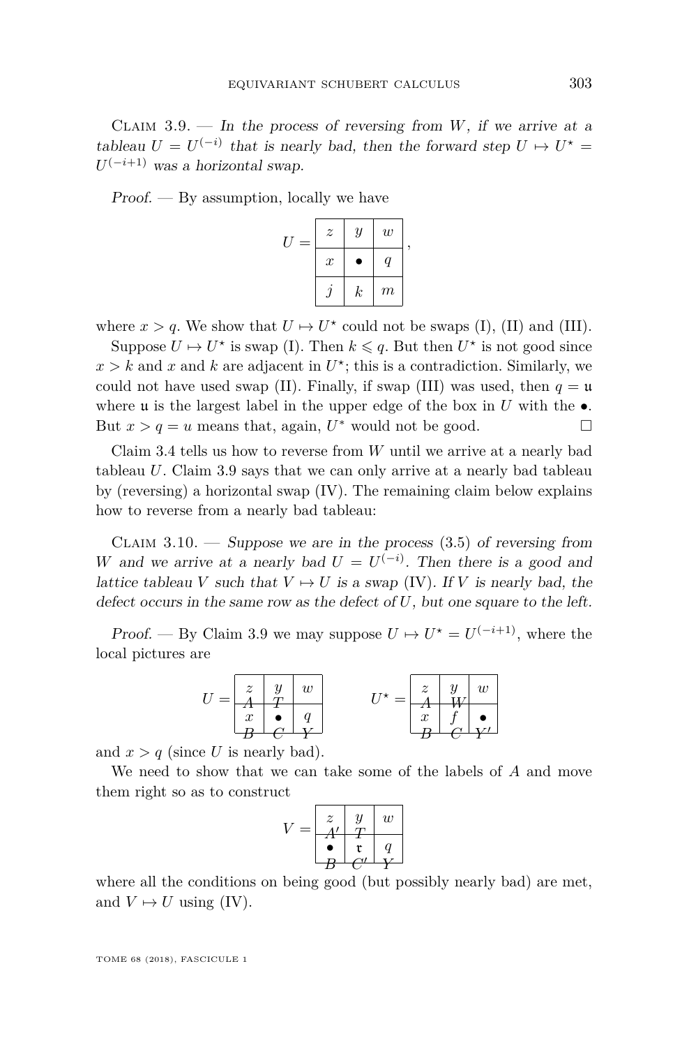Claim 3.9. — *In the process of reversing from $W$, if we arrive at a tableau $U = U^{(-i)}$ that is nearly bad, then the forward step $U \mapsto U^\star = U^{(-i+1)}$ was a horizontal swap.*

*Proof.* — By assumption, locally we have

$$U = \begin{array}{|c|c|c|} \hline z & y & w \\ \hline x & \bullet & q \\ \hline j & k & m \\ \hline \end{array},$$

where $x > q$. We show that $U \mapsto U^\star$ could not be swaps (I), (II) and (III).

Suppose $U \mapsto U^\star$ is swap (I). Then $k \leqslant q$. But then $U^\star$ is not good since $x > k$ and $x$ and $k$ are adjacent in $U^\star$; this is a contradiction. Similarly, we could not have used swap (II). Finally, if swap (III) was used, then $q = \mathfrak{u}$ where $\mathfrak{u}$ is the largest label in the upper edge of the box in $U$ with the $\bullet$. But $x > q = u$ means that, again, $U^*$ would not be good. □

Claim 3.4 tells us how to reverse from $W$ until we arrive at a nearly bad tableau $U$. Claim 3.9 says that we can only arrive at a nearly bad tableau by (reversing) a horizontal swap (IV). The remaining claim below explains how to reverse from a nearly bad tableau:

Claim 3.10. — *Suppose we are in the process* (3.5) *of reversing from $W$ and we arrive at a nearly bad $U = U^{(-i)}$. Then there is a good and lattice tableau $V$ such that $V \mapsto U$ is a swap* (IV)*. If $V$ is nearly bad, the defect occurs in the same row as the defect of $U$, but one square to the left.*

*Proof.* — By Claim 3.9 we may suppose $U \mapsto U^\star = U^{(-i+1)}$, where the local pictures are

$$U = \begin{array}{|c|c|c|} \hline z \;\; A & y \;\; T & w \\ \hline x \;\; B & \bullet \;\; C & q \;\; Y \\ \hline \end{array} \qquad U^\star = \begin{array}{|c|c|c|} \hline z \;\; A & y \;\; W & w \\ \hline x \;\; B & f \;\; C & \bullet \;\; Y' \\ \hline \end{array}$$

and $x > q$ (since $U$ is nearly bad).

We need to show that we can take some of the labels of $A$ and move them right so as to construct

$$V = \begin{array}{|c|c|c|} \hline z \;\; A' & y \;\; T & w \\ \hline \bullet \;\; B & \mathfrak{r} \;\; C' & q \;\; Y \\ \hline \end{array}$$

where all the conditions on being good (but possibly nearly bad) are met, and $V \mapsto U$ using (IV).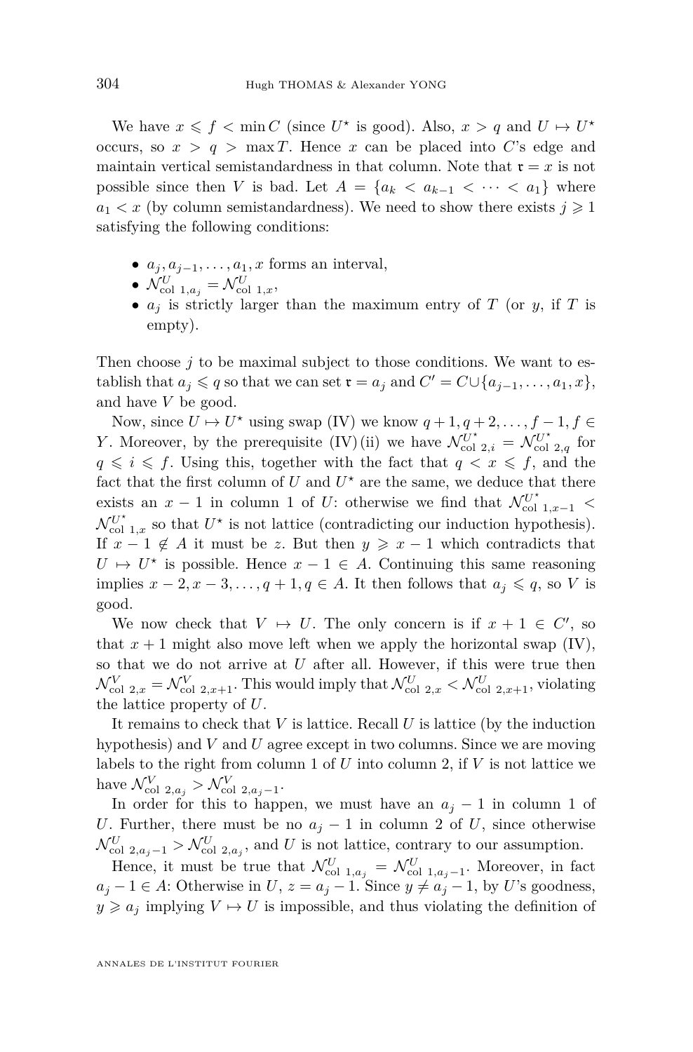We have $x \leqslant f < \min C$ (since $U^\star$ is good). Also, $x > q$ and $U \mapsto U^\star$ occurs, so $x > q > \max T$. Hence $x$ can be placed into $C$'s edge and maintain vertical semistandardness in that column. Note that $\mathfrak{r} = x$ is not possible since then $V$ is bad. Let $A = \{a_k < a_{k-1} < \cdots < a_1\}$ where $a_1 < x$ (by column semistandardness). We need to show there exists $j \geqslant 1$ satisfying the following conditions:

- $a_j, a_{j-1}, \ldots, a_1, x$ forms an interval,
- $\mathcal{N}^U_{\mathrm{col}\ 1,a_j} = \mathcal{N}^U_{\mathrm{col}\ 1,x}$,
- $a_j$ is strictly larger than the maximum entry of $T$ (or $y$, if $T$ is empty).

Then choose $j$ to be maximal subject to those conditions. We want to establish that $a_j \leqslant q$ so that we can set $\mathfrak{r} = a_j$ and $C' = C \cup \{a_{j-1}, \ldots, a_1, x\}$, and have $V$ be good.

Now, since $U \mapsto U^\star$ using swap (IV) we know $q+1, q+2, \ldots, f-1, f \in Y$. Moreover, by the prerequisite (IV)(ii) we have $\mathcal{N}^{U^\star}_{\mathrm{col}\ 2,i} = \mathcal{N}^{U^\star}_{\mathrm{col}\ 2,q}$ for $q \leqslant i \leqslant f$. Using this, together with the fact that $q < x \leqslant f$, and the fact that the first column of $U$ and $U^\star$ are the same, we deduce that there exists an $x-1$ in column 1 of $U$: otherwise we find that $\mathcal{N}^{U^\star}_{\mathrm{col}\ 1,x-1} < \mathcal{N}^{U^\star}_{\mathrm{col}\ 1,x}$ so that $U^\star$ is not lattice (contradicting our induction hypothesis). If $x-1 \notin A$ it must be $z$. But then $y \geqslant x-1$ which contradicts that $U \mapsto U^\star$ is possible. Hence $x-1 \in A$. Continuing this same reasoning implies $x-2, x-3, \ldots, q+1, q \in A$. It then follows that $a_j \leqslant q$, so $V$ is good.

We now check that $V \mapsto U$. The only concern is if $x+1 \in C'$, so that $x+1$ might also move left when we apply the horizontal swap (IV), so that we do not arrive at $U$ after all. However, if this were true then $\mathcal{N}^V_{\mathrm{col}\ 2,x} = \mathcal{N}^V_{\mathrm{col}\ 2,x+1}$. This would imply that $\mathcal{N}^U_{\mathrm{col}\ 2,x} < \mathcal{N}^U_{\mathrm{col}\ 2,x+1}$, violating the lattice property of $U$.

It remains to check that $V$ is lattice. Recall $U$ is lattice (by the induction hypothesis) and $V$ and $U$ agree except in two columns. Since we are moving labels to the right from column 1 of $U$ into column 2, if $V$ is not lattice we have $\mathcal{N}^V_{\mathrm{col}\ 2,a_j} > \mathcal{N}^V_{\mathrm{col}\ 2,a_j-1}$.

In order for this to happen, we must have an $a_j - 1$ in column 1 of $U$. Further, there must be no $a_j - 1$ in column 2 of $U$, since otherwise $\mathcal{N}^U_{\mathrm{col}\ 2,a_j-1} > \mathcal{N}^U_{\mathrm{col}\ 2,a_j}$, and $U$ is not lattice, contrary to our assumption.

Hence, it must be true that $\mathcal{N}^U_{\mathrm{col}\ 1,a_j} = \mathcal{N}^U_{\mathrm{col}\ 1,a_j-1}$. Moreover, in fact $a_j - 1 \in A$: Otherwise in $U$, $z = a_j - 1$. Since $y \neq a_j - 1$, by $U$'s goodness, $y \geqslant a_j$ implying $V \mapsto U$ is impossible, and thus violating the definition of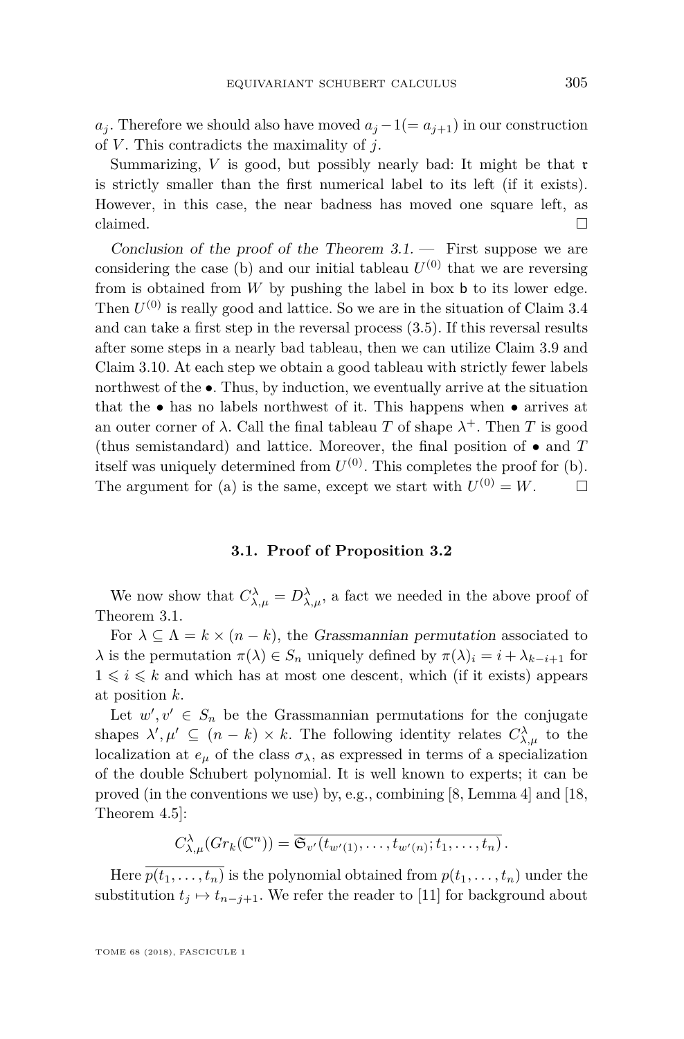$a_j$. Therefore we should also have moved $a_j - 1 (= a_{j+1})$ in our construction of $V$. This contradicts the maximality of $j$.

Summarizing, $V$ is good, but possibly nearly bad: It might be that $\mathfrak{r}$ is strictly smaller than the first numerical label to its left (if it exists). However, in this case, the near badness has moved one square left, as claimed. □

*Conclusion of the proof of the Theorem 3.1.* — First suppose we are considering the case (b) and our initial tableau $U^{(0)}$ that we are reversing from is obtained from $W$ by pushing the label in box $\mathsf{b}$ to its lower edge. Then $U^{(0)}$ is really good and lattice. So we are in the situation of Claim 3.4 and can take a first step in the reversal process (3.5). If this reversal results after some steps in a nearly bad tableau, then we can utilize Claim 3.9 and Claim 3.10. At each step we obtain a good tableau with strictly fewer labels northwest of the $\bullet$. Thus, by induction, we eventually arrive at the situation that the $\bullet$ has no labels northwest of it. This happens when $\bullet$ arrives at an outer corner of $\lambda$. Call the final tableau $T$ of shape $\lambda^+$. Then $T$ is good (thus semistandard) and lattice. Moreover, the final position of $\bullet$ and $T$ itself was uniquely determined from $U^{(0)}$. This completes the proof for (b). The argument for (a) is the same, except we start with $U^{(0)} = W$. □

### 3.1. Proof of Proposition 3.2

We now show that $C_{\lambda,\mu}^{\lambda} = D_{\lambda,\mu}^{\lambda}$, a fact we needed in the above proof of Theorem 3.1.

For $\lambda \subseteq \Lambda = k \times (n-k)$, the *Grassmannian permutation* associated to $\lambda$ is the permutation $\pi(\lambda) \in S_n$ uniquely defined by $\pi(\lambda)_i = i + \lambda_{k-i+1}$ for $1 \leqslant i \leqslant k$ and which has at most one descent, which (if it exists) appears at position $k$.

Let $w', v' \in S_n$ be the Grassmannian permutations for the conjugate shapes $\lambda', \mu' \subseteq (n-k) \times k$. The following identity relates $C_{\lambda,\mu}^{\lambda}$ to the localization at $e_\mu$ of the class $\sigma_\lambda$, as expressed in terms of a specialization of the double Schubert polynomial. It is well known to experts; it can be proved (in the conventions we use) by, e.g., combining [8, Lemma 4] and [18, Theorem 4.5]:

$$C_{\lambda,\mu}^{\lambda}(Gr_k(\mathbb{C}^n)) = \overline{\mathfrak{S}_{v'}(t_{w'(1)}, \ldots, t_{w'(n)}; t_1, \ldots, t_n)}\,.$$

Here $\overline{p(t_1, \ldots, t_n)}$ is the polynomial obtained from $p(t_1, \ldots, t_n)$ under the substitution $t_j \mapsto t_{n-j+1}$. We refer the reader to [11] for background about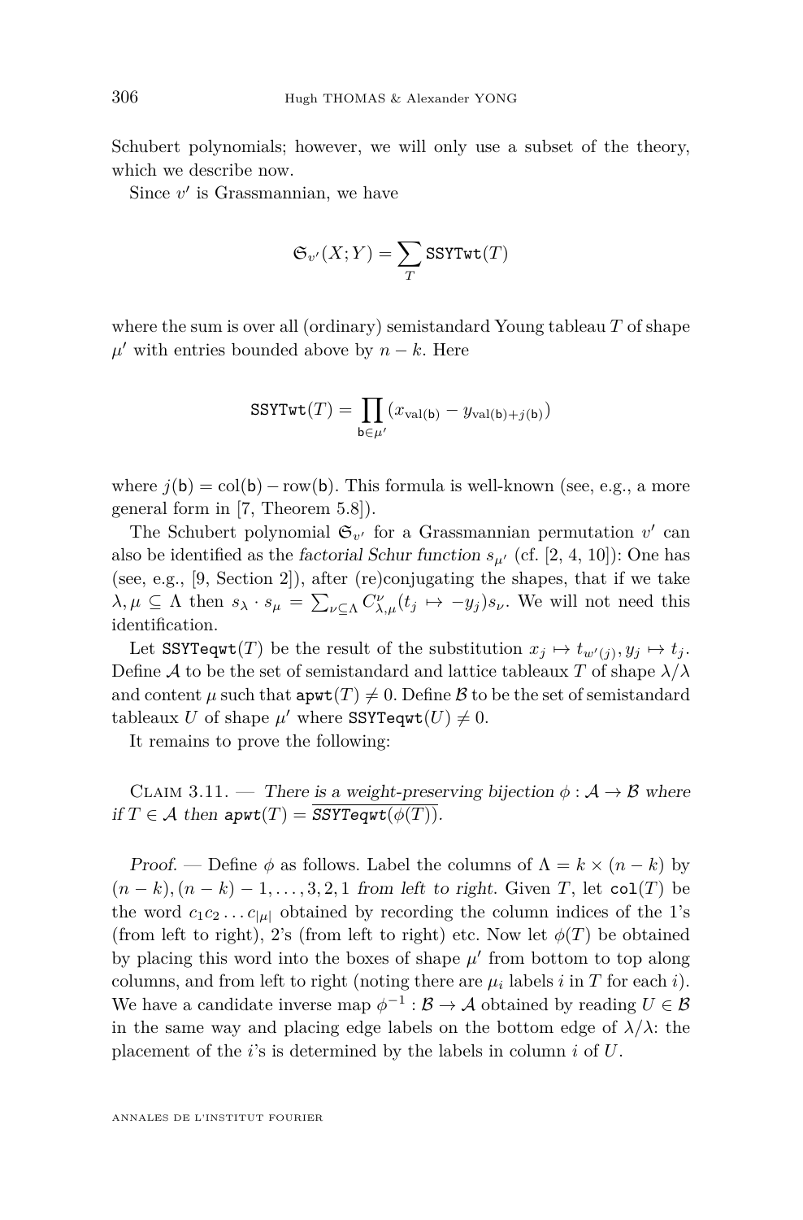Schubert polynomials; however, we will only use a subset of the theory, which we describe now.

Since $v'$ is Grassmannian, we have

$$\mathfrak{S}_{v'}(X;Y) = \sum_{T} \texttt{SSYTwt}(T)$$

where the sum is over all (ordinary) semistandard Young tableau $T$ of shape $\mu'$ with entries bounded above by $n-k$. Here

$$\texttt{SSYTwt}(T) = \prod_{\mathsf{b}\in\mu'} (x_{\mathrm{val}(\mathsf{b})} - y_{\mathrm{val}(\mathsf{b})+j(\mathsf{b})})$$

where $j(\mathsf{b}) = \mathrm{col}(\mathsf{b}) - \mathrm{row}(\mathsf{b})$. This formula is well-known (see, e.g., a more general form in [7, Theorem 5.8]).

The Schubert polynomial $\mathfrak{S}_{v'}$ for a Grassmannian permutation $v'$ can also be identified as the *factorial Schur function* $s_{\mu'}$ (cf. [2, 4, 10]): One has (see, e.g., [9, Section 2]), after (re)conjugating the shapes, that if we take $\lambda, \mu \subseteq \Lambda$ then $s_\lambda \cdot s_\mu = \sum_{\nu\subseteq\Lambda} C_{\lambda,\mu}^{\nu}(t_j \mapsto -y_j) s_\nu$. We will not need this identification.

Let $\texttt{SSYTeqwt}(T)$ be the result of the substitution $x_j \mapsto t_{w'(j)}, y_j \mapsto t_j$. Define $\mathcal{A}$ to be the set of semistandard and lattice tableaux $T$ of shape $\lambda/\lambda$ and content $\mu$ such that $\texttt{apwt}(T) \neq 0$. Define $\mathcal{B}$ to be the set of semistandard tableaux $U$ of shape $\mu'$ where $\texttt{SSYTeqwt}(U) \neq 0$.

It remains to prove the following:

Claim 3.11. — *There is a weight-preserving bijection $\phi : \mathcal{A} \to \mathcal{B}$ where if $T \in \mathcal{A}$ then $\texttt{apwt}(T) = \overline{\texttt{SSYTeqwt}(\phi(T))}$.*

*Proof.* — Define $\phi$ as follows. Label the columns of $\Lambda = k \times (n-k)$ by $(n-k), (n-k)-1, \ldots, 3, 2, 1$ *from left to right*. Given $T$, let $\texttt{col}(T)$ be the word $c_1 c_2 \ldots c_{|\mu|}$ obtained by recording the column indices of the 1's (from left to right), 2's (from left to right) etc. Now let $\phi(T)$ be obtained by placing this word into the boxes of shape $\mu'$ from bottom to top along columns, and from left to right (noting there are $\mu_i$ labels $i$ in $T$ for each $i$). We have a candidate inverse map $\phi^{-1} : \mathcal{B} \to \mathcal{A}$ obtained by reading $U \in \mathcal{B}$ in the same way and placing edge labels on the bottom edge of $\lambda/\lambda$: the placement of the $i$'s is determined by the labels in column $i$ of $U$.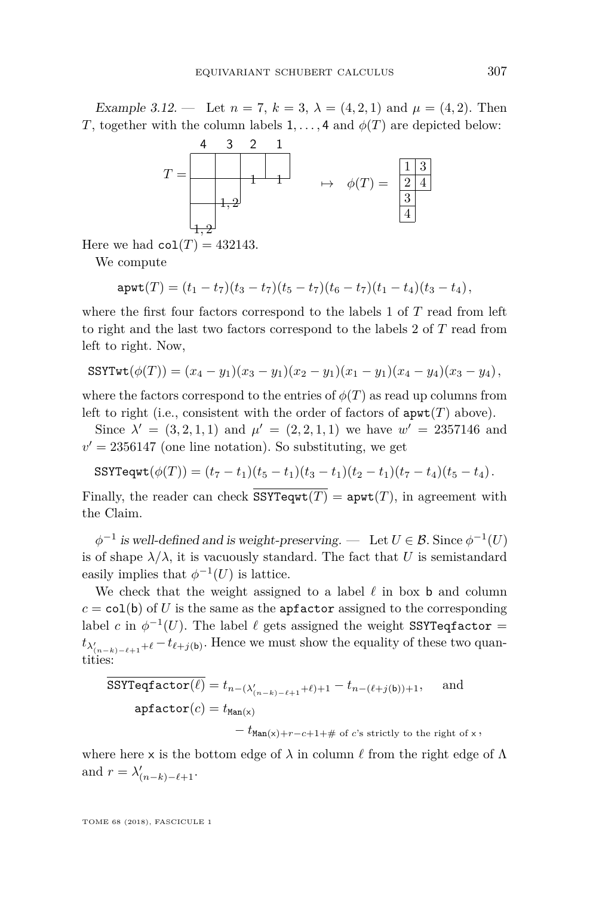*Example 3.12.* — Let $n = 7$, $k = 3$, $\lambda = (4, 2, 1)$ and $\mu = (4, 2)$. Then $T$, together with the column labels $1, \ldots, 4$ and $\phi(T)$ are depicted below:

$$T = \quad (\text{column labels } 4\ 3\ 2\ 1;\ \text{labels } 1,\ 1,\ \{1,2\},\ \{1,2\}) \quad \mapsto \quad \phi(T) = \begin{array}{|c|c|}\hline 1 & 3 \\ \hline 2 & 4 \\ \hline 3 \\ \cline{1-1} 4 \\ \cline{1-1}\end{array}$$

Here we had $\mathtt{col}(T) = 432143$.

We compute

$$\mathtt{apwt}(T) = (t_1 - t_7)(t_3 - t_7)(t_5 - t_7)(t_6 - t_7)(t_1 - t_4)(t_3 - t_4),$$

where the first four factors correspond to the labels 1 of $T$ read from left to right and the last two factors correspond to the labels 2 of $T$ read from left to right. Now,

$$\mathtt{SSYTwt}(\phi(T)) = (x_4 - y_1)(x_3 - y_1)(x_2 - y_1)(x_1 - y_1)(x_4 - y_4)(x_3 - y_4),$$

where the factors correspond to the entries of $\phi(T)$ as read up columns from left to right (i.e., consistent with the order of factors of $\mathtt{apwt}(T)$ above).

Since $\lambda' = (3, 2, 1, 1)$ and $\mu' = (2, 2, 1, 1)$ we have $w' = 2357146$ and $v' = 2356147$ (one line notation). So substituting, we get

$$\mathtt{SSYTeqwt}(\phi(T)) = (t_7 - t_1)(t_5 - t_1)(t_3 - t_1)(t_2 - t_1)(t_7 - t_4)(t_5 - t_4).$$

Finally, the reader can check $\overline{\mathtt{SSYTeqwt}(T)} = \mathtt{apwt}(T)$, in agreement with the Claim.

*$\phi^{-1}$ is well-defined and is weight-preserving.* — Let $U \in \mathcal{B}$. Since $\phi^{-1}(U)$ is of shape $\lambda/\lambda$, it is vacuously standard. The fact that $U$ is semistandard easily implies that $\phi^{-1}(U)$ is lattice.

We check that the weight assigned to a label $\ell$ in box $\mathsf{b}$ and column $c = \mathtt{col}(\mathsf{b})$ of $U$ is the same as the $\mathtt{apfactor}$ assigned to the corresponding label $c$ in $\phi^{-1}(U)$. The label $\ell$ gets assigned the weight $\mathtt{SSYTeqfactor} = t_{\lambda'_{(n-k)-\ell+1}+\ell} - t_{\ell+j(\mathsf{b})}$. Hence we must show the equality of these two quantities:

$$\overline{\mathtt{SSYTeqfactor}(\ell)} = t_{n-(\lambda'_{(n-k)-\ell+1}+\ell)+1} - t_{n-(\ell+j(\mathsf{b}))+1}, \quad \text{and}$$

$$\mathtt{apfactor}(c) = t_{\mathtt{Man}(\mathsf{x})} - t_{\mathtt{Man}(\mathsf{x})+r-c+1+\#\text{ of } c\text{'s strictly to the right of } \mathsf{x}},$$

where here $\mathsf{x}$ is the bottom edge of $\lambda$ in column $\ell$ from the right edge of $\Lambda$ and $r = \lambda'_{(n-k)-\ell+1}$.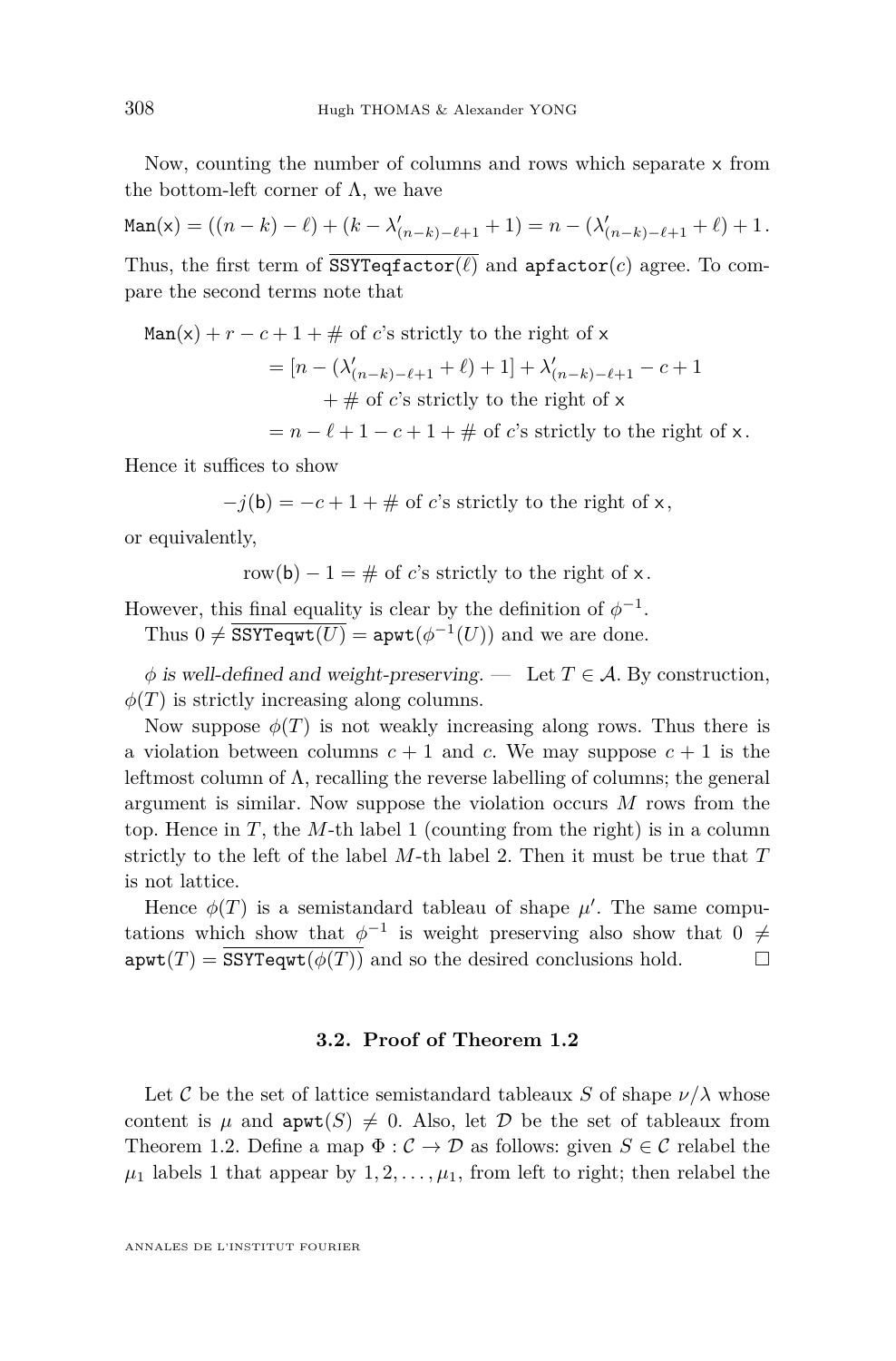Now, counting the number of columns and rows which separate $\mathsf{x}$ from the bottom-left corner of $\Lambda$, we have

$$\mathtt{Man}(\mathsf{x}) = ((n-k)-\ell) + (k - \lambda'_{(n-k)-\ell+1} + 1) = n - (\lambda'_{(n-k)-\ell+1} + \ell) + 1.$$

Thus, the first term of $\overline{\mathtt{SSYTeqfactor}(\ell)}$ and $\mathtt{apfactor}(c)$ agree. To compare the second terms note that

$$\begin{aligned}
\mathtt{Man}(\mathsf{x}) + r - c + 1 + \#\text{ of } c\text{'s strictly to the right of } \mathsf{x} \\
&= [n - (\lambda'_{(n-k)-\ell+1} + \ell) + 1] + \lambda'_{(n-k)-\ell+1} - c + 1 \\
&\qquad + \#\text{ of } c\text{'s strictly to the right of } \mathsf{x} \\
&= n - \ell + 1 - c + 1 + \#\text{ of } c\text{'s strictly to the right of } \mathsf{x}.
\end{aligned}$$

Hence it suffices to show

$$-j(\mathsf{b}) = -c + 1 + \#\text{ of } c\text{'s strictly to the right of } \mathsf{x},$$

or equivalently,

$$\mathrm{row}(\mathsf{b}) - 1 = \#\text{ of } c\text{'s strictly to the right of } \mathsf{x}.$$

However, this final equality is clear by the definition of $\phi^{-1}$.

Thus $0 \neq \overline{\mathtt{SSYTeqwt}(U)} = \mathtt{apwt}(\phi^{-1}(U))$ and we are done.

*$\phi$ is well-defined and weight-preserving.* — Let $T \in \mathcal{A}$. By construction, $\phi(T)$ is strictly increasing along columns.

Now suppose $\phi(T)$ is not weakly increasing along rows. Thus there is a violation between columns $c+1$ and $c$. We may suppose $c+1$ is the leftmost column of $\Lambda$, recalling the reverse labelling of columns; the general argument is similar. Now suppose the violation occurs $M$ rows from the top. Hence in $T$, the $M$-th label 1 (counting from the right) is in a column strictly to the left of the label $M$-th label 2. Then it must be true that $T$ is not lattice.

Hence $\phi(T)$ is a semistandard tableau of shape $\mu'$. The same computations which show that $\phi^{-1}$ is weight preserving also show that $0 \neq \mathtt{apwt}(T) = \overline{\mathtt{SSYTeqwt}(\phi(T))}$ and so the desired conclusions hold. □

### 3.2. Proof of Theorem 1.2

Let $\mathcal{C}$ be the set of lattice semistandard tableaux $S$ of shape $\nu/\lambda$ whose content is $\mu$ and $\mathtt{apwt}(S) \neq 0$. Also, let $\mathcal{D}$ be the set of tableaux from Theorem 1.2. Define a map $\Phi : \mathcal{C} \to \mathcal{D}$ as follows: given $S \in \mathcal{C}$ relabel the $\mu_1$ labels 1 that appear by $1, 2, \ldots, \mu_1$, from left to right; then relabel the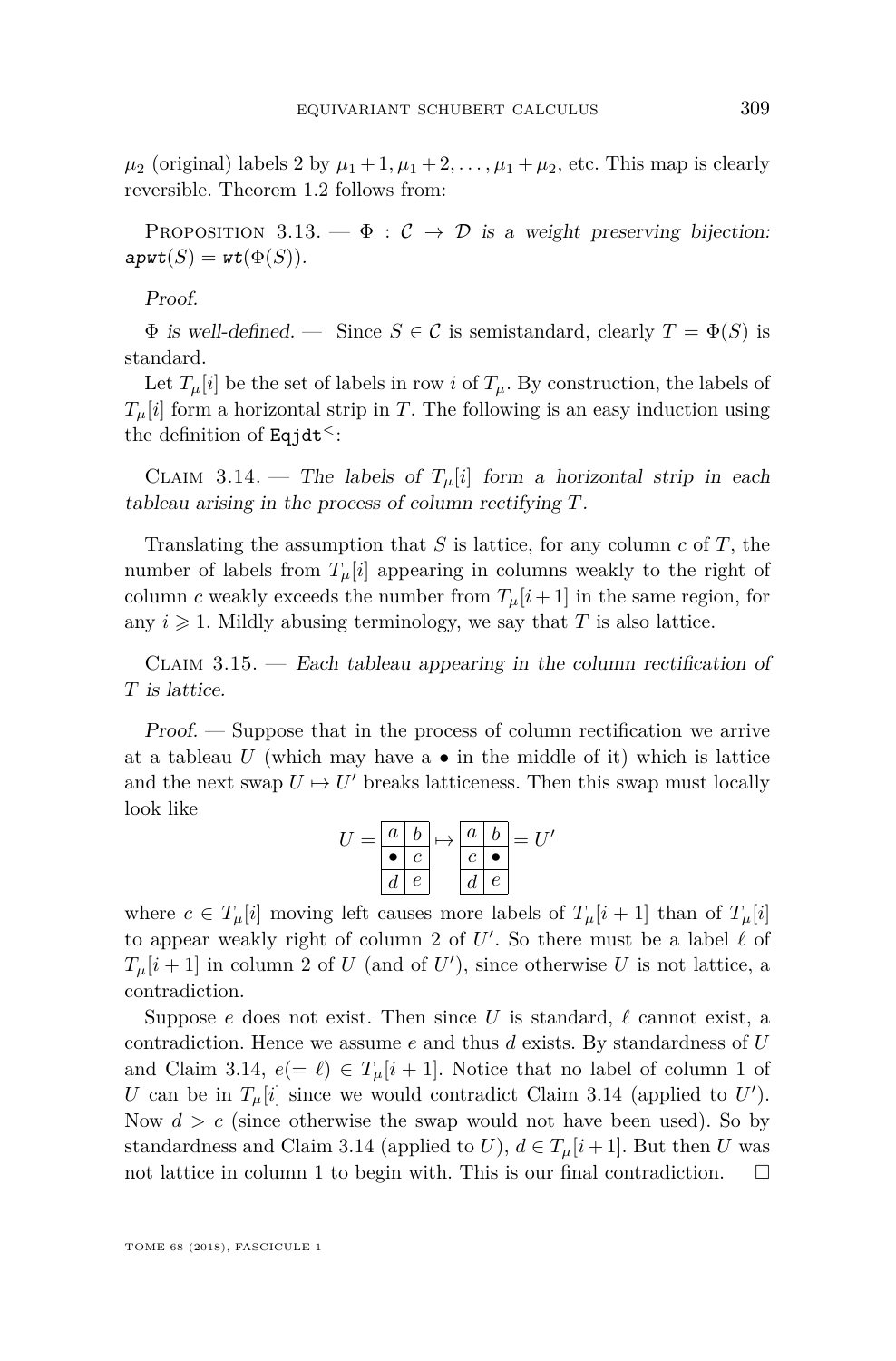$\mu_2$ (original) labels 2 by $\mu_1+1, \mu_1+2, \ldots, \mu_1+\mu_2$, etc. This map is clearly reversible. Theorem 1.2 follows from:

Proposition 3.13. — *$\Phi : \mathcal{C} \to \mathcal{D}$ is a weight preserving bijection: $\mathtt{apwt}(S) = \mathtt{wt}(\Phi(S))$.*

*Proof.*

*$\Phi$ is well-defined.* — Since $S \in \mathcal{C}$ is semistandard, clearly $T = \Phi(S)$ is standard.

Let $T_\mu[i]$ be the set of labels in row $i$ of $T_\mu$. By construction, the labels of $T_\mu[i]$ form a horizontal strip in $T$. The following is an easy induction using the definition of $\mathtt{Eqjdt}^{<}$:

Claim 3.14. — *The labels of $T_\mu[i]$ form a horizontal strip in each tableau arising in the process of column rectifying $T$.*

Translating the assumption that $S$ is lattice, for any column $c$ of $T$, the number of labels from $T_\mu[i]$ appearing in columns weakly to the right of column $c$ weakly exceeds the number from $T_\mu[i+1]$ in the same region, for any $i \geqslant 1$. Mildly abusing terminology, we say that $T$ is also lattice.

Claim 3.15. — *Each tableau appearing in the column rectification of $T$ is lattice.*

*Proof.* — Suppose that in the process of column rectification we arrive at a tableau $U$ (which may have a $\bullet$ in the middle of it) which is lattice and the next swap $U \mapsto U'$ breaks latticeness. Then this swap must locally look like

$$U = \begin{array}{|c|c|}\hline a & b \\ \hline \bullet & c \\ \hline d & e \\ \hline \end{array} \mapsto \begin{array}{|c|c|}\hline a & b \\ \hline c & \bullet \\ \hline d & e \\ \hline \end{array} = U'$$

where $c \in T_\mu[i]$ moving left causes more labels of $T_\mu[i+1]$ than of $T_\mu[i]$ to appear weakly right of column 2 of $U'$. So there must be a label $\ell$ of $T_\mu[i+1]$ in column 2 of $U$ (and of $U'$), since otherwise $U$ is not lattice, a contradiction.

Suppose $e$ does not exist. Then since $U$ is standard, $\ell$ cannot exist, a contradiction. Hence we assume $e$ and thus $d$ exists. By standardness of $U$ and Claim 3.14, $e (= \ell) \in T_\mu[i+1]$. Notice that no label of column 1 of $U$ can be in $T_\mu[i]$ since we would contradict Claim 3.14 (applied to $U'$). Now $d > c$ (since otherwise the swap would not have been used). So by standardness and Claim 3.14 (applied to $U$), $d \in T_\mu[i+1]$. But then $U$ was not lattice in column 1 to begin with. This is our final contradiction. $\square$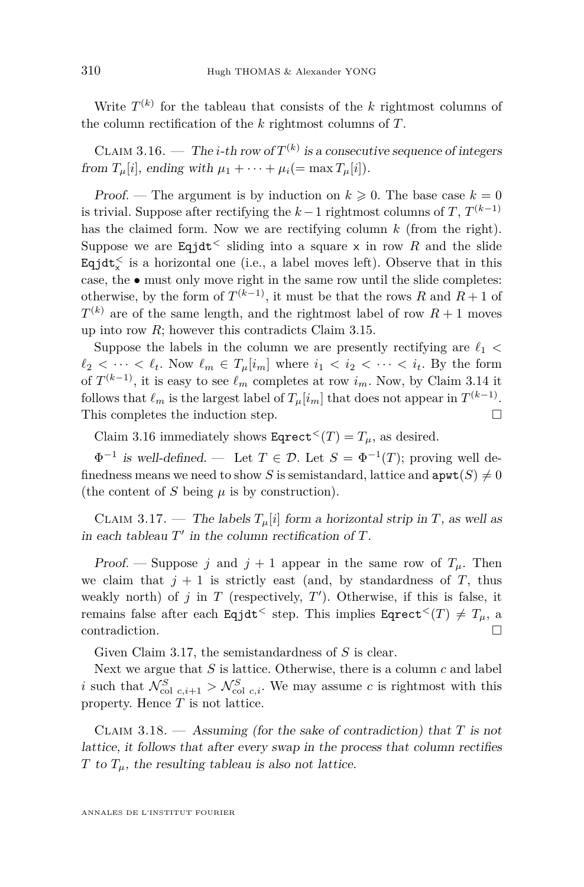Write $T^{(k)}$ for the tableau that consists of the $k$ rightmost columns of the column rectification of the $k$ rightmost columns of $T$.

Claim 3.16. — *The $i$-th row of $T^{(k)}$ is a consecutive sequence of integers from $T_\mu[i]$, ending with $\mu_1 + \cdots + \mu_i (= \max T_\mu[i])$.*

*Proof.* — The argument is by induction on $k \geqslant 0$. The base case $k = 0$ is trivial. Suppose after rectifying the $k-1$ rightmost columns of $T$, $T^{(k-1)}$ has the claimed form. Now we are rectifying column $k$ (from the right). Suppose we are $\mathtt{Eqjdt}^<$ sliding into a square $\mathtt{x}$ in row $R$ and the slide $\mathtt{Eqjdt}^<_{\mathtt{x}}$ is a horizontal one (i.e., a label moves left). Observe that in this case, the $\bullet$ must only move right in the same row until the slide completes: otherwise, by the form of $T^{(k-1)}$, it must be that the rows $R$ and $R+1$ of $T^{(k)}$ are of the same length, and the rightmost label of row $R+1$ moves up into row $R$; however this contradicts Claim 3.15.

Suppose the labels in the column we are presently rectifying are $\ell_1 < \ell_2 < \cdots < \ell_t$. Now $\ell_m \in T_\mu[i_m]$ where $i_1 < i_2 < \cdots < i_t$. By the form of $T^{(k-1)}$, it is easy to see $\ell_m$ completes at row $i_m$. Now, by Claim 3.14 it follows that $\ell_m$ is the largest label of $T_\mu[i_m]$ that does not appear in $T^{(k-1)}$. This completes the induction step. $\square$

Claim 3.16 immediately shows $\mathtt{Eqrect}^<(T) = T_\mu$, as desired.

*$\Phi^{-1}$ is well-defined.* — Let $T \in \mathcal{D}$. Let $S = \Phi^{-1}(T)$; proving well definedness means we need to show $S$ is semistandard, lattice and $\mathtt{apwt}(S) \neq 0$ (the content of $S$ being $\mu$ is by construction).

Claim 3.17. — *The labels $T_\mu[i]$ form a horizontal strip in $T$, as well as in each tableau $T'$ in the column rectification of $T$.*

*Proof.* — Suppose $j$ and $j+1$ appear in the same row of $T_\mu$. Then we claim that $j+1$ is strictly east (and, by standardness of $T$, thus weakly north) of $j$ in $T$ (respectively, $T'$). Otherwise, if this is false, it remains false after each $\mathtt{Eqjdt}^<$ step. This implies $\mathtt{Eqrect}^<(T) \neq T_\mu$, a contradiction. $\square$

Given Claim 3.17, the semistandardness of $S$ is clear.

Next we argue that $S$ is lattice. Otherwise, there is a column $c$ and label $i$ such that $\mathcal{N}^S_{\mathrm{col}\ c,i+1} > \mathcal{N}^S_{\mathrm{col}\ c,i}$. We may assume $c$ is rightmost with this property. Hence $T$ is not lattice.

Claim 3.18. — *Assuming (for the sake of contradiction) that $T$ is not lattice, it follows that after every swap in the process that column rectifies $T$ to $T_\mu$, the resulting tableau is also not lattice.*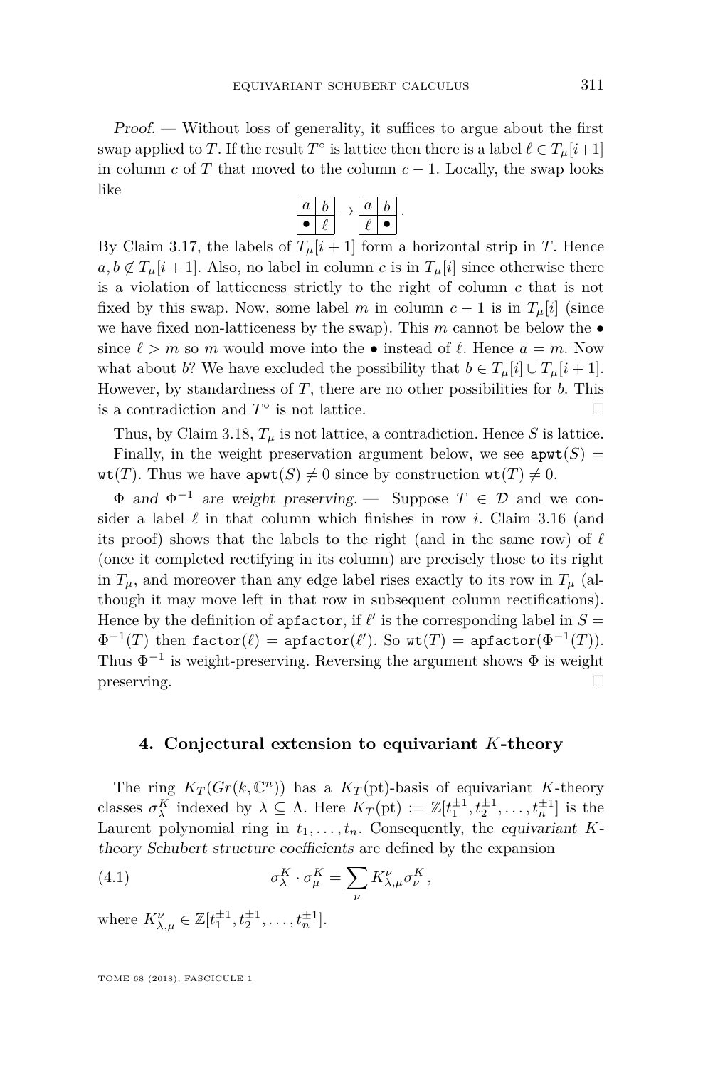*Proof.* — Without loss of generality, it suffices to argue about the first swap applied to $T$. If the result $T^\circ$ is lattice then there is a label $\ell \in T_\mu[i+1]$ in column $c$ of $T$ that moved to the column $c-1$. Locally, the swap looks like

$$\begin{array}{|c|c|}\hline a & b \\ \hline \bullet & \ell \\ \hline \end{array} \to \begin{array}{|c|c|}\hline a & b \\ \hline \ell & \bullet \\ \hline \end{array}.$$

By Claim 3.17, the labels of $T_\mu[i+1]$ form a horizontal strip in $T$. Hence $a, b \notin T_\mu[i+1]$. Also, no label in column $c$ is in $T_\mu[i]$ since otherwise there is a violation of latticeness strictly to the right of column $c$ that is not fixed by this swap. Now, some label $m$ in column $c-1$ is in $T_\mu[i]$ (since we have fixed non-latticeness by the swap). This $m$ cannot be below the $\bullet$ since $\ell > m$ so $m$ would move into the $\bullet$ instead of $\ell$. Hence $a = m$. Now what about $b$? We have excluded the possibility that $b \in T_\mu[i] \cup T_\mu[i+1]$. However, by standardness of $T$, there are no other possibilities for $b$. This is a contradiction and $T^\circ$ is not lattice. □

Thus, by Claim 3.18, $T_\mu$ is not lattice, a contradiction. Hence $S$ is lattice.

Finally, in the weight preservation argument below, we see $\mathtt{apwt}(S) = \mathtt{wt}(T)$. Thus we have $\mathtt{apwt}(S) \neq 0$ since by construction $\mathtt{wt}(T) \neq 0$.

*$\Phi$ and $\Phi^{-1}$ are weight preserving.* — Suppose $T \in \mathcal{D}$ and we consider a label $\ell$ in that column which finishes in row $i$. Claim 3.16 (and its proof) shows that the labels to the right (and in the same row) of $\ell$ (once it completed rectifying in its column) are precisely those to its right in $T_\mu$, and moreover than any edge label rises exactly to its row in $T_\mu$ (although it may move left in that row in subsequent column rectifications). Hence by the definition of $\mathtt{apfactor}$, if $\ell'$ is the corresponding label in $S = \Phi^{-1}(T)$ then $\mathtt{factor}(\ell) = \mathtt{apfactor}(\ell')$. So $\mathtt{wt}(T) = \mathtt{apfactor}(\Phi^{-1}(T))$. Thus $\Phi^{-1}$ is weight-preserving. Reversing the argument shows $\Phi$ is weight preserving. □

## 4. Conjectural extension to equivariant $K$-theory

The ring $K_T(Gr(k, \mathbb{C}^n))$ has a $K_T(\mathrm{pt})$-basis of equivariant $K$-theory classes $\sigma_\lambda^K$ indexed by $\lambda \subseteq \Lambda$. Here $K_T(\mathrm{pt}) := \mathbb{Z}[t_1^{\pm 1}, t_2^{\pm 1}, \ldots, t_n^{\pm 1}]$ is the Laurent polynomial ring in $t_1, \ldots, t_n$. Consequently, the *equivariant $K$-theory Schubert structure coefficients* are defined by the expansion

$$\sigma_\lambda^K \cdot \sigma_\mu^K = \sum_\nu K_{\lambda,\mu}^\nu \sigma_\nu^K, \tag{4.1}$$

where $K_{\lambda,\mu}^\nu \in \mathbb{Z}[t_1^{\pm 1}, t_2^{\pm 1}, \ldots, t_n^{\pm 1}]$.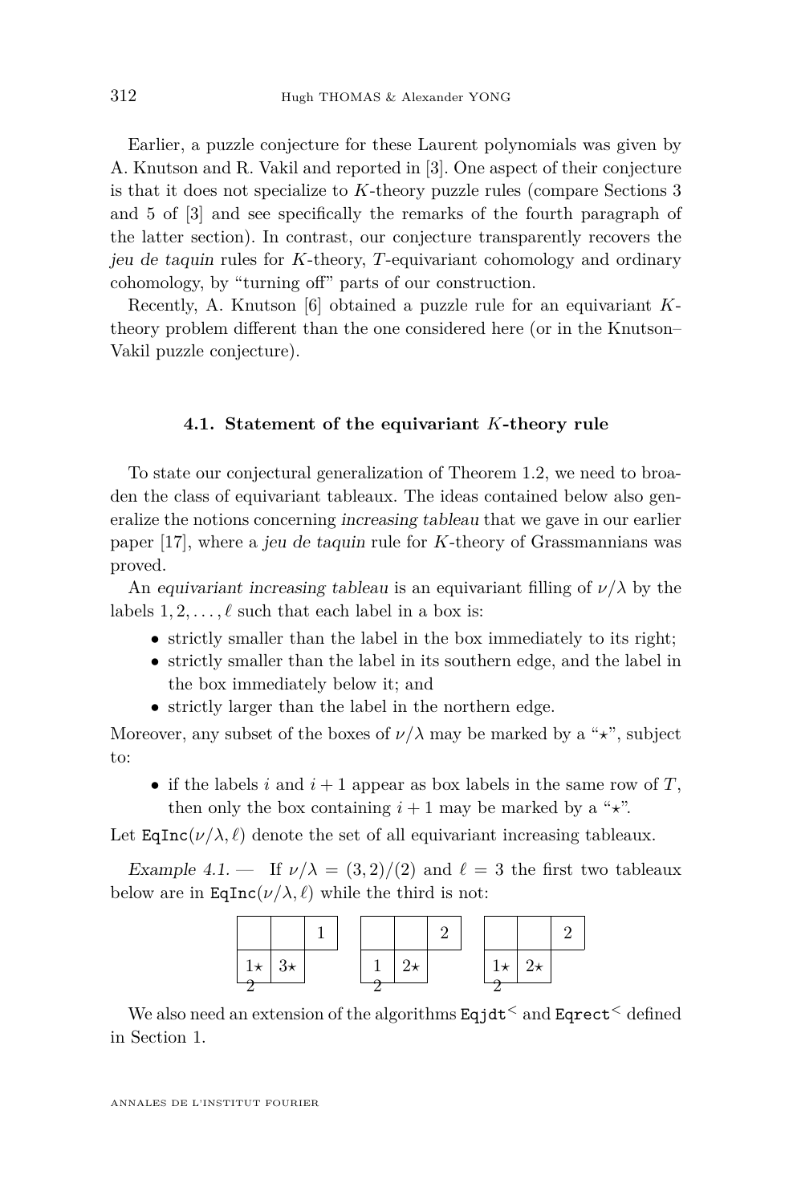Earlier, a puzzle conjecture for these Laurent polynomials was given by A. Knutson and R. Vakil and reported in [3]. One aspect of their conjecture is that it does not specialize to $K$-theory puzzle rules (compare Sections 3 and 5 of [3] and see specifically the remarks of the fourth paragraph of the latter section). In contrast, our conjecture transparently recovers the *jeu de taquin* rules for $K$-theory, $T$-equivariant cohomology and ordinary cohomology, by "turning off" parts of our construction.

Recently, A. Knutson [6] obtained a puzzle rule for an equivariant $K$-theory problem different than the one considered here (or in the Knutson–Vakil puzzle conjecture).

### 4.1. Statement of the equivariant $K$-theory rule

To state our conjectural generalization of Theorem 1.2, we need to broaden the class of equivariant tableaux. The ideas contained below also generalize the notions concerning *increasing tableau* that we gave in our earlier paper [17], where a *jeu de taquin* rule for $K$-theory of Grassmannians was proved.

An *equivariant increasing tableau* is an equivariant filling of $\nu/\lambda$ by the labels $1, 2, \ldots, \ell$ such that each label in a box is:

- strictly smaller than the label in the box immediately to its right;
- strictly smaller than the label in its southern edge, and the label in the box immediately below it; and
- strictly larger than the label in the northern edge.

Moreover, any subset of the boxes of $\nu/\lambda$ may be marked by a "$\star$", subject to:

- if the labels $i$ and $i+1$ appear as box labels in the same row of $T$, then only the box containing $i+1$ may be marked by a "$\star$".

Let $\mathtt{EqInc}(\nu/\lambda, \ell)$ denote the set of all equivariant increasing tableaux.

*Example 4.1.* — If $\nu/\lambda = (3,2)/(2)$ and $\ell = 3$ the first two tableaux below are in $\mathtt{EqInc}(\nu/\lambda, \ell)$ while the third is not:

| | | 1 |
|---|---|---|
| $1\star$ (south edge: 2) | $3\star$ | |

| | | 2 |
|---|---|---|
| 1 (south edge: 2) | $2\star$ | |

| | | 2 |
|---|---|---|
| $1\star$ (south edge: 2) | $2\star$ | |

We also need an extension of the algorithms $\mathtt{Eqjdt}^{<}$ and $\mathtt{Eqrect}^{<}$ defined in Section 1.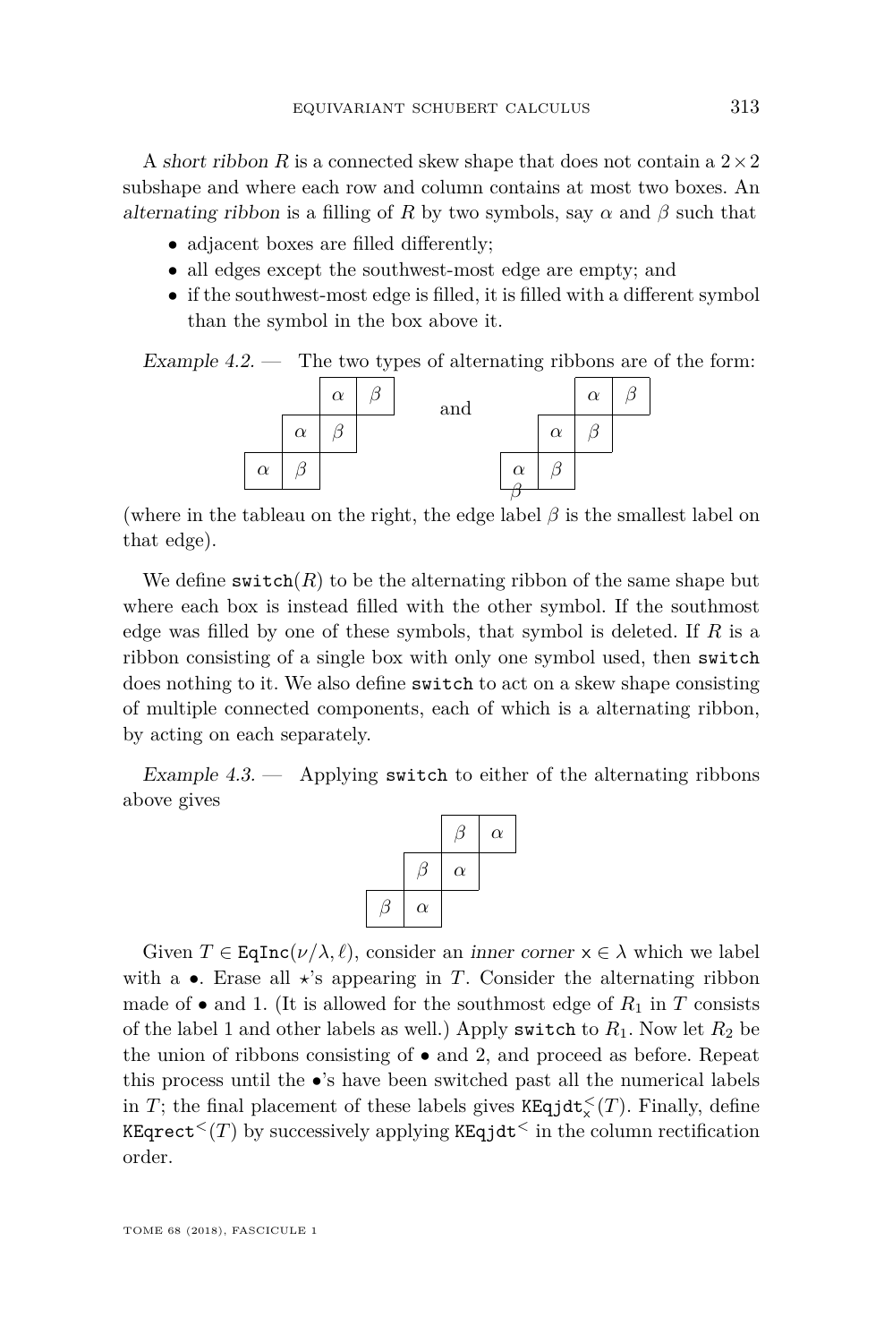A *short ribbon* $R$ is a connected skew shape that does not contain a $2\times 2$ subshape and where each row and column contains at most two boxes. An *alternating ribbon* is a filling of $R$ by two symbols, say $\alpha$ and $\beta$ such that

- adjacent boxes are filled differently;
- all edges except the southwest-most edge are empty; and
- if the southwest-most edge is filled, it is filled with a different symbol than the symbol in the box above it.

*Example 4.2.* — The two types of alternating ribbons are of the form:

|  |  | $\alpha$ | $\beta$ |
|---|---|---|---|
|  | $\alpha$ | $\beta$ |  |
| $\alpha$ | $\beta$ |  |  |

and

|  |  | $\alpha$ | $\beta$ |
|---|---|---|---|
|  | $\alpha$ | $\beta$ |  |
| $\alpha$ (edge: $\beta$) | $\beta$ |  |  |

(where in the tableau on the right, the edge label $\beta$ is the smallest label on that edge).

We define `switch`$(R)$ to be the alternating ribbon of the same shape but where each box is instead filled with the other symbol. If the southmost edge was filled by one of these symbols, that symbol is deleted. If $R$ is a ribbon consisting of a single box with only one symbol used, then `switch` does nothing to it. We also define `switch` to act on a skew shape consisting of multiple connected components, each of which is a alternating ribbon, by acting on each separately.

*Example 4.3.* — Applying `switch` to either of the alternating ribbons above gives

|  |  | $\beta$ | $\alpha$ |
|---|---|---|---|
|  | $\beta$ | $\alpha$ |  |
| $\beta$ | $\alpha$ |  |  |

Given $T \in \mathtt{EqInc}(\nu/\lambda, \ell)$, consider an *inner corner* $\mathsf{x} \in \lambda$ which we label with a $\bullet$. Erase all $\star$'s appearing in $T$. Consider the alternating ribbon made of $\bullet$ and 1. (It is allowed for the southmost edge of $R_1$ in $T$ consists of the label 1 and other labels as well.) Apply `switch` to $R_1$. Now let $R_2$ be the union of ribbons consisting of $\bullet$ and 2, and proceed as before. Repeat this process until the $\bullet$'s have been switched past all the numerical labels in $T$; the final placement of these labels gives $\mathtt{KEqjdt}^{<}_{\mathsf{x}}(T)$. Finally, define $\mathtt{KEqrect}^{<}(T)$ by successively applying $\mathtt{KEqjdt}^{<}$ in the column rectification order.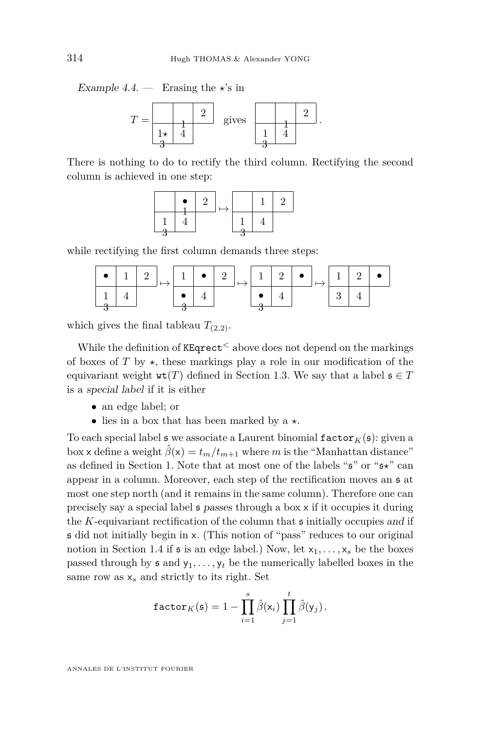*Example 4.4.* — Erasing the ⋆'s in

$$T = \begin{array}{|c|c|c|}\hline & & 2 \\ \hline 1\star & \overset{1}{4} & \\ \hline \end{array}_{3} \quad \text{gives} \quad \begin{array}{|c|c|c|}\hline & & 2 \\ \hline 1 & \overset{1}{4} & \\ \hline \end{array}_{3}.$$

(Here the label 1 above the 4 and the label 3 below the first box of the second row are edge labels.)

There is nothing to do to rectify the third column. Rectifying the second column is achieved in one step:

$$\begin{array}{|c|c|c|}\hline & \bullet & 2 \\ \hline 1 & \overset{1}{4} & \\ \hline \end{array}_{3} \mapsto \begin{array}{|c|c|c|}\hline & 1 & 2 \\ \hline 1 & 4 & \\ \hline \end{array}_{3}$$

while rectifying the first column demands three steps:

$$\begin{array}{|c|c|c|}\hline \bullet & 1 & 2 \\ \hline 1 & 4 & \\ \hline \end{array}_{3} \mapsto \begin{array}{|c|c|c|}\hline 1 & \bullet & 2 \\ \hline \bullet & 4 & \\ \hline \end{array}_{3} \mapsto \begin{array}{|c|c|c|}\hline 1 & 2 & \bullet \\ \hline \bullet & 4 & \\ \hline \end{array}_{3} \mapsto \begin{array}{|c|c|c|}\hline 1 & 2 & \bullet \\ \hline 3 & 4 & \\ \hline \end{array}$$

which gives the final tableau $T_{(2,2)}$.

While the definition of $\mathtt{KEqrect}^{<}$ above does not depend on the markings of boxes of $T$ by $\star$, these markings play a role in our modification of the equivariant weight $\mathtt{wt}(T)$ defined in Section 1.3. We say that a label $\mathfrak{s} \in T$ is a *special label* if it is either

- an edge label; or
- lies in a box that has been marked by a $\star$.

To each special label $\mathfrak{s}$ we associate a Laurent binomial $\mathtt{factor}_K(\mathfrak{s})$: given a box $\mathsf{x}$ define a weight $\hat{\beta}(\mathsf{x}) = t_m/t_{m+1}$ where $m$ is the "Manhattan distance" as defined in Section 1. Note that at most one of the labels "$\mathfrak{s}$" or "$\mathfrak{s}\star$" can appear in a column. Moreover, each step of the rectification moves an $\mathfrak{s}$ at most one step north (and it remains in the same column). Therefore one can precisely say a special label $\mathfrak{s}$ *passes* through a box $\mathsf{x}$ if it occupies it during the $K$-equivariant rectification of the column that $\mathfrak{s}$ initially occupies *and* if $\mathfrak{s}$ did not initially begin in $\mathsf{x}$. (This notion of "pass" reduces to our original notion in Section 1.4 if $\mathfrak{s}$ is an edge label.) Now, let $\mathsf{x}_1, \ldots, \mathsf{x}_s$ be the boxes passed through by $\mathfrak{s}$ and $\mathsf{y}_1, \ldots, \mathsf{y}_t$ be the numerically labelled boxes in the same row as $\mathsf{x}_s$ and strictly to its right. Set

$$\mathtt{factor}_K(\mathfrak{s}) = 1 - \prod_{i=1}^{s} \hat{\beta}(\mathsf{x}_i) \prod_{j=1}^{t} \hat{\beta}(\mathsf{y}_j).$$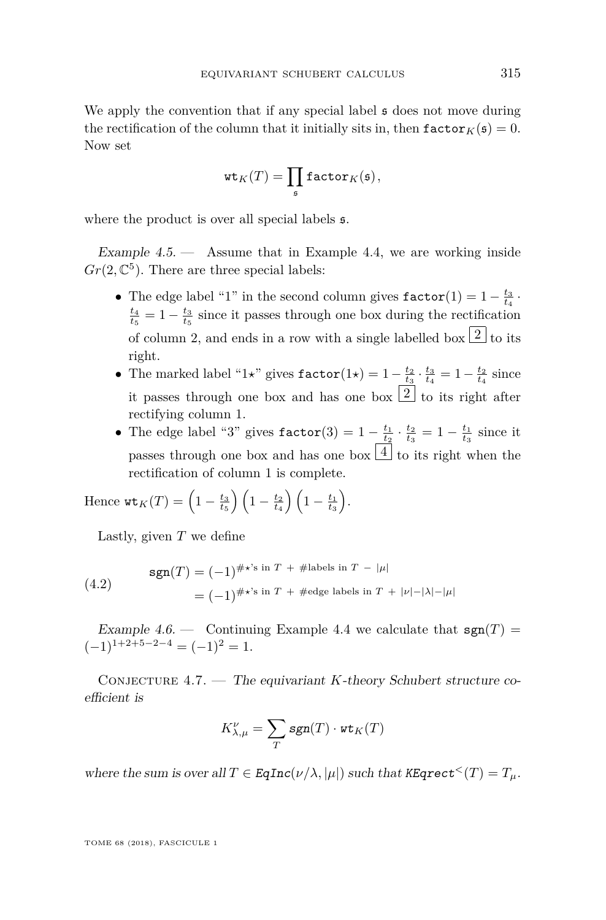We apply the convention that if any special label $\mathfrak{s}$ does not move during the rectification of the column that it initially sits in, then $\texttt{factor}_K(\mathfrak{s}) = 0$. Now set

$$\texttt{wt}_K(T) = \prod_{\mathfrak{s}} \texttt{factor}_K(\mathfrak{s}),$$

where the product is over all special labels $\mathfrak{s}$.

*Example 4.5.* — Assume that in Example 4.4, we are working inside $Gr(2, \mathbb{C}^5)$. There are three special labels:

- The edge label "1" in the second column gives $\texttt{factor}(1) = 1 - \frac{t_3}{t_4} \cdot \frac{t_4}{t_5} = 1 - \frac{t_3}{t_5}$ since it passes through one box during the rectification of column 2, and ends in a row with a single labelled box $\boxed{2}$ to its right.
- The marked label "$1\star$" gives $\texttt{factor}(1\star) = 1 - \frac{t_2}{t_3} \cdot \frac{t_3}{t_4} = 1 - \frac{t_2}{t_4}$ since it passes through one box and has one box $\boxed{2}$ to its right after rectifying column 1.
- The edge label "3" gives $\texttt{factor}(3) = 1 - \frac{t_1}{t_2} \cdot \frac{t_2}{t_3} = 1 - \frac{t_1}{t_3}$ since it passes through one box and has one box $\boxed{4}$ to its right when the rectification of column 1 is complete.

Hence $\texttt{wt}_K(T) = \left(1 - \frac{t_3}{t_5}\right)\left(1 - \frac{t_2}{t_4}\right)\left(1 - \frac{t_1}{t_3}\right)$.

Lastly, given $T$ we define

$$\begin{aligned} \texttt{sgn}(T) &= (-1)^{\#\star\text{'s in } T \;+\; \#\text{labels in } T \;-\; |\mu|} \\ &= (-1)^{\#\star\text{'s in } T \;+\; \#\text{edge labels in } T \;+\; |\nu| - |\lambda| - |\mu|} \end{aligned} \tag{4.2}$$

*Example 4.6.* — Continuing Example 4.4 we calculate that $\texttt{sgn}(T) = (-1)^{1+2+5-2-4} = (-1)^2 = 1$.

Conjecture 4.7. — *The equivariant K-theory Schubert structure coefficient is*

$$K^{\nu}_{\lambda,\mu} = \sum_{T} \texttt{sgn}(T) \cdot \texttt{wt}_K(T)$$

*where the sum is over all* $T \in \texttt{EqInc}(\nu/\lambda, |\mu|)$ *such that* $\texttt{KEqrect}^{<}(T) = T_\mu$.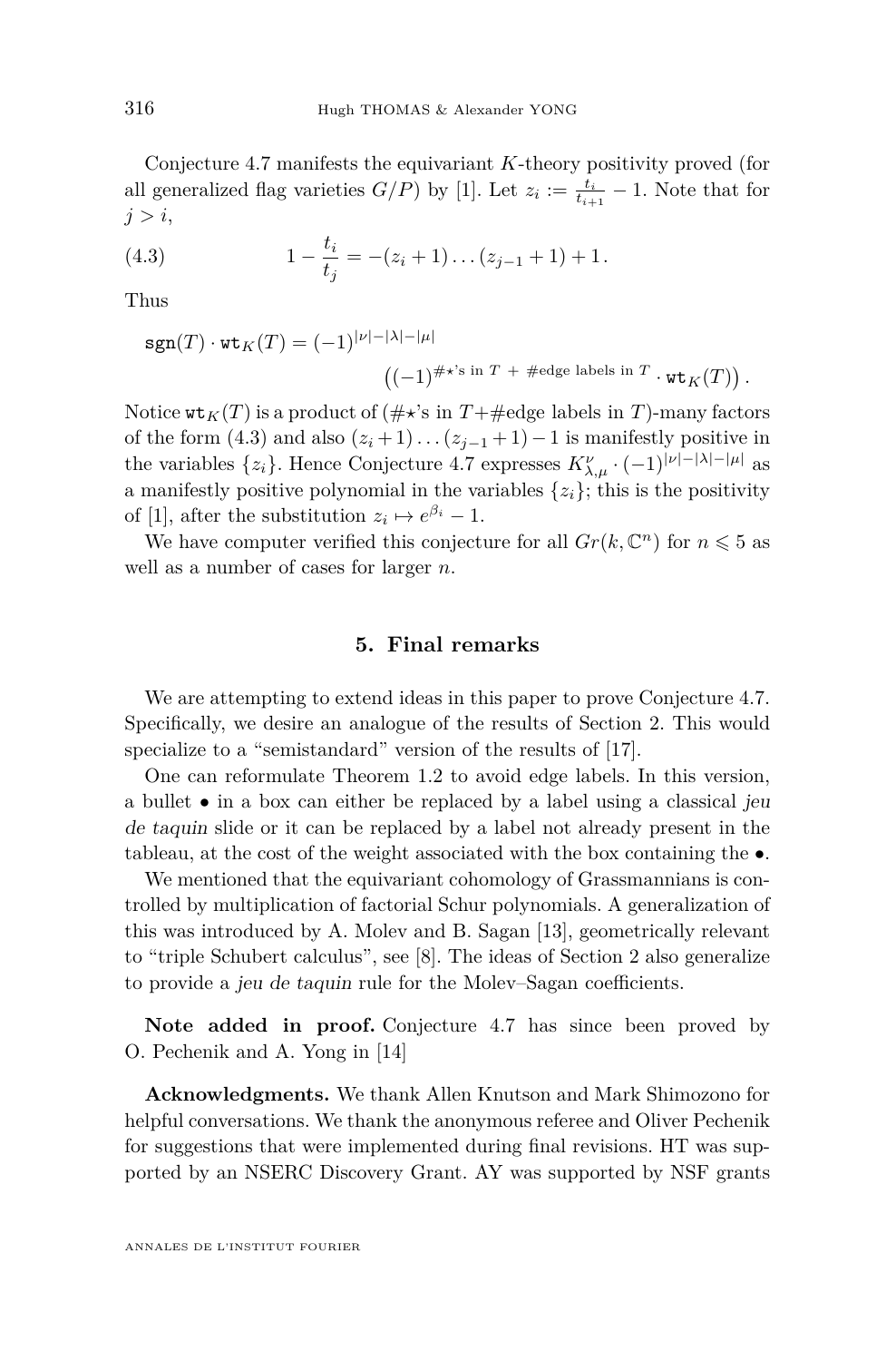Conjecture 4.7 manifests the equivariant $K$-theory positivity proved (for all generalized flag varieties $G/P$) by [1]. Let $z_i := \frac{t_i}{t_{i+1}} - 1$. Note that for $j > i$,

$$1 - \frac{t_i}{t_j} = -(z_i + 1)\dots(z_{j-1} + 1) + 1\,. \tag{4.3}$$

Thus

$$\mathtt{sgn}(T) \cdot \mathtt{wt}_K(T) = (-1)^{|\nu|-|\lambda|-|\mu|} \left((-1)^{\#\star\text{'s in } T \,+\, \#\text{edge labels in } T} \cdot \mathtt{wt}_K(T)\right).$$

Notice $\mathtt{wt}_K(T)$ is a product of ($\#\star$'s in $T$+#edge labels in $T$)-many factors of the form (4.3) and also $(z_i+1)\dots(z_{j-1}+1)-1$ is manifestly positive in the variables $\{z_i\}$. Hence Conjecture 4.7 expresses $K^{\nu}_{\lambda,\mu} \cdot (-1)^{|\nu|-|\lambda|-|\mu|}$ as a manifestly positive polynomial in the variables $\{z_i\}$; this is the positivity of [1], after the substitution $z_i \mapsto e^{\beta_i} - 1$.

We have computer verified this conjecture for all $Gr(k, \mathbb{C}^n)$ for $n \leqslant 5$ as well as a number of cases for larger $n$.

## 5. Final remarks

We are attempting to extend ideas in this paper to prove Conjecture 4.7. Specifically, we desire an analogue of the results of Section 2. This would specialize to a "semistandard" version of the results of [17].

One can reformulate Theorem 1.2 to avoid edge labels. In this version, a bullet $\bullet$ in a box can either be replaced by a label using a classical *jeu de taquin* slide or it can be replaced by a label not already present in the tableau, at the cost of the weight associated with the box containing the $\bullet$.

We mentioned that the equivariant cohomology of Grassmannians is controlled by multiplication of factorial Schur polynomials. A generalization of this was introduced by A. Molev and B. Sagan [13], geometrically relevant to "triple Schubert calculus", see [8]. The ideas of Section 2 also generalize to provide a *jeu de taquin* rule for the Molev–Sagan coefficients.

**Note added in proof.** Conjecture 4.7 has since been proved by O. Pechenik and A. Yong in [14]

**Acknowledgments.** We thank Allen Knutson and Mark Shimozono for helpful conversations. We thank the anonymous referee and Oliver Pechenik for suggestions that were implemented during final revisions. HT was supported by an NSERC Discovery Grant. AY was supported by NSF grants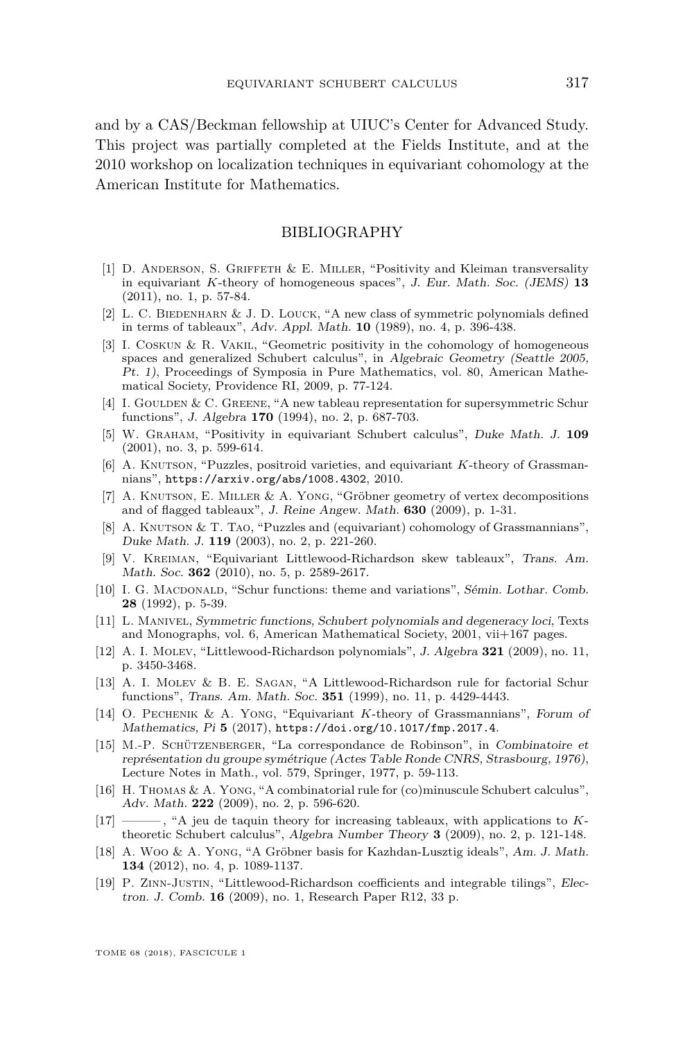and by a CAS/Beckman fellowship at UIUC's Center for Advanced Study. This project was partially completed at the Fields Institute, and at the 2010 workshop on localization techniques in equivariant cohomology at the American Institute for Mathematics.

## BIBLIOGRAPHY

[1] D. Anderson, S. Griffeth & E. Miller, "Positivity and Kleiman transversality in equivariant $K$-theory of homogeneous spaces", *J. Eur. Math. Soc. (JEMS)* **13** (2011), no. 1, p. 57-84.

[2] L. C. Biedenharn & J. D. Louck, "A new class of symmetric polynomials defined in terms of tableaux", *Adv. Appl. Math.* **10** (1989), no. 4, p. 396-438.

[3] I. Coskun & R. Vakil, "Geometric positivity in the cohomology of homogeneous spaces and generalized Schubert calculus", in *Algebraic Geometry (Seattle 2005, Pt. 1)*, Proceedings of Symposia in Pure Mathematics, vol. 80, American Mathematical Society, Providence RI, 2009, p. 77-124.

[4] I. Goulden & C. Greene, "A new tableau representation for supersymmetric Schur functions", *J. Algebra* **170** (1994), no. 2, p. 687-703.

[5] W. Graham, "Positivity in equivariant Schubert calculus", *Duke Math. J.* **109** (2001), no. 3, p. 599-614.

[6] A. Knutson, "Puzzles, positroid varieties, and equivariant $K$-theory of Grassmannians", `https://arxiv.org/abs/1008.4302`, 2010.

[7] A. Knutson, E. Miller & A. Yong, "Gröbner geometry of vertex decompositions and of flagged tableaux", *J. Reine Angew. Math.* **630** (2009), p. 1-31.

[8] A. Knutson & T. Tao, "Puzzles and (equivariant) cohomology of Grassmannians", *Duke Math. J.* **119** (2003), no. 2, p. 221-260.

[9] V. Kreiman, "Equivariant Littlewood-Richardson skew tableaux", *Trans. Am. Math. Soc.* **362** (2010), no. 5, p. 2589-2617.

[10] I. G. Macdonald, "Schur functions: theme and variations", *Sémin. Lothar. Comb.* **28** (1992), p. 5-39.

[11] L. Manivel, *Symmetric functions, Schubert polynomials and degeneracy loci*, Texts and Monographs, vol. 6, American Mathematical Society, 2001, vii+167 pages.

[12] A. I. Molev, "Littlewood-Richardson polynomials", *J. Algebra* **321** (2009), no. 11, p. 3450-3468.

[13] A. I. Molev & B. E. Sagan, "A Littlewood-Richardson rule for factorial Schur functions", *Trans. Am. Math. Soc.* **351** (1999), no. 11, p. 4429-4443.

[14] O. Pechenik & A. Yong, "Equivariant $K$-theory of Grassmannians", *Forum of Mathematics, Pi* **5** (2017), `https://doi.org/10.1017/fmp.2017.4`.

[15] M.-P. Schützenberger, "La correspondance de Robinson", in *Combinatoire et représentation du groupe symétrique (Actes Table Ronde CNRS, Strasbourg, 1976)*, Lecture Notes in Math., vol. 579, Springer, 1977, p. 59-113.

[16] H. Thomas & A. Yong, "A combinatorial rule for (co)minuscule Schubert calculus", *Adv. Math.* **222** (2009), no. 2, p. 596-620.

[17] ———, "A jeu de taquin theory for increasing tableaux, with applications to $K$-theoretic Schubert calculus", *Algebra Number Theory* **3** (2009), no. 2, p. 121-148.

[18] A. Woo & A. Yong, "A Gröbner basis for Kazhdan-Lusztig ideals", *Am. J. Math.* **134** (2012), no. 4, p. 1089-1137.

[19] P. Zinn-Justin, "Littlewood-Richardson coefficients and integrable tilings", *Electron. J. Comb.* **16** (2009), no. 1, Research Paper R12, 33 p.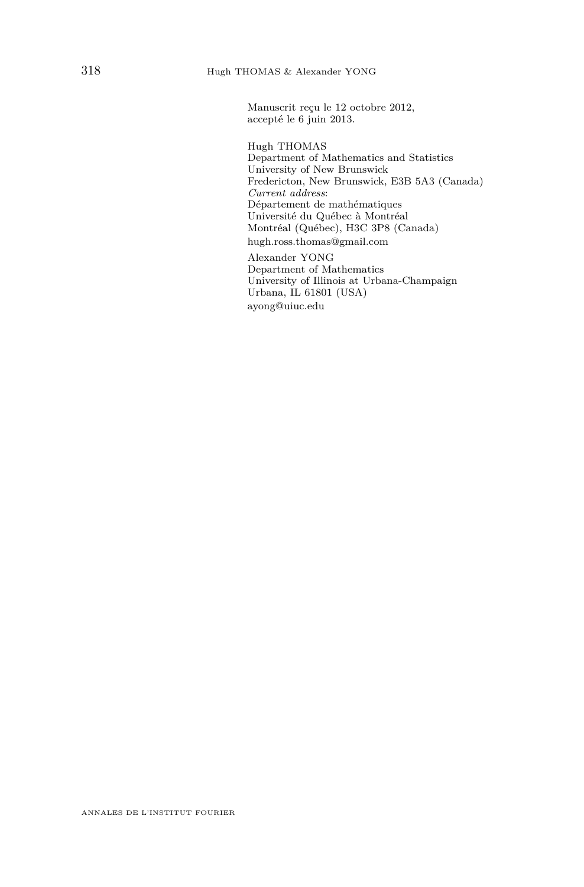Manuscrit reçu le 12 octobre 2012,
accepté le 6 juin 2013.

Hugh THOMAS
Department of Mathematics and Statistics
University of New Brunswick
Fredericton, New Brunswick, E3B 5A3 (Canada)
*Current address*:
Département de mathématiques
Université du Québec à Montréal
Montréal (Québec), H3C 3P8 (Canada)
hugh.ross.thomas@gmail.com

Alexander YONG
Department of Mathematics
University of Illinois at Urbana-Champaign
Urbana, IL 61801 (USA)
ayong@uiuc.edu